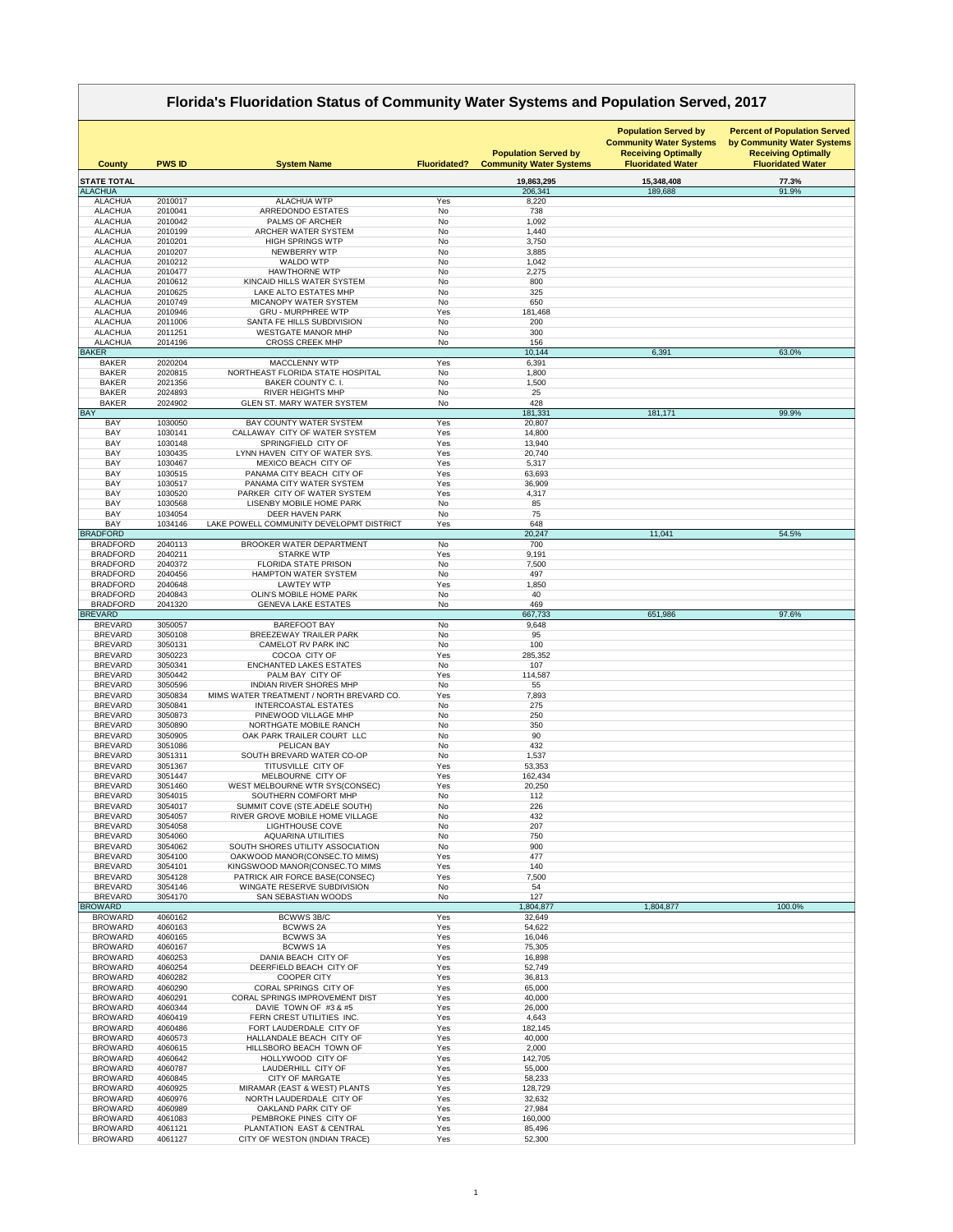# Florida's Fluoridation Status of Community Water Systems and Population Served, 2017

| County | PWS ID | System Name | Fluoridated? | Population Served by Community Water Systems | Population Served by Community Water Systems Receiving Optimally Fluoridated Water | Percent of Population Served by Community Water Systems Receiving Optimally Fluoridated Water |
|---|---|---|---|---|---|---|
| **STATE TOTAL** | | | | **19,863,295** | **15,348,408** | **77.3%** |
| ALACHUA | | | | 206,341 | 189,688 | 91.9% |
| ALACHUA | 2010017 | ALACHUA WTP | Yes | 8,220 | | |
| ALACHUA | 2010041 | ARREDONDO ESTATES | No | 738 | | |
| ALACHUA | 2010042 | PALMS OF ARCHER | No | 1,092 | | |
| ALACHUA | 2010199 | ARCHER WATER SYSTEM | No | 1,440 | | |
| ALACHUA | 2010201 | HIGH SPRINGS WTP | No | 3,750 | | |
| ALACHUA | 2010207 | NEWBERRY WTP | No | 3,885 | | |
| ALACHUA | 2010212 | WALDO WTP | No | 1,042 | | |
| ALACHUA | 2010477 | HAWTHORNE WTP | No | 2,275 | | |
| ALACHUA | 2010612 | KINCAID HILLS WATER SYSTEM | No | 800 | | |
| ALACHUA | 2010625 | LAKE ALTO ESTATES MHP | No | 325 | | |
| ALACHUA | 2010749 | MICANOPY WATER SYSTEM | No | 650 | | |
| ALACHUA | 2010946 | GRU - MURPHREE WTP | Yes | 181,468 | | |
| ALACHUA | 2011006 | SANTA FE HILLS SUBDIVISION | No | 200 | | |
| ALACHUA | 2011251 | WESTGATE MANOR MHP | No | 300 | | |
| ALACHUA | 2014196 | CROSS CREEK MHP | No | 156 | | |
| BAKER | | | | 10,144 | 6,391 | 63.0% |
| BAKER | 2020204 | MACCLENNY WTP | Yes | 6,391 | | |
| BAKER | 2020815 | NORTHEAST FLORIDA STATE HOSPITAL | No | 1,800 | | |
| BAKER | 2021356 | BAKER COUNTY C. I. | No | 1,500 | | |
| BAKER | 2024893 | RIVER HEIGHTS MHP | No | 25 | | |
| BAKER | 2024902 | GLEN ST. MARY WATER SYSTEM | No | 428 | | |
| BAY | | | | 181,331 | 181,171 | 99.9% |
| BAY | 1030050 | BAY COUNTY WATER SYSTEM | Yes | 20,807 | | |
| BAY | 1030141 | CALLAWAY CITY OF WATER SYSTEM | Yes | 14,800 | | |
| BAY | 1030148 | SPRINGFIELD CITY OF | Yes | 13,940 | | |
| BAY | 1030435 | LYNN HAVEN CITY OF WATER SYS. | Yes | 20,740 | | |
| BAY | 1030467 | MEXICO BEACH CITY OF | Yes | 5,317 | | |
| BAY | 1030515 | PANAMA CITY BEACH CITY OF | Yes | 63,693 | | |
| BAY | 1030517 | PANAMA CITY WATER SYSTEM | Yes | 36,909 | | |
| BAY | 1030520 | PARKER CITY OF WATER SYSTEM | Yes | 4,317 | | |
| BAY | 1030568 | LISENBY MOBILE HOME PARK | No | 85 | | |
| BAY | 1034054 | DEER HAVEN PARK | No | 75 | | |
| BAY | 1034146 | LAKE POWELL COMMUNITY DEVELOPMT DISTRICT | Yes | 648 | | |
| BRADFORD | | | | 20,247 | 11,041 | 54.5% |
| BRADFORD | 2040113 | BROOKER WATER DEPARTMENT | No | 700 | | |
| BRADFORD | 2040211 | STARKE WTP | Yes | 9,191 | | |
| BRADFORD | 2040372 | FLORIDA STATE PRISON | No | 7,500 | | |
| BRADFORD | 2040456 | HAMPTON WATER SYSTEM | No | 497 | | |
| BRADFORD | 2040648 | LAWTEY WTP | Yes | 1,850 | | |
| BRADFORD | 2040843 | OLIN'S MOBILE HOME PARK | No | 40 | | |
| BRADFORD | 2041320 | GENEVA LAKE ESTATES | No | 469 | | |
| BREVARD | | | | 667,733 | 651,986 | 97.6% |
| BREVARD | 3050057 | BAREFOOT BAY | No | 9,648 | | |
| BREVARD | 3050108 | BREEZEWAY TRAILER PARK | No | 95 | | |
| BREVARD | 3050131 | CAMELOT RV PARK INC | No | 100 | | |
| BREVARD | 3050223 | COCOA CITY OF | Yes | 285,352 | | |
| BREVARD | 3050341 | ENCHANTED LAKES ESTATES | No | 107 | | |
| BREVARD | 3050442 | PALM BAY CITY OF | Yes | 114,587 | | |
| BREVARD | 3050596 | INDIAN RIVER SHORES MHP | No | 55 | | |
| BREVARD | 3050834 | MIMS WATER TREATMENT / NORTH BREVARD CO. | Yes | 7,893 | | |
| BREVARD | 3050841 | INTERCOASTAL ESTATES | No | 275 | | |
| BREVARD | 3050873 | PINEWOOD VILLAGE MHP | No | 250 | | |
| BREVARD | 3050890 | NORTHGATE MOBILE RANCH | No | 350 | | |
| BREVARD | 3050905 | OAK PARK TRAILER COURT LLC | No | 90 | | |
| BREVARD | 3051086 | PELICAN BAY | No | 432 | | |
| BREVARD | 3051311 | SOUTH BREVARD WATER CO-OP | No | 1,537 | | |
| BREVARD | 3051367 | TITUSVILLE CITY OF | Yes | 53,353 | | |
| BREVARD | 3051447 | MELBOURNE CITY OF | Yes | 162,434 | | |
| BREVARD | 3051460 | WEST MELBOURNE WTR SYS(CONSEC) | Yes | 20,250 | | |
| BREVARD | 3054015 | SOUTHERN COMFORT MHP | No | 112 | | |
| BREVARD | 3054017 | SUMMIT COVE (STE.ADELE SOUTH) | No | 226 | | |
| BREVARD | 3054057 | RIVER GROVE MOBILE HOME VILLAGE | No | 432 | | |
| BREVARD | 3054058 | LIGHTHOUSE COVE | No | 207 | | |
| BREVARD | 3054060 | AQUARINA UTILITIES | No | 750 | | |
| BREVARD | 3054062 | SOUTH SHORES UTILITY ASSOCIATION | No | 900 | | |
| BREVARD | 3054100 | OAKWOOD MANOR(CONSEC.TO MIMS) | Yes | 477 | | |
| BREVARD | 3054101 | KINGSWOOD MANOR(CONSEC.TO MIMS | Yes | 140 | | |
| BREVARD | 3054128 | PATRICK AIR FORCE BASE(CONSEC) | Yes | 7,500 | | |
| BREVARD | 3054146 | WINGATE RESERVE SUBDIVISION | No | 54 | | |
| BREVARD | 3054170 | SAN SEBASTIAN WOODS | No | 127 | | |
| BROWARD | | | | 1,804,877 | 1,804,877 | 100.0% |
| BROWARD | 4060162 | BCWWS 3B/C | Yes | 32,649 | | |
| BROWARD | 4060163 | BCWWS 2A | Yes | 54,622 | | |
| BROWARD | 4060165 | BCWWS 3A | Yes | 16,046 | | |
| BROWARD | 4060167 | BCWWS 1A | Yes | 75,305 | | |
| BROWARD | 4060253 | DANIA BEACH CITY OF | Yes | 16,898 | | |
| BROWARD | 4060254 | DEERFIELD BEACH CITY OF | Yes | 52,749 | | |
| BROWARD | 4060282 | COOPER CITY | Yes | 36,813 | | |
| BROWARD | 4060290 | CORAL SPRINGS CITY OF | Yes | 65,000 | | |
| BROWARD | 4060291 | CORAL SPRINGS IMPROVEMENT DIST | Yes | 40,000 | | |
| BROWARD | 4060344 | DAVIE TOWN OF #3 & #5 | Yes | 26,000 | | |
| BROWARD | 4060419 | FERN CREST UTILITIES INC. | Yes | 4,643 | | |
| BROWARD | 4060486 | FORT LAUDERDALE CITY OF | Yes | 182,145 | | |
| BROWARD | 4060573 | HALLANDALE BEACH CITY OF | Yes | 40,000 | | |
| BROWARD | 4060615 | HILLSBORO BEACH TOWN OF | Yes | 2,000 | | |
| BROWARD | 4060642 | HOLLYWOOD CITY OF | Yes | 142,705 | | |
| BROWARD | 4060787 | LAUDERHILL CITY OF | Yes | 55,000 | | |
| BROWARD | 4060845 | CITY OF MARGATE | Yes | 58,233 | | |
| BROWARD | 4060925 | MIRAMAR (EAST & WEST) PLANTS | Yes | 128,729 | | |
| BROWARD | 4060976 | NORTH LAUDERDALE CITY OF | Yes | 32,632 | | |
| BROWARD | 4060989 | OAKLAND PARK CITY OF | Yes | 27,984 | | |
| BROWARD | 4061083 | PEMBROKE PINES CITY OF | Yes | 160,000 | | |
| BROWARD | 4061121 | PLANTATION EAST & CENTRAL | Yes | 85,496 | | |
| BROWARD | 4061127 | CITY OF WESTON (INDIAN TRACE) | Yes | 52,300 | | |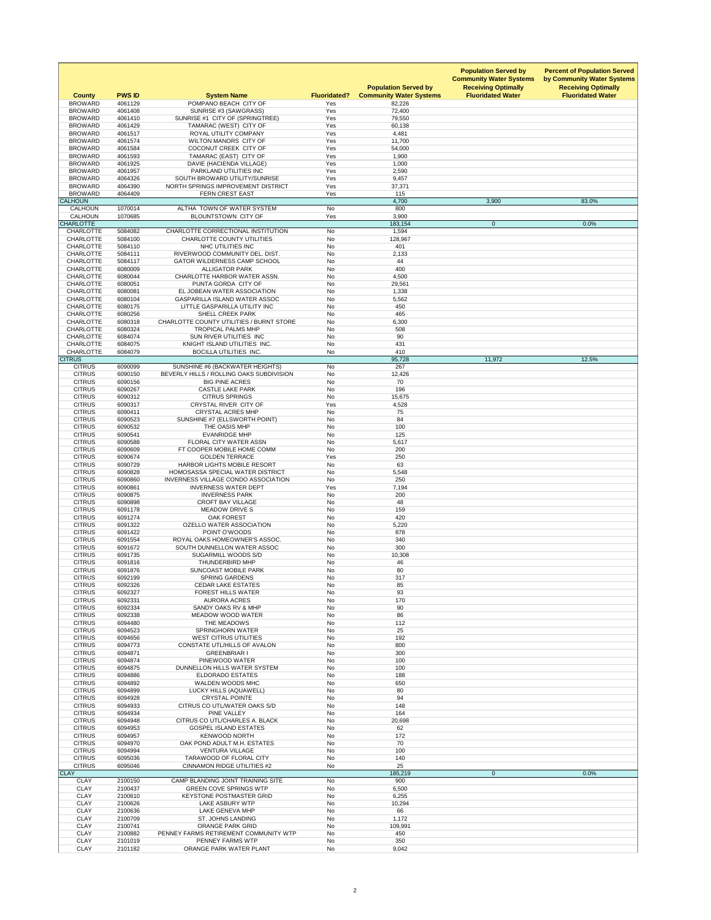| County | PWS ID | System Name | Fluoridated? | Population Served by Community Water Systems | Population Served by Community Water Systems Receiving Optimally Fluoridated Water | Percent of Population Served by Community Water Systems Receiving Optimally Fluoridated Water |
|---|---|---|---|---|---|---|
| BROWARD | 4061129 | POMPANO BEACH CITY OF | Yes | 82,226 | | |
| BROWARD | 4061408 | SUNRISE #3 (SAWGRASS) | Yes | 72,400 | | |
| BROWARD | 4061410 | SUNRISE #1 CITY OF (SPRINGTREE) | Yes | 79,550 | | |
| BROWARD | 4061429 | TAMARAC (WEST) CITY OF | Yes | 60,138 | | |
| BROWARD | 4061517 | ROYAL UTILITY COMPANY | Yes | 4,481 | | |
| BROWARD | 4061574 | WILTON MANORS CITY OF | Yes | 11,700 | | |
| BROWARD | 4061584 | COCONUT CREEK CITY OF | Yes | 54,000 | | |
| BROWARD | 4061593 | TAMARAC (EAST) CITY OF | Yes | 1,900 | | |
| BROWARD | 4061925 | DAVIE (HACIENDA VILLAGE) | Yes | 1,000 | | |
| BROWARD | 4061957 | PARKLAND UTILITIES INC | Yes | 2,590 | | |
| BROWARD | 4064326 | SOUTH BROWARD UTILITY/SUNRISE | Yes | 9,457 | | |
| BROWARD | 4064390 | NORTH SPRINGS IMPROVEMENT DISTRICT | Yes | 37,371 | | |
| BROWARD | 4064409 | FERN CREST EAST | Yes | 115 | | |
| CALHOUN | | | | 4,700 | 3,900 | 83.0% |
| CALHOUN | 1070014 | ALTHA TOWN OF WATER SYSTEM | No | 800 | | |
| CALHOUN | 1070685 | BLOUNTSTOWN CITY OF | Yes | 3,900 | | |
| CHARLOTTE | | | | 183,154 | 0 | 0.0% |
| CHARLOTTE | 5084082 | CHARLOTTE CORRECTIONAL INSTITUTION | No | 1,594 | | |
| CHARLOTTE | 5084100 | CHARLOTTE COUNTY UTILITIES | No | 128,967 | | |
| CHARLOTTE | 5084110 | NHC UTILITIES INC | No | 401 | | |
| CHARLOTTE | 5084111 | RIVERWOOD COMMUNITY DEL. DIST. | No | 2,133 | | |
| CHARLOTTE | 5084117 | GATOR WILDERNESS CAMP SCHOOL | No | 44 | | |
| CHARLOTTE | 6080009 | ALLIGATOR PARK | No | 400 | | |
| CHARLOTTE | 6080044 | CHARLOTTE HARBOR WATER ASSN. | No | 4,500 | | |
| CHARLOTTE | 6080051 | PUNTA GORDA CITY OF | No | 29,561 | | |
| CHARLOTTE | 6080081 | EL JOBEAN WATER ASSOCIATION | No | 1,338 | | |
| CHARLOTTE | 6080104 | GASPARILLA ISLAND WATER ASSOC | No | 5,562 | | |
| CHARLOTTE | 6080175 | LITTLE GASPARILLA UTILITY INC | No | 450 | | |
| CHARLOTTE | 6080256 | SHELL CREEK PARK | No | 465 | | |
| CHARLOTTE | 6080318 | CHARLOTTE COUNTY UTILITIES / BURNT STORE | No | 6,300 | | |
| CHARLOTTE | 6080324 | TROPICAL PALMS MHP | No | 508 | | |
| CHARLOTTE | 6084074 | SUN RIVER UTILITIES INC | No | 90 | | |
| CHARLOTTE | 6084075 | KNIGHT ISLAND UTILITIES INC. | No | 431 | | |
| CHARLOTTE | 6084079 | BOCILLA UTILITIES INC. | No | 410 | | |
| CITRUS | | | | 95,728 | 11,972 | 12.5% |
| CITRUS | 6090099 | SUNSHINE #6 (BACKWATER HEIGHTS) | No | 267 | | |
| CITRUS | 6090150 | BEVERLY HILLS / ROLLING OAKS SUBDIVISION | No | 12,426 | | |
| CITRUS | 6090156 | BIG PINE ACRES | No | 70 | | |
| CITRUS | 6090267 | CASTLE LAKE PARK | No | 196 | | |
| CITRUS | 6090312 | CITRUS SPRINGS | No | 15,675 | | |
| CITRUS | 6090317 | CRYSTAL RIVER CITY OF | Yes | 4,528 | | |
| CITRUS | 6090411 | CRYSTAL ACRES MHP | No | 75 | | |
| CITRUS | 6090523 | SUNSHINE #7 (ELLSWORTH POINT) | No | 84 | | |
| CITRUS | 6090532 | THE OASIS MHP | No | 100 | | |
| CITRUS | 6090541 | EVANRIDGE MHP | No | 125 | | |
| CITRUS | 6090588 | FLORAL CITY WATER ASSN | No | 5,617 | | |
| CITRUS | 6090609 | FT COOPER MOBILE HOME COMM | No | 200 | | |
| CITRUS | 6090674 | GOLDEN TERRACE | Yes | 250 | | |
| CITRUS | 6090729 | HARBOR LIGHTS MOBILE RESORT | No | 63 | | |
| CITRUS | 6090828 | HOMOSASSA SPECIAL WATER DISTRICT | No | 5,548 | | |
| CITRUS | 6090860 | INVERNESS VILLAGE CONDO ASSOCIATION | No | 250 | | |
| CITRUS | 6090861 | INVERNESS WATER DEPT | Yes | 7,194 | | |
| CITRUS | 6090875 | INVERNESS PARK | No | 200 | | |
| CITRUS | 6090898 | CROFT BAY VILLAGE | No | 48 | | |
| CITRUS | 6091178 | MEADOW DRIVE S | No | 159 | | |
| CITRUS | 6091274 | OAK FOREST | No | 420 | | |
| CITRUS | 6091322 | OZELLO WATER ASSOCIATION | No | 5,220 | | |
| CITRUS | 6091422 | POINT O'WOODS | No | 878 | | |
| CITRUS | 6091554 | ROYAL OAKS HOMEOWNER'S ASSOC. | No | 340 | | |
| CITRUS | 6091672 | SOUTH DUNNELLON WATER ASSOC | No | 300 | | |
| CITRUS | 6091735 | SUGARMILL WOODS S/D | No | 10,308 | | |
| CITRUS | 6091816 | THUNDERBIRD MHP | No | 46 | | |
| CITRUS | 6091876 | SUNCOAST MOBILE PARK | No | 80 | | |
| CITRUS | 6092199 | SPRING GARDENS | No | 317 | | |
| CITRUS | 6092326 | CEDAR LAKE ESTATES | No | 85 | | |
| CITRUS | 6092327 | FOREST HILLS WATER | No | 93 | | |
| CITRUS | 6092331 | AURORA ACRES | No | 170 | | |
| CITRUS | 6092334 | SANDY OAKS RV & MHP | No | 90 | | |
| CITRUS | 6092338 | MEADOW WOOD WATER | No | 86 | | |
| CITRUS | 6094480 | THE MEADOWS | No | 112 | | |
| CITRUS | 6094523 | SPRINGHORN WATER | No | 25 | | |
| CITRUS | 6094656 | WEST CITRUS UTILITIES | No | 192 | | |
| CITRUS | 6094773 | CONSTATE UTL/HILLS OF AVALON | No | 800 | | |
| CITRUS | 6094871 | GREENBRIAR I | No | 300 | | |
| CITRUS | 6094874 | PINEWOOD WATER | No | 100 | | |
| CITRUS | 6094875 | DUNNELLON HILLS WATER SYSTEM | No | 100 | | |
| CITRUS | 6094886 | ELDORADO ESTATES | No | 188 | | |
| CITRUS | 6094892 | WALDEN WOODS MHC | No | 650 | | |
| CITRUS | 6094899 | LUCKY HILLS (AQUAWELL) | No | 80 | | |
| CITRUS | 6094928 | CRYSTAL POINTE | No | 94 | | |
| CITRUS | 6094933 | CITRUS CO UTL/WATER OAKS S/D | No | 148 | | |
| CITRUS | 6094934 | PINE VALLEY | No | 164 | | |
| CITRUS | 6094948 | CITRUS CO UTL/CHARLES A. BLACK | No | 20,698 | | |
| CITRUS | 6094953 | GOSPEL ISLAND ESTATES | No | 62 | | |
| CITRUS | 6094957 | KENWOOD NORTH | No | 172 | | |
| CITRUS | 6094970 | OAK POND ADULT M.H. ESTATES | No | 70 | | |
| CITRUS | 6094994 | VENTURA VILLAGE | No | 100 | | |
| CITRUS | 6095036 | TARAWOOD OF FLORAL CITY | No | 140 | | |
| CITRUS | 6095046 | CINNAMON RIDGE UTILITIES #2 | No | 25 | | |
| CLAY | | | | 185,219 | 0 | 0.0% |
| CLAY | 2100150 | CAMP BLANDING JOINT TRAINING SITE | No | 900 | | |
| CLAY | 2100437 | GREEN COVE SPRINGS WTP | No | 6,500 | | |
| CLAY | 2100610 | KEYSTONE POSTMASTER GRID | No | 6,255 | | |
| CLAY | 2100626 | LAKE ASBURY WTP | No | 10,294 | | |
| CLAY | 2100636 | LAKE GENEVA MHP | No | 66 | | |
| CLAY | 2100709 | ST. JOHNS LANDING | No | 1,172 | | |
| CLAY | 2100741 | ORANGE PARK GRID | No | 109,991 | | |
| CLAY | 2100882 | PENNEY FARMS RETIREMENT COMMUNITY WTP | No | 450 | | |
| CLAY | 2101019 | PENNEY FARMS WTP | No | 350 | | |
| CLAY | 2101182 | ORANGE PARK WATER PLANT | No | 9,042 | | |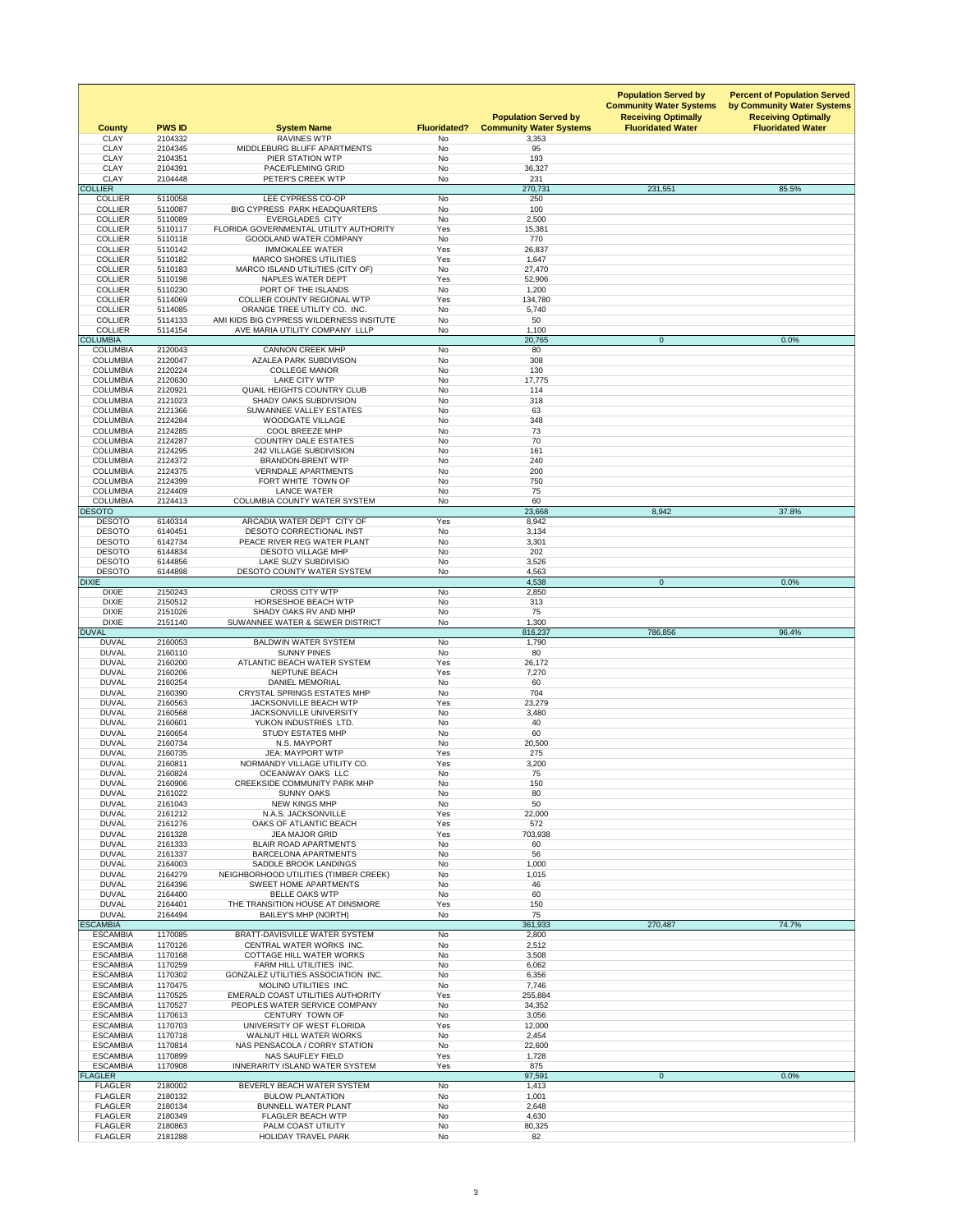| County | PWS ID | System Name | Fluoridated? | Population Served by Community Water Systems | Population Served by Community Water Systems Receiving Optimally Fluoridated Water | Percent of Population Served by Community Water Systems Receiving Optimally Fluoridated Water |
|---|---|---|---|---|---|---|
| CLAY | 2104332 | RAVINES WTP | No | 3,353 | | |
| CLAY | 2104345 | MIDDLEBURG BLUFF APARTMENTS | No | 95 | | |
| CLAY | 2104351 | PIER STATION WTP | No | 193 | | |
| CLAY | 2104391 | PACE/FLEMING GRID | No | 36,327 | | |
| CLAY | 2104448 | PETER'S CREEK WTP | No | 231 | | |
| COLLIER | | | | 270,731 | 231,551 | 85.5% |
| COLLIER | 5110058 | LEE CYPRESS CO-OP | No | 250 | | |
| COLLIER | 5110087 | BIG CYPRESS PARK HEADQUARTERS | No | 100 | | |
| COLLIER | 5110089 | EVERGLADES CITY | No | 2,500 | | |
| COLLIER | 5110117 | FLORIDA GOVERNMENTAL UTILITY AUTHORITY | Yes | 15,381 | | |
| COLLIER | 5110118 | GOODLAND WATER COMPANY | No | 770 | | |
| COLLIER | 5110142 | IMMOKALEE WATER | Yes | 26,837 | | |
| COLLIER | 5110182 | MARCO SHORES UTILITIES | Yes | 1,647 | | |
| COLLIER | 5110183 | MARCO ISLAND UTILITIES (CITY OF) | No | 27,470 | | |
| COLLIER | 5110198 | NAPLES WATER DEPT | Yes | 52,906 | | |
| COLLIER | 5110230 | PORT OF THE ISLANDS | No | 1,200 | | |
| COLLIER | 5114069 | COLLIER COUNTY REGIONAL WTP | Yes | 134,780 | | |
| COLLIER | 5114085 | ORANGE TREE UTILITY CO. INC. | No | 5,740 | | |
| COLLIER | 5114133 | AMI KIDS BIG CYPRESS WILDERNESS INSITUTE | No | 50 | | |
| COLLIER | 5114154 | AVE MARIA UTILITY COMPANY LLLP | No | 1,100 | | |
| COLUMBIA | | | | 20,765 | 0 | 0.0% |
| COLUMBIA | 2120043 | CANNON CREEK MHP | No | 80 | | |
| COLUMBIA | 2120047 | AZALEA PARK SUBDIVISON | No | 308 | | |
| COLUMBIA | 2120224 | COLLEGE MANOR | No | 130 | | |
| COLUMBIA | 2120630 | LAKE CITY WTP | No | 17,775 | | |
| COLUMBIA | 2120921 | QUAIL HEIGHTS COUNTRY CLUB | No | 114 | | |
| COLUMBIA | 2121023 | SHADY OAKS SUBDIVISION | No | 318 | | |
| COLUMBIA | 2121366 | SUWANNEE VALLEY ESTATES | No | 63 | | |
| COLUMBIA | 2124284 | WOODGATE VILLAGE | No | 348 | | |
| COLUMBIA | 2124285 | COOL BREEZE MHP | No | 73 | | |
| COLUMBIA | 2124287 | COUNTRY DALE ESTATES | No | 70 | | |
| COLUMBIA | 2124295 | 242 VILLAGE SUBDIVISION | No | 161 | | |
| COLUMBIA | 2124372 | BRANDON-BRENT WTP | No | 240 | | |
| COLUMBIA | 2124375 | VERNDALE APARTMENTS | No | 200 | | |
| COLUMBIA | 2124399 | FORT WHITE TOWN OF | No | 750 | | |
| COLUMBIA | 2124409 | LANCE WATER | No | 75 | | |
| COLUMBIA | 2124413 | COLUMBIA COUNTY WATER SYSTEM | No | 60 | | |
| DESOTO | | | | 23,668 | 8,942 | 37.8% |
| DESOTO | 6140314 | ARCADIA WATER DEPT CITY OF | Yes | 8,942 | | |
| DESOTO | 6140451 | DESOTO CORRECTIONAL INST | No | 3,134 | | |
| DESOTO | 6142734 | PEACE RIVER REG WATER PLANT | No | 3,301 | | |
| DESOTO | 6144834 | DESOTO VILLAGE MHP | No | 202 | | |
| DESOTO | 6144856 | LAKE SUZY SUBDIVISIO | No | 3,526 | | |
| DESOTO | 6144898 | DESOTO COUNTY WATER SYSTEM | No | 4,563 | | |
| DIXIE | | | | 4,538 | 0 | 0.0% |
| DIXIE | 2150243 | CROSS CITY WTP | No | 2,850 | | |
| DIXIE | 2150512 | HORSESHOE BEACH WTP | No | 313 | | |
| DIXIE | 2151026 | SHADY OAKS RV AND MHP | No | 75 | | |
| DIXIE | 2151140 | SUWANNEE WATER & SEWER DISTRICT | No | 1,300 | | |
| DUVAL | | | | 816,237 | 786,856 | 96.4% |
| DUVAL | 2160053 | BALDWIN WATER SYSTEM | No | 1,790 | | |
| DUVAL | 2160110 | SUNNY PINES | No | 80 | | |
| DUVAL | 2160200 | ATLANTIC BEACH WATER SYSTEM | Yes | 26,172 | | |
| DUVAL | 2160206 | NEPTUNE BEACH | Yes | 7,270 | | |
| DUVAL | 2160254 | DANIEL MEMORIAL | No | 60 | | |
| DUVAL | 2160390 | CRYSTAL SPRINGS ESTATES MHP | No | 704 | | |
| DUVAL | 2160563 | JACKSONVILLE BEACH WTP | Yes | 23,279 | | |
| DUVAL | 2160568 | JACKSONVILLE UNIVERSITY | No | 3,480 | | |
| DUVAL | 2160601 | YUKON INDUSTRIES LTD. | No | 40 | | |
| DUVAL | 2160654 | STUDY ESTATES MHP | No | 60 | | |
| DUVAL | 2160734 | N.S. MAYPORT | No | 20,500 | | |
| DUVAL | 2160735 | JEA: MAYPORT WTP | Yes | 275 | | |
| DUVAL | 2160811 | NORMANDY VILLAGE UTILITY CO. | Yes | 3,200 | | |
| DUVAL | 2160824 | OCEANWAY OAKS LLC | No | 75 | | |
| DUVAL | 2160906 | CREEKSIDE COMMUNITY PARK MHP | No | 150 | | |
| DUVAL | 2161022 | SUNNY OAKS | No | 80 | | |
| DUVAL | 2161043 | NEW KINGS MHP | No | 50 | | |
| DUVAL | 2161212 | N.A.S. JACKSONVILLE | Yes | 22,000 | | |
| DUVAL | 2161276 | OAKS OF ATLANTIC BEACH | Yes | 572 | | |
| DUVAL | 2161328 | JEA MAJOR GRID | Yes | 703,938 | | |
| DUVAL | 2161333 | BLAIR ROAD APARTMENTS | No | 60 | | |
| DUVAL | 2161337 | BARCELONA APARTMENTS | No | 56 | | |
| DUVAL | 2164003 | SADDLE BROOK LANDINGS | No | 1,000 | | |
| DUVAL | 2164279 | NEIGHBORHOOD UTILITIES (TIMBER CREEK) | No | 1,015 | | |
| DUVAL | 2164396 | SWEET HOME APARTMENTS | No | 46 | | |
| DUVAL | 2164400 | BELLE OAKS WTP | No | 60 | | |
| DUVAL | 2164401 | THE TRANSITION HOUSE AT DINSMORE | Yes | 150 | | |
| DUVAL | 2164494 | BAILEY'S MHP (NORTH) | No | 75 | | |
| ESCAMBIA | | | | 361,933 | 270,487 | 74.7% |
| ESCAMBIA | 1170085 | BRATT-DAVISVILLE WATER SYSTEM | No | 2,800 | | |
| ESCAMBIA | 1170126 | CENTRAL WATER WORKS INC. | No | 2,512 | | |
| ESCAMBIA | 1170168 | COTTAGE HILL WATER WORKS | No | 3,508 | | |
| ESCAMBIA | 1170259 | FARM HILL UTILITIES INC. | No | 6,062 | | |
| ESCAMBIA | 1170302 | GONZALEZ UTILITIES ASSOCIATION INC. | No | 6,356 | | |
| ESCAMBIA | 1170475 | MOLINO UTILITIES INC. | No | 7,746 | | |
| ESCAMBIA | 1170525 | EMERALD COAST UTILITIES AUTHORITY | Yes | 255,884 | | |
| ESCAMBIA | 1170527 | PEOPLES WATER SERVICE COMPANY | No | 34,352 | | |
| ESCAMBIA | 1170613 | CENTURY TOWN OF | No | 3,056 | | |
| ESCAMBIA | 1170703 | UNIVERSITY OF WEST FLORIDA | Yes | 12,000 | | |
| ESCAMBIA | 1170718 | WALNUT HILL WATER WORKS | No | 2,454 | | |
| ESCAMBIA | 1170814 | NAS PENSACOLA / CORRY STATION | No | 22,600 | | |
| ESCAMBIA | 1170899 | NAS SAUFLEY FIELD | Yes | 1,728 | | |
| ESCAMBIA | 1170908 | INNERARITY ISLAND WATER SYSTEM | Yes | 875 | | |
| FLAGLER | | | | 97,591 | 0 | 0.0% |
| FLAGLER | 2180002 | BEVERLY BEACH WATER SYSTEM | No | 1,413 | | |
| FLAGLER | 2180132 | BULOW PLANTATION | No | 1,001 | | |
| FLAGLER | 2180134 | BUNNELL WATER PLANT | No | 2,648 | | |
| FLAGLER | 2180349 | FLAGLER BEACH WTP | No | 4,630 | | |
| FLAGLER | 2180863 | PALM COAST UTILITY | No | 80,325 | | |
| FLAGLER | 2181288 | HOLIDAY TRAVEL PARK | No | 82 | | |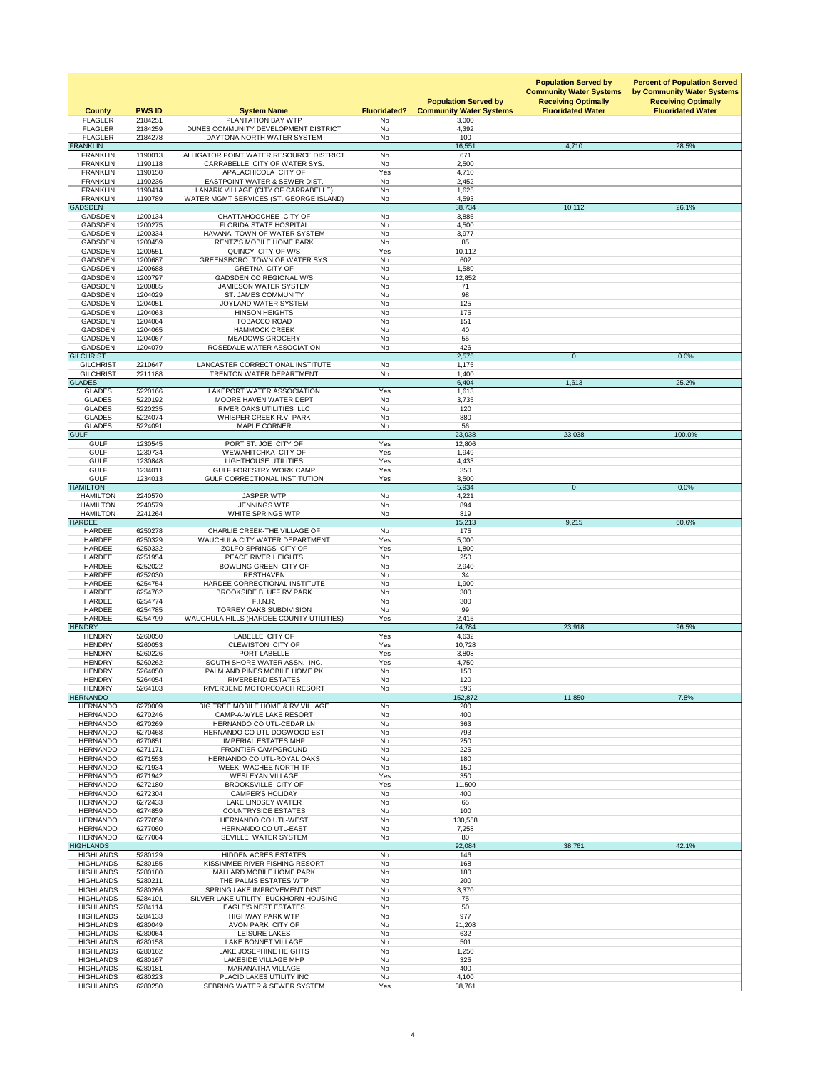| County | PWS ID | System Name | Fluoridated? | Population Served by Community Water Systems | Population Served by Community Water Systems Receiving Optimally Fluoridated Water | Percent of Population Served by Community Water Systems Receiving Optimally Fluoridated Water |
|---|---|---|---|---|---|---|
| FLAGLER | 2184251 | PLANTATION BAY WTP | No | 3,000 | | |
| FLAGLER | 2184259 | DUNES COMMUNITY DEVELOPMENT DISTRICT | No | 4,392 | | |
| FLAGLER | 2184278 | DAYTONA NORTH WATER SYSTEM | No | 100 | | |
| FRANKLIN | | | | 16,551 | 4,710 | 28.5% |
| FRANKLIN | 1190013 | ALLIGATOR POINT WATER RESOURCE DISTRICT | No | 671 | | |
| FRANKLIN | 1190118 | CARRABELLE CITY OF WATER SYS. | No | 2,500 | | |
| FRANKLIN | 1190150 | APALACHICOLA CITY OF | Yes | 4,710 | | |
| FRANKLIN | 1190236 | EASTPOINT WATER & SEWER DIST. | No | 2,452 | | |
| FRANKLIN | 1190414 | LANARK VILLAGE (CITY OF CARRABELLE) | No | 1,625 | | |
| FRANKLIN | 1190789 | WATER MGMT SERVICES (ST. GEORGE ISLAND) | No | 4,593 | | |
| GADSDEN | | | | 38,734 | 10,112 | 26.1% |
| GADSDEN | 1200134 | CHATTAHOOCHEE CITY OF | No | 3,885 | | |
| GADSDEN | 1200275 | FLORIDA STATE HOSPITAL | No | 4,500 | | |
| GADSDEN | 1200334 | HAVANA TOWN OF WATER SYSTEM | No | 3,977 | | |
| GADSDEN | 1200459 | RENTZ'S MOBILE HOME PARK | No | 85 | | |
| GADSDEN | 1200551 | QUINCY CITY OF W/S | Yes | 10,112 | | |
| GADSDEN | 1200687 | GREENSBORO TOWN OF WATER SYS. | No | 602 | | |
| GADSDEN | 1200688 | GRETNA CITY OF | No | 1,580 | | |
| GADSDEN | 1200797 | GADSDEN CO REGIONAL W/S | No | 12,852 | | |
| GADSDEN | 1200885 | JAMIESON WATER SYSTEM | No | 71 | | |
| GADSDEN | 1204029 | ST. JAMES COMMUNITY | No | 98 | | |
| GADSDEN | 1204051 | JOYLAND WATER SYSTEM | No | 125 | | |
| GADSDEN | 1204063 | HINSON HEIGHTS | No | 175 | | |
| GADSDEN | 1204064 | TOBACCO ROAD | No | 151 | | |
| GADSDEN | 1204065 | HAMMOCK CREEK | No | 40 | | |
| GADSDEN | 1204067 | MEADOWS GROCERY | No | 55 | | |
| GADSDEN | 1204079 | ROSEDALE WATER ASSOCIATION | No | 426 | | |
| GILCHRIST | | | | 2,575 | 0 | 0.0% |
| GILCHRIST | 2210647 | LANCASTER CORRECTIONAL INSTITUTE | No | 1,175 | | |
| GILCHRIST | 2211188 | TRENTON WATER DEPARTMENT | No | 1,400 | | |
| GLADES | | | | 6,404 | 1,613 | 25.2% |
| GLADES | 5220166 | LAKEPORT WATER ASSOCIATION | Yes | 1,613 | | |
| GLADES | 5220192 | MOORE HAVEN WATER DEPT | No | 3,735 | | |
| GLADES | 5220235 | RIVER OAKS UTILITIES LLC | No | 120 | | |
| GLADES | 5224074 | WHISPER CREEK R.V. PARK | No | 880 | | |
| GLADES | 5224091 | MAPLE CORNER | No | 56 | | |
| GULF | | | | 23,038 | 23,038 | 100.0% |
| GULF | 1230545 | PORT ST. JOE CITY OF | Yes | 12,806 | | |
| GULF | 1230734 | WEWAHITCHKA CITY OF | Yes | 1,949 | | |
| GULF | 1230848 | LIGHTHOUSE UTILITIES | Yes | 4,433 | | |
| GULF | 1234011 | GULF FORESTRY WORK CAMP | Yes | 350 | | |
| GULF | 1234013 | GULF CORRECTIONAL INSTITUTION | Yes | 3,500 | | |
| HAMILTON | | | | 5,934 | 0 | 0.0% |
| HAMILTON | 2240570 | JASPER WTP | No | 4,221 | | |
| HAMILTON | 2240579 | JENNINGS WTP | No | 894 | | |
| HAMILTON | 2241264 | WHITE SPRINGS WTP | No | 819 | | |
| HARDEE | | | | 15,213 | 9,215 | 60.6% |
| HARDEE | 6250278 | CHARLIE CREEK-THE VILLAGE OF | No | 175 | | |
| HARDEE | 6250329 | WAUCHULA CITY WATER DEPARTMENT | Yes | 5,000 | | |
| HARDEE | 6250332 | ZOLFO SPRINGS CITY OF | Yes | 1,800 | | |
| HARDEE | 6251954 | PEACE RIVER HEIGHTS | No | 250 | | |
| HARDEE | 6252022 | BOWLING GREEN CITY OF | No | 2,940 | | |
| HARDEE | 6252030 | RESTHAVEN | No | 34 | | |
| HARDEE | 6254754 | HARDEE CORRECTIONAL INSTITUTE | No | 1,900 | | |
| HARDEE | 6254762 | BROOKSIDE BLUFF RV PARK | No | 300 | | |
| HARDEE | 6254774 | F.I.N.R. | No | 300 | | |
| HARDEE | 6254785 | TORREY OAKS SUBDIVISION | No | 99 | | |
| HARDEE | 6254799 | WAUCHULA HILLS (HARDEE COUNTY UTILITIES) | Yes | 2,415 | | |
| HENDRY | | | | 24,784 | 23,918 | 96.5% |
| HENDRY | 5260050 | LABELLE CITY OF | Yes | 4,632 | | |
| HENDRY | 5260053 | CLEWISTON CITY OF | Yes | 10,728 | | |
| HENDRY | 5260226 | PORT LABELLE | Yes | 3,808 | | |
| HENDRY | 5260262 | SOUTH SHORE WATER ASSN. INC. | Yes | 4,750 | | |
| HENDRY | 5264050 | PALM AND PINES MOBILE HOME PK | No | 150 | | |
| HENDRY | 5264054 | RIVERBEND ESTATES | No | 120 | | |
| HENDRY | 5264103 | RIVERBEND MOTORCOACH RESORT | No | 596 | | |
| HERNANDO | | | | 152,872 | 11,850 | 7.8% |
| HERNANDO | 6270009 | BIG TREE MOBILE HOME & RV VILLAGE | No | 200 | | |
| HERNANDO | 6270246 | CAMP-A-WYLE LAKE RESORT | No | 400 | | |
| HERNANDO | 6270269 | HERNANDO CO UTL-CEDAR LN | No | 363 | | |
| HERNANDO | 6270468 | HERNANDO CO UTL-DOGWOOD EST | No | 793 | | |
| HERNANDO | 6270851 | IMPERIAL ESTATES MHP | No | 250 | | |
| HERNANDO | 6271171 | FRONTIER CAMPGROUND | No | 225 | | |
| HERNANDO | 6271553 | HERNANDO CO UTL-ROYAL OAKS | No | 180 | | |
| HERNANDO | 6271934 | WEEKI WACHEE NORTH TP | No | 150 | | |
| HERNANDO | 6271942 | WESLEYAN VILLAGE | Yes | 350 | | |
| HERNANDO | 6272180 | BROOKSVILLE CITY OF | Yes | 11,500 | | |
| HERNANDO | 6272304 | CAMPER'S HOLIDAY | No | 400 | | |
| HERNANDO | 6272433 | LAKE LINDSEY WATER | No | 65 | | |
| HERNANDO | 6274859 | COUNTRYSIDE ESTATES | No | 100 | | |
| HERNANDO | 6277059 | HERNANDO CO UTL-WEST | No | 130,558 | | |
| HERNANDO | 6277060 | HERNANDO CO UTL-EAST | No | 7,258 | | |
| HERNANDO | 6277064 | SEVILLE WATER SYSTEM | No | 80 | | |
| HIGHLANDS | | | | 92,084 | 38,761 | 42.1% |
| HIGHLANDS | 5280129 | HIDDEN ACRES ESTATES | No | 146 | | |
| HIGHLANDS | 5280155 | KISSIMMEE RIVER FISHING RESORT | No | 168 | | |
| HIGHLANDS | 5280180 | MALLARD MOBILE HOME PARK | No | 180 | | |
| HIGHLANDS | 5280211 | THE PALMS ESTATES WTP | No | 200 | | |
| HIGHLANDS | 5280266 | SPRING LAKE IMPROVEMENT DIST. | No | 3,370 | | |
| HIGHLANDS | 5284101 | SILVER LAKE UTILITY- BUCKHORN HOUSING | No | 75 | | |
| HIGHLANDS | 5284114 | EAGLE'S NEST ESTATES | No | 50 | | |
| HIGHLANDS | 5284133 | HIGHWAY PARK WTP | No | 977 | | |
| HIGHLANDS | 6280049 | AVON PARK CITY OF | No | 21,208 | | |
| HIGHLANDS | 6280064 | LEISURE LAKES | No | 632 | | |
| HIGHLANDS | 6280158 | LAKE BONNET VILLAGE | No | 501 | | |
| HIGHLANDS | 6280162 | LAKE JOSEPHINE HEIGHTS | No | 1,250 | | |
| HIGHLANDS | 6280167 | LAKESIDE VILLAGE MHP | No | 325 | | |
| HIGHLANDS | 6280181 | MARANATHA VILLAGE | No | 400 | | |
| HIGHLANDS | 6280223 | PLACID LAKES UTILITY INC | No | 4,100 | | |
| HIGHLANDS | 6280250 | SEBRING WATER & SEWER SYSTEM | Yes | 38,761 | | |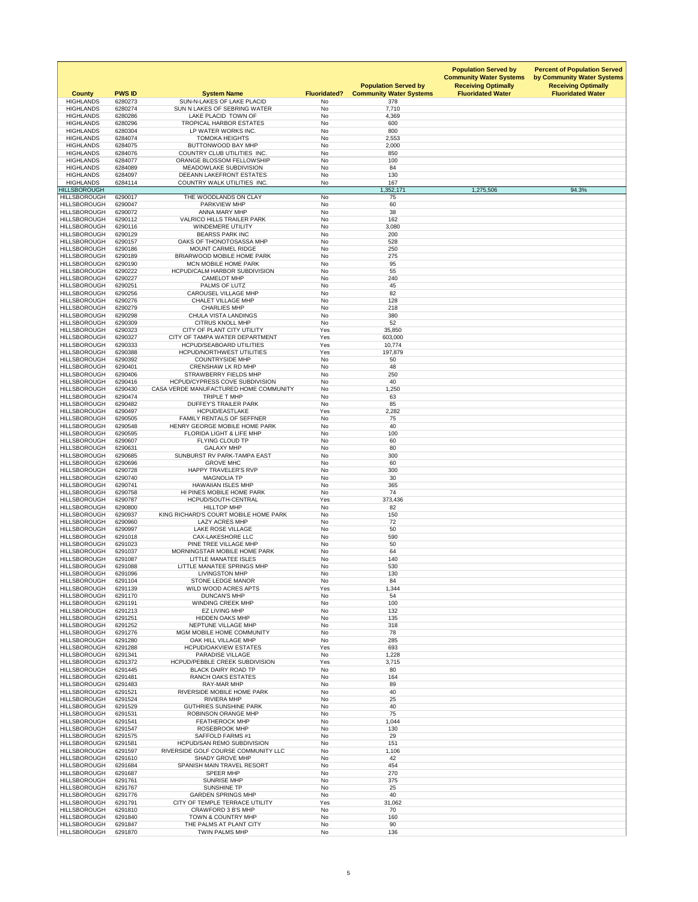| County | PWS ID | System Name | Fluoridated? | Population Served by Community Water Systems | Population Served by Community Water Systems Receiving Optimally Fluoridated Water | Percent of Population Served by Community Water Systems Receiving Optimally Fluoridated Water |
|---|---|---|---|---|---|---|
| HIGHLANDS | 6280273 | SUN-N-LAKES OF LAKE PLACID | No | 378 | | |
| HIGHLANDS | 6280274 | SUN N LAKES OF SEBRING WATER | No | 7,710 | | |
| HIGHLANDS | 6280286 | LAKE PLACID TOWN OF | No | 4,369 | | |
| HIGHLANDS | 6280296 | TROPICAL HARBOR ESTATES | No | 600 | | |
| HIGHLANDS | 6280304 | LP WATER WORKS INC. | No | 800 | | |
| HIGHLANDS | 6284074 | TOMOKA HEIGHTS | No | 2,553 | | |
| HIGHLANDS | 6284075 | BUTTONWOOD BAY MHP | No | 2,000 | | |
| HIGHLANDS | 6284076 | COUNTRY CLUB UTILITIES INC. | No | 850 | | |
| HIGHLANDS | 6284077 | ORANGE BLOSSOM FELLOWSHIP | No | 100 | | |
| HIGHLANDS | 6284089 | MEADOWLAKE SUBDIVISION | No | 84 | | |
| HIGHLANDS | 6284097 | DEEANN LAKEFRONT ESTATES | No | 130 | | |
| HIGHLANDS | 6284114 | COUNTRY WALK UTILITIES INC. | No | 167 | | |
| HILLSBOROUGH | | | | 1,352,171 | 1,275,506 | 94.3% |
| HILLSBOROUGH | 6290017 | THE WOODLANDS ON CLAY | No | 75 | | |
| HILLSBOROUGH | 6290047 | PARKVIEW MHP | No | 60 | | |
| HILLSBOROUGH | 6290072 | ANNA MARY MHP | No | 38 | | |
| HILLSBOROUGH | 6290112 | VALRICO HILLS TRAILER PARK | No | 162 | | |
| HILLSBOROUGH | 6290116 | WINDEMERE UTILITY | No | 3,080 | | |
| HILLSBOROUGH | 6290129 | BEARSS PARK INC | No | 200 | | |
| HILLSBOROUGH | 6290157 | OAKS OF THONOTOSASSA MHP | No | 528 | | |
| HILLSBOROUGH | 6290186 | MOUNT CARMEL RIDGE | No | 250 | | |
| HILLSBOROUGH | 6290189 | BRIARWOOD MOBILE HOME PARK | No | 275 | | |
| HILLSBOROUGH | 6290190 | MCN MOBILE HOME PARK | No | 95 | | |
| HILLSBOROUGH | 6290222 | HCPUD/CALM HARBOR SUBDIVISION | No | 55 | | |
| HILLSBOROUGH | 6290227 | CAMELOT MHP | No | 240 | | |
| HILLSBOROUGH | 6290251 | PALMS OF LUTZ | No | 45 | | |
| HILLSBOROUGH | 6290256 | CAROUSEL VILLAGE MHP | No | 82 | | |
| HILLSBOROUGH | 6290276 | CHALET VILLAGE MHP | No | 128 | | |
| HILLSBOROUGH | 6290279 | CHARLIES MHP | No | 218 | | |
| HILLSBOROUGH | 6290298 | CHULA VISTA LANDINGS | No | 380 | | |
| HILLSBOROUGH | 6290309 | CITRUS KNOLL MHP | No | 52 | | |
| HILLSBOROUGH | 6290323 | CITY OF PLANT CITY UTILITY | Yes | 35,850 | | |
| HILLSBOROUGH | 6290327 | CITY OF TAMPA WATER DEPARTMENT | Yes | 603,000 | | |
| HILLSBOROUGH | 6290333 | HCPUD/SEABOARD UTILITIES | Yes | 10,774 | | |
| HILLSBOROUGH | 6290388 | HCPUD/NORTHWEST UTILITIES | Yes | 197,879 | | |
| HILLSBOROUGH | 6290392 | COUNTRYSIDE MHP | No | 50 | | |
| HILLSBOROUGH | 6290401 | CRENSHAW LK RD MHP | No | 48 | | |
| HILLSBOROUGH | 6290406 | STRAWBERRY FIELDS MHP | No | 250 | | |
| HILLSBOROUGH | 6290416 | HCPUD/CYPRESS COVE SUBDIVISION | No | 40 | | |
| HILLSBOROUGH | 6290430 | CASA VERDE MANUFACTURED HOME COMMUNITY | No | 1,250 | | |
| HILLSBOROUGH | 6290474 | TRIPLE T MHP | No | 63 | | |
| HILLSBOROUGH | 6290482 | DUFFEY'S TRAILER PARK | No | 85 | | |
| HILLSBOROUGH | 6290497 | HCPUD/EASTLAKE | Yes | 2,282 | | |
| HILLSBOROUGH | 6290505 | FAMILY RENTALS OF SEFFNER | No | 75 | | |
| HILLSBOROUGH | 6290548 | HENRY GEORGE MOBILE HOME PARK | No | 40 | | |
| HILLSBOROUGH | 6290595 | FLORIDA LIGHT & LIFE MHP | No | 100 | | |
| HILLSBOROUGH | 6290607 | FLYING CLOUD TP | No | 60 | | |
| HILLSBOROUGH | 6290631 | GALAXY MHP | No | 80 | | |
| HILLSBOROUGH | 6290685 | SUNBURST RV PARK-TAMPA EAST | No | 300 | | |
| HILLSBOROUGH | 6290696 | GROVE MHC | No | 60 | | |
| HILLSBOROUGH | 6290728 | HAPPY TRAVELER'S RVP | No | 300 | | |
| HILLSBOROUGH | 6290740 | MAGNOLIA TP | No | 30 | | |
| HILLSBOROUGH | 6290741 | HAWAIIAN ISLES MHP | No | 365 | | |
| HILLSBOROUGH | 6290758 | HI PINES MOBILE HOME PARK | No | 74 | | |
| HILLSBOROUGH | 6290787 | HCPUD/SOUTH-CENTRAL | Yes | 373,436 | | |
| HILLSBOROUGH | 6290800 | HILLTOP MHP | No | 82 | | |
| HILLSBOROUGH | 6290937 | KING RICHARD'S COURT MOBILE HOME PARK | No | 150 | | |
| HILLSBOROUGH | 6290960 | LAZY ACRES MHP | No | 72 | | |
| HILLSBOROUGH | 6290997 | LAKE ROSE VILLAGE | No | 50 | | |
| HILLSBOROUGH | 6291018 | CAX-LAKESHORE LLC | No | 590 | | |
| HILLSBOROUGH | 6291023 | PINE TREE VILLAGE MHP | No | 50 | | |
| HILLSBOROUGH | 6291037 | MORNINGSTAR MOBILE HOME PARK | No | 64 | | |
| HILLSBOROUGH | 6291087 | LITTLE MANATEE ISLES | No | 140 | | |
| HILLSBOROUGH | 6291088 | LITTLE MANATEE SPRINGS MHP | No | 530 | | |
| HILLSBOROUGH | 6291096 | LIVINGSTON MHP | No | 130 | | |
| HILLSBOROUGH | 6291104 | STONE LEDGE MANOR | No | 84 | | |
| HILLSBOROUGH | 6291139 | WILD WOOD ACRES APTS | Yes | 1,344 | | |
| HILLSBOROUGH | 6291170 | DUNCAN'S MHP | No | 54 | | |
| HILLSBOROUGH | 6291191 | WINDING CREEK MHP | No | 100 | | |
| HILLSBOROUGH | 6291213 | EZ LIVING MHP | No | 132 | | |
| HILLSBOROUGH | 6291251 | HIDDEN OAKS MHP | No | 135 | | |
| HILLSBOROUGH | 6291252 | NEPTUNE VILLAGE MHP | No | 318 | | |
| HILLSBOROUGH | 6291276 | MGM MOBILE HOME COMMUNITY | No | 78 | | |
| HILLSBOROUGH | 6291280 | OAK HILL VILLAGE MHP | No | 285 | | |
| HILLSBOROUGH | 6291288 | HCPUD/OAKVIEW ESTATES | Yes | 693 | | |
| HILLSBOROUGH | 6291341 | PARADISE VILLAGE | No | 1,228 | | |
| HILLSBOROUGH | 6291372 | HCPUD/PEBBLE CREEK SUBDIVISION | Yes | 3,715 | | |
| HILLSBOROUGH | 6291445 | BLACK DAIRY ROAD TP | No | 80 | | |
| HILLSBOROUGH | 6291481 | RANCH OAKS ESTATES | No | 164 | | |
| HILLSBOROUGH | 6291483 | RAY-MAR MHP | No | 89 | | |
| HILLSBOROUGH | 6291521 | RIVERSIDE MOBILE HOME PARK | No | 40 | | |
| HILLSBOROUGH | 6291524 | RIVIERA MHP | No | 25 | | |
| HILLSBOROUGH | 6291529 | GUTHRIES SUNSHINE PARK | No | 40 | | |
| HILLSBOROUGH | 6291531 | ROBINSON ORANGE MHP | No | 75 | | |
| HILLSBOROUGH | 6291541 | FEATHEROCK MHP | No | 1,044 | | |
| HILLSBOROUGH | 6291547 | ROSEBROOK MHP | No | 130 | | |
| HILLSBOROUGH | 6291575 | SAFFOLD FARMS #1 | No | 29 | | |
| HILLSBOROUGH | 6291581 | HCPUD/SAN REMO SUBDIVISION | No | 151 | | |
| HILLSBOROUGH | 6291597 | RIVERSIDE GOLF COURSE COMMUNITY LLC | No | 1,106 | | |
| HILLSBOROUGH | 6291610 | SHADY GROVE MHP | No | 42 | | |
| HILLSBOROUGH | 6291684 | SPANISH MAIN TRAVEL RESORT | No | 454 | | |
| HILLSBOROUGH | 6291687 | SPEER MHP | No | 270 | | |
| HILLSBOROUGH | 6291761 | SUNRISE MHP | No | 375 | | |
| HILLSBOROUGH | 6291767 | SUNSHINE TP | No | 25 | | |
| HILLSBOROUGH | 6291776 | GARDEN SPRINGS MHP | No | 40 | | |
| HILLSBOROUGH | 6291791 | CITY OF TEMPLE TERRACE UTILITY | Yes | 31,062 | | |
| HILLSBOROUGH | 6291810 | CRAWFORD 3 B'S MHP | No | 70 | | |
| HILLSBOROUGH | 6291840 | TOWN & COUNTRY MHP | No | 160 | | |
| HILLSBOROUGH | 6291847 | THE PALMS AT PLANT CITY | No | 90 | | |
| HILLSBOROUGH | 6291870 | TWIN PALMS MHP | No | 136 | | |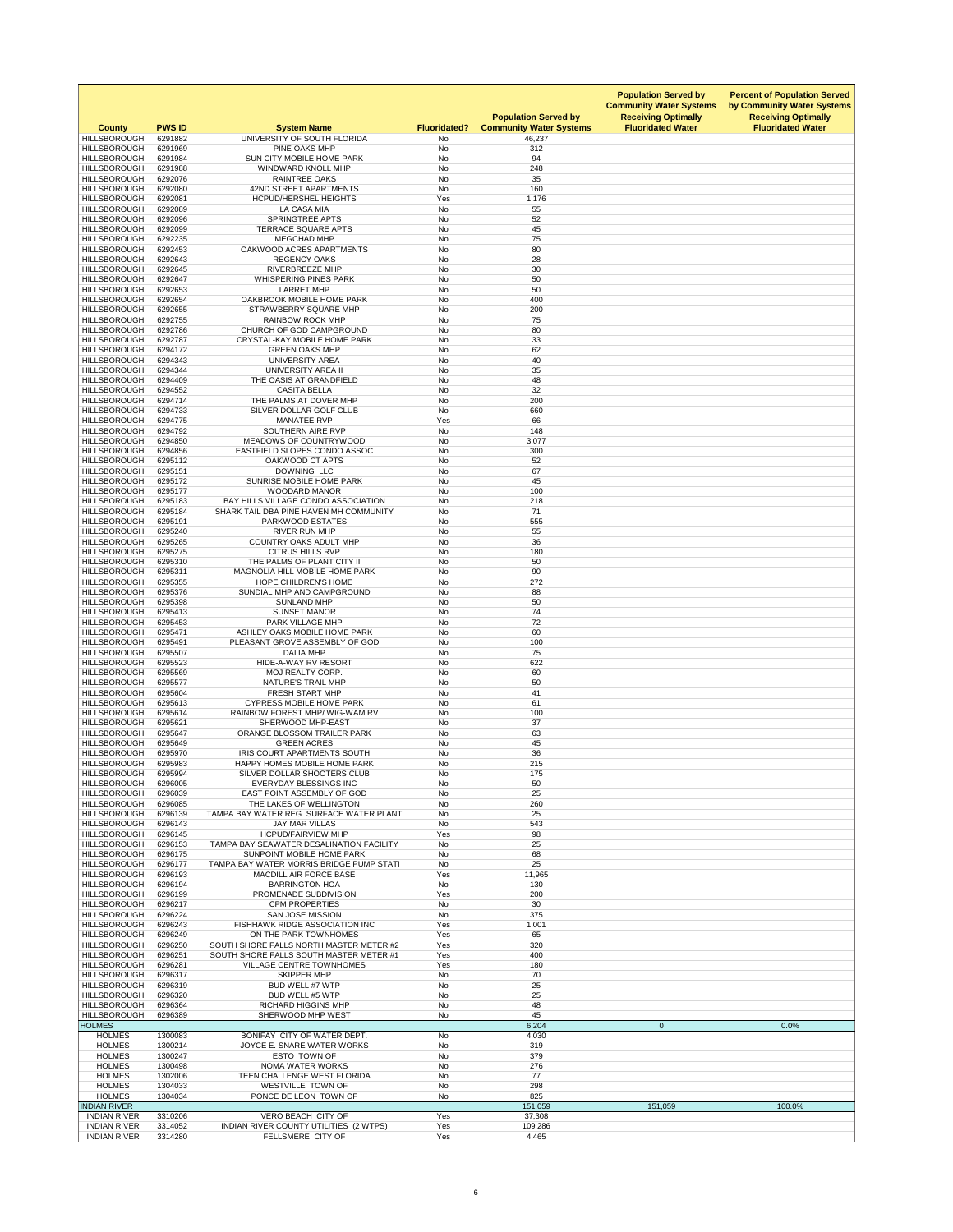| County | PWS ID | System Name | Fluoridated? | Population Served by Community Water Systems | Population Served by Community Water Systems Receiving Optimally Fluoridated Water | Percent of Population Served by Community Water Systems Receiving Optimally Fluoridated Water |
|---|---|---|---|---|---|---|
| HILLSBOROUGH | 6291882 | UNIVERSITY OF SOUTH FLORIDA | No | 46,237 | | |
| HILLSBOROUGH | 6291969 | PINE OAKS MHP | No | 312 | | |
| HILLSBOROUGH | 6291984 | SUN CITY MOBILE HOME PARK | No | 94 | | |
| HILLSBOROUGH | 6291988 | WINDWARD KNOLL MHP | No | 248 | | |
| HILLSBOROUGH | 6292076 | RAINTREE OAKS | No | 35 | | |
| HILLSBOROUGH | 6292080 | 42ND STREET APARTMENTS | No | 160 | | |
| HILLSBOROUGH | 6292081 | HCPUD/HERSHEL HEIGHTS | Yes | 1,176 | | |
| HILLSBOROUGH | 6292089 | LA CASA MIA | No | 55 | | |
| HILLSBOROUGH | 6292096 | SPRINGTREE APTS | No | 52 | | |
| HILLSBOROUGH | 6292099 | TERRACE SQUARE APTS | No | 45 | | |
| HILLSBOROUGH | 6292235 | MEGCHAD MHP | No | 75 | | |
| HILLSBOROUGH | 6292453 | OAKWOOD ACRES APARTMENTS | No | 80 | | |
| HILLSBOROUGH | 6292643 | REGENCY OAKS | No | 28 | | |
| HILLSBOROUGH | 6292645 | RIVERBREEZE MHP | No | 30 | | |
| HILLSBOROUGH | 6292647 | WHISPERING PINES PARK | No | 50 | | |
| HILLSBOROUGH | 6292653 | LARRET MHP | No | 50 | | |
| HILLSBOROUGH | 6292654 | OAKBROOK MOBILE HOME PARK | No | 400 | | |
| HILLSBOROUGH | 6292655 | STRAWBERRY SQUARE MHP | No | 200 | | |
| HILLSBOROUGH | 6292755 | RAINBOW ROCK MHP | No | 75 | | |
| HILLSBOROUGH | 6292786 | CHURCH OF GOD CAMPGROUND | No | 80 | | |
| HILLSBOROUGH | 6292787 | CRYSTAL-KAY MOBILE HOME PARK | No | 33 | | |
| HILLSBOROUGH | 6294172 | GREEN OAKS MHP | No | 62 | | |
| HILLSBOROUGH | 6294343 | UNIVERSITY AREA | No | 40 | | |
| HILLSBOROUGH | 6294344 | UNIVERSITY AREA II | No | 35 | | |
| HILLSBOROUGH | 6294409 | THE OASIS AT GRANDFIELD | No | 48 | | |
| HILLSBOROUGH | 6294552 | CASITA BELLA | No | 32 | | |
| HILLSBOROUGH | 6294714 | THE PALMS AT DOVER MHP | No | 200 | | |
| HILLSBOROUGH | 6294733 | SILVER DOLLAR GOLF CLUB | No | 660 | | |
| HILLSBOROUGH | 6294775 | MANATEE RVP | Yes | 66 | | |
| HILLSBOROUGH | 6294792 | SOUTHERN AIRE RVP | No | 148 | | |
| HILLSBOROUGH | 6294850 | MEADOWS OF COUNTRYWOOD | No | 3,077 | | |
| HILLSBOROUGH | 6294856 | EASTFIELD SLOPES CONDO ASSOC | No | 300 | | |
| HILLSBOROUGH | 6295112 | OAKWOOD CT APTS | No | 52 | | |
| HILLSBOROUGH | 6295151 | DOWNING LLC | No | 67 | | |
| HILLSBOROUGH | 6295172 | SUNRISE MOBILE HOME PARK | No | 45 | | |
| HILLSBOROUGH | 6295177 | WOODARD MANOR | No | 100 | | |
| HILLSBOROUGH | 6295183 | BAY HILLS VILLAGE CONDO ASSOCIATION | No | 218 | | |
| HILLSBOROUGH | 6295184 | SHARK TAIL DBA PINE HAVEN MH COMMUNITY | No | 71 | | |
| HILLSBOROUGH | 6295191 | PARKWOOD ESTATES | No | 555 | | |
| HILLSBOROUGH | 6295240 | RIVER RUN MHP | No | 55 | | |
| HILLSBOROUGH | 6295265 | COUNTRY OAKS ADULT MHP | No | 36 | | |
| HILLSBOROUGH | 6295275 | CITRUS HILLS RVP | No | 180 | | |
| HILLSBOROUGH | 6295310 | THE PALMS OF PLANT CITY II | No | 50 | | |
| HILLSBOROUGH | 6295311 | MAGNOLIA HILL MOBILE HOME PARK | No | 90 | | |
| HILLSBOROUGH | 6295355 | HOPE CHILDREN'S HOME | No | 272 | | |
| HILLSBOROUGH | 6295376 | SUNDIAL MHP AND CAMPGROUND | No | 88 | | |
| HILLSBOROUGH | 6295398 | SUNLAND MHP | No | 50 | | |
| HILLSBOROUGH | 6295413 | SUNSET MANOR | No | 74 | | |
| HILLSBOROUGH | 6295453 | PARK VILLAGE MHP | No | 72 | | |
| HILLSBOROUGH | 6295471 | ASHLEY OAKS MOBILE HOME PARK | No | 60 | | |
| HILLSBOROUGH | 6295491 | PLEASANT GROVE ASSEMBLY OF GOD | No | 100 | | |
| HILLSBOROUGH | 6295507 | DALIA MHP | No | 75 | | |
| HILLSBOROUGH | 6295523 | HIDE-A-WAY RV RESORT | No | 622 | | |
| HILLSBOROUGH | 6295569 | MOJ REALTY CORP. | No | 60 | | |
| HILLSBOROUGH | 6295577 | NATURE'S TRAIL MHP | No | 50 | | |
| HILLSBOROUGH | 6295604 | FRESH START MHP | No | 41 | | |
| HILLSBOROUGH | 6295613 | CYPRESS MOBILE HOME PARK | No | 61 | | |
| HILLSBOROUGH | 6295614 | RAINBOW FOREST MHP/ WIG-WAM RV | No | 100 | | |
| HILLSBOROUGH | 6295621 | SHERWOOD MHP-EAST | No | 37 | | |
| HILLSBOROUGH | 6295647 | ORANGE BLOSSOM TRAILER PARK | No | 63 | | |
| HILLSBOROUGH | 6295649 | GREEN ACRES | No | 45 | | |
| HILLSBOROUGH | 6295970 | IRIS COURT APARTMENTS SOUTH | No | 36 | | |
| HILLSBOROUGH | 6295983 | HAPPY HOMES MOBILE HOME PARK | No | 215 | | |
| HILLSBOROUGH | 6295994 | SILVER DOLLAR SHOOTERS CLUB | No | 175 | | |
| HILLSBOROUGH | 6296005 | EVERYDAY BLESSINGS INC | No | 50 | | |
| HILLSBOROUGH | 6296039 | EAST POINT ASSEMBLY OF GOD | No | 25 | | |
| HILLSBOROUGH | 6296085 | THE LAKES OF WELLINGTON | No | 260 | | |
| HILLSBOROUGH | 6296139 | TAMPA BAY WATER REG. SURFACE WATER PLANT | No | 25 | | |
| HILLSBOROUGH | 6296143 | JAY MAR VILLAS | No | 543 | | |
| HILLSBOROUGH | 6296145 | HCPUD/FAIRVIEW MHP | Yes | 98 | | |
| HILLSBOROUGH | 6296153 | TAMPA BAY SEAWATER DESALINATION FACILITY | No | 25 | | |
| HILLSBOROUGH | 6296175 | SUNPOINT MOBILE HOME PARK | No | 68 | | |
| HILLSBOROUGH | 6296177 | TAMPA BAY WATER MORRIS BRIDGE PUMP STATI | No | 25 | | |
| HILLSBOROUGH | 6296193 | MACDILL AIR FORCE BASE | Yes | 11,965 | | |
| HILLSBOROUGH | 6296194 | BARRINGTON HOA | No | 130 | | |
| HILLSBOROUGH | 6296199 | PROMENADE SUBDIVISION | Yes | 200 | | |
| HILLSBOROUGH | 6296217 | CPM PROPERTIES | No | 30 | | |
| HILLSBOROUGH | 6296224 | SAN JOSE MISSION | No | 375 | | |
| HILLSBOROUGH | 6296243 | FISHHAWK RIDGE ASSOCIATION INC | Yes | 1,001 | | |
| HILLSBOROUGH | 6296249 | ON THE PARK TOWNHOMES | Yes | 65 | | |
| HILLSBOROUGH | 6296250 | SOUTH SHORE FALLS NORTH MASTER METER #2 | Yes | 320 | | |
| HILLSBOROUGH | 6296251 | SOUTH SHORE FALLS SOUTH MASTER METER #1 | Yes | 400 | | |
| HILLSBOROUGH | 6296281 | VILLAGE CENTRE TOWNHOMES | Yes | 180 | | |
| HILLSBOROUGH | 6296317 | SKIPPER MHP | No | 70 | | |
| HILLSBOROUGH | 6296319 | BUD WELL #7 WTP | No | 25 | | |
| HILLSBOROUGH | 6296320 | BUD WELL #5 WTP | No | 25 | | |
| HILLSBOROUGH | 6296364 | RICHARD HIGGINS MHP | No | 48 | | |
| HILLSBOROUGH | 6296389 | SHERWOOD MHP WEST | No | 45 | | |
| HOLMES | | | | 6,204 | 0 | 0.0% |
| HOLMES | 1300083 | BONIFAY CITY OF WATER DEPT. | No | 4,030 | | |
| HOLMES | 1300214 | JOYCE E. SNARE WATER WORKS | No | 319 | | |
| HOLMES | 1300247 | ESTO TOWN OF | No | 379 | | |
| HOLMES | 1300498 | NOMA WATER WORKS | No | 276 | | |
| HOLMES | 1302006 | TEEN CHALLENGE WEST FLORIDA | No | 77 | | |
| HOLMES | 1304033 | WESTVILLE TOWN OF | No | 298 | | |
| HOLMES | 1304034 | PONCE DE LEON TOWN OF | No | 825 | | |
| INDIAN RIVER | | | | 151,059 | 151,059 | 100.0% |
| INDIAN RIVER | 3310206 | VERO BEACH CITY OF | Yes | 37,308 | | |
| INDIAN RIVER | 3314052 | INDIAN RIVER COUNTY UTILITIES (2 WTPS) | Yes | 109,286 | | |
| INDIAN RIVER | 3314280 | FELLSMERE CITY OF | Yes | 4,465 | | |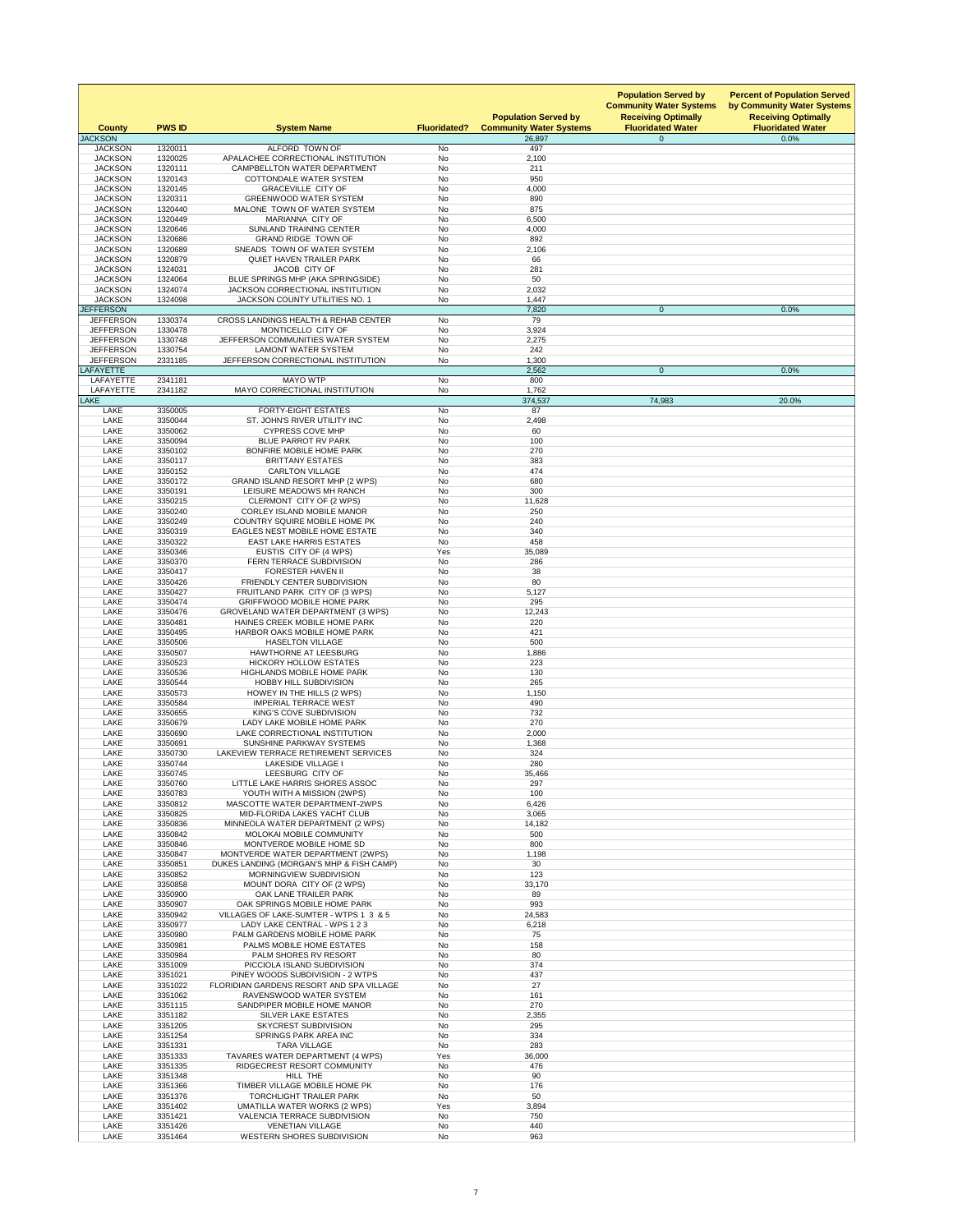| County | PWS ID | System Name | Fluoridated? | Population Served by Community Water Systems | Population Served by Community Water Systems Receiving Optimally Fluoridated Water | Percent of Population Served by Community Water Systems Receiving Optimally Fluoridated Water |
|---|---|---|---|---|---|---|
| JACKSON | | | | 26,897 | 0 | 0.0% |
| JACKSON | 1320011 | ALFORD TOWN OF | No | 497 | | |
| JACKSON | 1320025 | APALACHEE CORRECTIONAL INSTITUTION | No | 2,100 | | |
| JACKSON | 1320111 | CAMPBELLTON WATER DEPARTMENT | No | 211 | | |
| JACKSON | 1320143 | COTTONDALE WATER SYSTEM | No | 950 | | |
| JACKSON | 1320145 | GRACEVILLE CITY OF | No | 4,000 | | |
| JACKSON | 1320311 | GREENWOOD WATER SYSTEM | No | 890 | | |
| JACKSON | 1320440 | MALONE TOWN OF WATER SYSTEM | No | 875 | | |
| JACKSON | 1320449 | MARIANNA CITY OF | No | 6,500 | | |
| JACKSON | 1320646 | SUNLAND TRAINING CENTER | No | 4,000 | | |
| JACKSON | 1320686 | GRAND RIDGE TOWN OF | No | 892 | | |
| JACKSON | 1320689 | SNEADS TOWN OF WATER SYSTEM | No | 2,106 | | |
| JACKSON | 1320879 | QUIET HAVEN TRAILER PARK | No | 66 | | |
| JACKSON | 1324031 | JACOB CITY OF | No | 281 | | |
| JACKSON | 1324064 | BLUE SPRINGS MHP (AKA SPRINGSIDE) | No | 50 | | |
| JACKSON | 1324074 | JACKSON CORRECTIONAL INSTITUTION | No | 2,032 | | |
| JACKSON | 1324098 | JACKSON COUNTY UTILITIES NO. 1 | No | 1,447 | | |
| JEFFERSON | | | | 7,820 | 0 | 0.0% |
| JEFFERSON | 1330374 | CROSS LANDINGS HEALTH & REHAB CENTER | No | 79 | | |
| JEFFERSON | 1330478 | MONTICELLO CITY OF | No | 3,924 | | |
| JEFFERSON | 1330748 | JEFFERSON COMMUNITIES WATER SYSTEM | No | 2,275 | | |
| JEFFERSON | 1330754 | LAMONT WATER SYSTEM | No | 242 | | |
| JEFFERSON | 2331185 | JEFFERSON CORRECTIONAL INSTITUTION | No | 1,300 | | |
| LAFAYETTE | | | | 2,562 | 0 | 0.0% |
| LAFAYETTE | 2341181 | MAYO WTP | No | 800 | | |
| LAFAYETTE | 2341182 | MAYO CORRECTIONAL INSTITUTION | No | 1,762 | | |
| LAKE | | | | 374,537 | 74,983 | 20.0% |
| LAKE | 3350005 | FORTY-EIGHT ESTATES | No | 87 | | |
| LAKE | 3350044 | ST. JOHN'S RIVER UTILITY INC | No | 2,498 | | |
| LAKE | 3350062 | CYPRESS COVE MHP | No | 60 | | |
| LAKE | 3350094 | BLUE PARROT RV PARK | No | 100 | | |
| LAKE | 3350102 | BONFIRE MOBILE HOME PARK | No | 270 | | |
| LAKE | 3350117 | BRITTANY ESTATES | No | 383 | | |
| LAKE | 3350152 | CARLTON VILLAGE | No | 474 | | |
| LAKE | 3350172 | GRAND ISLAND RESORT MHP (2 WPS) | No | 680 | | |
| LAKE | 3350191 | LEISURE MEADOWS MH RANCH | No | 300 | | |
| LAKE | 3350215 | CLERMONT CITY OF (2 WPS) | No | 11,628 | | |
| LAKE | 3350240 | CORLEY ISLAND MOBILE MANOR | No | 250 | | |
| LAKE | 3350249 | COUNTRY SQUIRE MOBILE HOME PK | No | 240 | | |
| LAKE | 3350319 | EAGLES NEST MOBILE HOME ESTATE | No | 340 | | |
| LAKE | 3350322 | EAST LAKE HARRIS ESTATES | No | 458 | | |
| LAKE | 3350346 | EUSTIS CITY OF (4 WPS) | Yes | 35,089 | | |
| LAKE | 3350370 | FERN TERRACE SUBDIVISION | No | 286 | | |
| LAKE | 3350417 | FORESTER HAVEN II | No | 38 | | |
| LAKE | 3350426 | FRIENDLY CENTER SUBDIVISION | No | 80 | | |
| LAKE | 3350427 | FRUITLAND PARK CITY OF (3 WPS) | No | 5,127 | | |
| LAKE | 3350474 | GRIFFWOOD MOBILE HOME PARK | No | 295 | | |
| LAKE | 3350476 | GROVELAND WATER DEPARTMENT (3 WPS) | No | 12,243 | | |
| LAKE | 3350481 | HAINES CREEK MOBILE HOME PARK | No | 220 | | |
| LAKE | 3350495 | HARBOR OAKS MOBILE HOME PARK | No | 421 | | |
| LAKE | 3350506 | HASELTON VILLAGE | No | 500 | | |
| LAKE | 3350507 | HAWTHORNE AT LEESBURG | No | 1,886 | | |
| LAKE | 3350523 | HICKORY HOLLOW ESTATES | No | 223 | | |
| LAKE | 3350536 | HIGHLANDS MOBILE HOME PARK | No | 130 | | |
| LAKE | 3350544 | HOBBY HILL SUBDIVISION | No | 265 | | |
| LAKE | 3350573 | HOWEY IN THE HILLS (2 WPS) | No | 1,150 | | |
| LAKE | 3350584 | IMPERIAL TERRACE WEST | No | 490 | | |
| LAKE | 3350655 | KING'S COVE SUBDIVISION | No | 732 | | |
| LAKE | 3350679 | LADY LAKE MOBILE HOME PARK | No | 270 | | |
| LAKE | 3350690 | LAKE CORRECTIONAL INSTITUTION | No | 2,000 | | |
| LAKE | 3350691 | SUNSHINE PARKWAY SYSTEMS | No | 1,368 | | |
| LAKE | 3350730 | LAKEVIEW TERRACE RETIREMENT SERVICES | No | 324 | | |
| LAKE | 3350744 | LAKESIDE VILLAGE I | No | 280 | | |
| LAKE | 3350745 | LEESBURG CITY OF | No | 35,466 | | |
| LAKE | 3350760 | LITTLE LAKE HARRIS SHORES ASSOC | No | 297 | | |
| LAKE | 3350783 | YOUTH WITH A MISSION (2WPS) | No | 100 | | |
| LAKE | 3350812 | MASCOTTE WATER DEPARTMENT-2WPS | No | 6,426 | | |
| LAKE | 3350825 | MID-FLORIDA LAKES YACHT CLUB | No | 3,065 | | |
| LAKE | 3350836 | MINNEOLA WATER DEPARTMENT (2 WPS) | No | 14,182 | | |
| LAKE | 3350842 | MOLOKAI MOBILE COMMUNITY | No | 500 | | |
| LAKE | 3350846 | MONTVERDE MOBILE HOME SD | No | 800 | | |
| LAKE | 3350847 | MONTVERDE WATER DEPARTMENT (2WPS) | No | 1,198 | | |
| LAKE | 3350851 | DUKES LANDING (MORGAN'S MHP & FISH CAMP) | No | 30 | | |
| LAKE | 3350852 | MORNINGVIEW SUBDIVISION | No | 123 | | |
| LAKE | 3350858 | MOUNT DORA CITY OF (2 WPS) | No | 33,170 | | |
| LAKE | 3350900 | OAK LANE TRAILER PARK | No | 89 | | |
| LAKE | 3350907 | OAK SPRINGS MOBILE HOME PARK | No | 993 | | |
| LAKE | 3350942 | VILLAGES OF LAKE-SUMTER - WTPS 1 3 & 5 | No | 24,583 | | |
| LAKE | 3350977 | LADY LAKE CENTRAL - WPS 1 2 3 | No | 6,218 | | |
| LAKE | 3350980 | PALM GARDENS MOBILE HOME PARK | No | 75 | | |
| LAKE | 3350981 | PALMS MOBILE HOME ESTATES | No | 158 | | |
| LAKE | 3350984 | PALM SHORES RV RESORT | No | 80 | | |
| LAKE | 3351009 | PICCIOLA ISLAND SUBDIVISION | No | 374 | | |
| LAKE | 3351021 | PINEY WOODS SUBDIVISION - 2 WTPS | No | 437 | | |
| LAKE | 3351022 | FLORIDIAN GARDENS RESORT AND SPA VILLAGE | No | 27 | | |
| LAKE | 3351062 | RAVENSWOOD WATER SYSTEM | No | 161 | | |
| LAKE | 3351115 | SANDPIPER MOBILE HOME MANOR | No | 270 | | |
| LAKE | 3351182 | SILVER LAKE ESTATES | No | 2,355 | | |
| LAKE | 3351205 | SKYCREST SUBDIVISION | No | 295 | | |
| LAKE | 3351254 | SPRINGS PARK AREA INC | No | 334 | | |
| LAKE | 3351331 | TARA VILLAGE | No | 283 | | |
| LAKE | 3351333 | TAVARES WATER DEPARTMENT (4 WPS) | Yes | 36,000 | | |
| LAKE | 3351335 | RIDGECREST RESORT COMMUNITY | No | 476 | | |
| LAKE | 3351348 | HILL THE | No | 90 | | |
| LAKE | 3351366 | TIMBER VILLAGE MOBILE HOME PK | No | 176 | | |
| LAKE | 3351376 | TORCHLIGHT TRAILER PARK | No | 50 | | |
| LAKE | 3351402 | UMATILLA WATER WORKS (2 WPS) | Yes | 3,894 | | |
| LAKE | 3351421 | VALENCIA TERRACE SUBDIVISION | No | 750 | | |
| LAKE | 3351426 | VENETIAN VILLAGE | No | 440 | | |
| LAKE | 3351464 | WESTERN SHORES SUBDIVISION | No | 963 | | |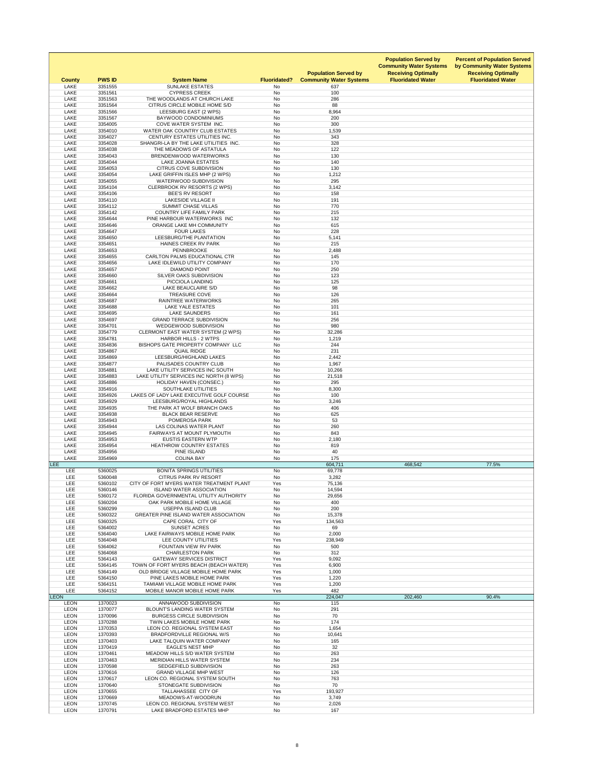| County | PWS ID | System Name | Fluoridated? | Population Served by Community Water Systems | Population Served by Community Water Systems Receiving Optimally Fluoridated Water | Percent of Population Served by Community Water Systems Receiving Optimally Fluoridated Water |
|---|---|---|---|---|---|---|
| LAKE | 3351555 | SUNLAKE ESTATES | No | 637 | | |
| LAKE | 3351561 | CYPRESS CREEK | No | 100 | | |
| LAKE | 3351563 | THE WOODLANDS AT CHURCH LAKE | No | 286 | | |
| LAKE | 3351564 | CITRUS CIRCLE MOBILE HOME S/D | No | 88 | | |
| LAKE | 3351566 | LEESBURG EAST (2 WPS) | No | 8,964 | | |
| LAKE | 3351567 | BAYWOOD CONDOMINIUMS | No | 200 | | |
| LAKE | 3354005 | COVE WATER SYSTEM INC. | No | 300 | | |
| LAKE | 3354010 | WATER OAK COUNTRY CLUB ESTATES | No | 1,539 | | |
| LAKE | 3354027 | CENTURY ESTATES UTILITIES INC. | No | 343 | | |
| LAKE | 3354028 | SHANGRI-LA BY THE LAKE UTILITIES INC. | No | 328 | | |
| LAKE | 3354038 | THE MEADOWS OF ASTATULA | No | 122 | | |
| LAKE | 3354043 | BRENDENWOOD WATERWORKS | No | 130 | | |
| LAKE | 3354044 | LAKE JOANNA ESTATES | No | 140 | | |
| LAKE | 3354053 | CITRUS COVE SUBDIVISION | No | 130 | | |
| LAKE | 3354054 | LAKE GRIFFIN ISLES MHP (2 WPS) | No | 1,212 | | |
| LAKE | 3354055 | WATERWOOD SUBDIVISION | No | 295 | | |
| LAKE | 3354104 | CLERBROOK RV RESORTS (2 WPS) | No | 3,142 | | |
| LAKE | 3354106 | BEE'S RV RESORT | No | 158 | | |
| LAKE | 3354110 | LAKESIDE VILLAGE II | No | 191 | | |
| LAKE | 3354112 | SUMMIT CHASE VILLAS | No | 770 | | |
| LAKE | 3354142 | COUNTRY LIFE FAMILY PARK | No | 215 | | |
| LAKE | 3354644 | PINE HARBOUR WATERWORKS INC | No | 132 | | |
| LAKE | 3354646 | ORANGE LAKE MH COMMUNITY | No | 615 | | |
| LAKE | 3354647 | FOUR LAKES | No | 228 | | |
| LAKE | 3354650 | LEESBURG/THE PLANTATION | No | 5,141 | | |
| LAKE | 3354651 | HAINES CREEK RV PARK | No | 215 | | |
| LAKE | 3354653 | PENNBROOKE | No | 2,488 | | |
| LAKE | 3354655 | CARLTON PALMS EDUCATIONAL CTR | No | 145 | | |
| LAKE | 3354656 | LAKE IDLEWILD UTILITY COMPANY | No | 170 | | |
| LAKE | 3354657 | DIAMOND POINT | No | 250 | | |
| LAKE | 3354660 | SILVER OAKS SUBDIVISION | No | 123 | | |
| LAKE | 3354661 | PICCIOLA LANDING | No | 125 | | |
| LAKE | 3354662 | LAKE BEAUCLAIRE S/D | No | 98 | | |
| LAKE | 3354664 | TREASURE COVE | No | 126 | | |
| LAKE | 3354687 | RAINTREE WATERWORKS | No | 265 | | |
| LAKE | 3354688 | LAKE YALE ESTATES | No | 101 | | |
| LAKE | 3354695 | LAKE SAUNDERS | No | 161 | | |
| LAKE | 3354697 | GRAND TERRACE SUBDIVISION | No | 256 | | |
| LAKE | 3354701 | WEDGEWOOD SUBDIVISION | No | 980 | | |
| LAKE | 3354779 | CLERMONT EAST WATER SYSTEM (2 WPS) | No | 32,286 | | |
| LAKE | 3354781 | HARBOR HILLS - 2 WTPS | No | 1,219 | | |
| LAKE | 3354836 | BISHOPS GATE PROPERTY COMPANY LLC | No | 244 | | |
| LAKE | 3354867 | QUAIL RIDGE | No | 231 | | |
| LAKE | 3354869 | LEESBURG/HIGHLAND LAKES | No | 2,442 | | |
| LAKE | 3354877 | PALISADES COUNTRY CLUB | No | 1,967 | | |
| LAKE | 3354881 | LAKE UTILITY SERVICES INC SOUTH | No | 10,266 | | |
| LAKE | 3354883 | LAKE UTILITY SERVICES INC NORTH (8 WPS) | No | 21,518 | | |
| LAKE | 3354886 | HOLIDAY HAVEN (CONSEC.) | No | 295 | | |
| LAKE | 3354916 | SOUTHLAKE UTILITIES | No | 8,300 | | |
| LAKE | 3354926 | LAKES OF LADY LAKE EXECUTIVE GOLF COURSE | No | 100 | | |
| LAKE | 3354929 | LEESBURG/ROYAL HIGHLANDS | No | 3,246 | | |
| LAKE | 3354935 | THE PARK AT WOLF BRANCH OAKS | No | 406 | | |
| LAKE | 3354938 | BLACK BEAR RESERVE | No | 625 | | |
| LAKE | 3354943 | POMEROSA PARK | No | 53 | | |
| LAKE | 3354944 | LAS COLINAS WATER PLANT | No | 260 | | |
| LAKE | 3354945 | FAIRWAYS AT MOUNT PLYMOUTH | No | 843 | | |
| LAKE | 3354953 | EUSTIS EASTERN WTP | No | 2,180 | | |
| LAKE | 3354954 | HEATHROW COUNTRY ESTATES | No | 819 | | |
| LAKE | 3354956 | PINE ISLAND | No | 40 | | |
| LAKE | 3354969 | COLINA BAY | No | 175 | | |
| LEE | | | | 604,711 | 468,542 | 77.5% |
| LEE | 5360025 | BONITA SPRINGS UTILITIES | No | 69,778 | | |
| LEE | 5360048 | CITRUS PARK RV RESORT | No | 3,282 | | |
| LEE | 5360102 | CITY OF FORT MYERS WATER TREATMENT PLANT | Yes | 75,136 | | |
| LEE | 5360146 | ISLAND WATER ASSOCIATION | No | 14,594 | | |
| LEE | 5360172 | FLORIDA GOVERNMENTAL UTILITY AUTHORITY | No | 29,656 | | |
| LEE | 5360204 | OAK PARK MOBILE HOME VILLAGE | No | 400 | | |
| LEE | 5360299 | USEPPA ISLAND CLUB | No | 200 | | |
| LEE | 5360322 | GREATER PINE ISLAND WATER ASSOCIATION | No | 15,378 | | |
| LEE | 5360325 | CAPE CORAL CITY OF | Yes | 134,563 | | |
| LEE | 5364002 | SUNSET ACRES | No | 69 | | |
| LEE | 5364040 | LAKE FAIRWAYS MOBILE HOME PARK | No | 2,000 | | |
| LEE | 5364048 | LEE COUNTY UTILITIES | Yes | 238,949 | | |
| LEE | 5364062 | FOUNTAIN VIEW RV PARK | No | 500 | | |
| LEE | 5364068 | CHARLESTON PARK | No | 312 | | |
| LEE | 5364143 | GATEWAY SERVICES DISTRICT | Yes | 9,092 | | |
| LEE | 5364145 | TOWN OF FORT MYERS BEACH (BEACH WATER) | Yes | 6,900 | | |
| LEE | 5364149 | OLD BRIDGE VILLAGE MOBILE HOME PARK | Yes | 1,000 | | |
| LEE | 5364150 | PINE LAKES MOBILE HOME PARK | Yes | 1,220 | | |
| LEE | 5364151 | TAMIAMI VILLAGE MOBILE HOME PARK | Yes | 1,200 | | |
| LEE | 5364152 | MOBILE MANOR MOBILE HOME PARK | Yes | 482 | | |
| LEON | | | | 224,047 | 202,460 | 90.4% |
| LEON | 1370023 | ANNAWOOD SUBDIVISION | No | 115 | | |
| LEON | 1370077 | BLOUNT'S LANDING WATER SYSTEM | No | 291 | | |
| LEON | 1370096 | BURGESS CIRCLE SUBDIVISION | No | 70 | | |
| LEON | 1370288 | TWIN LAKES MOBILE HOME PARK | No | 174 | | |
| LEON | 1370353 | LEON CO. REGIONAL SYSTEM EAST | No | 1,654 | | |
| LEON | 1370393 | BRADFORDVILLE REGIONAL W/S | No | 10,641 | | |
| LEON | 1370403 | LAKE TALQUIN WATER COMPANY | No | 165 | | |
| LEON | 1370419 | EAGLE'S NEST MHP | No | 32 | | |
| LEON | 1370461 | MEADOW HILLS S/D WATER SYSTEM | No | 263 | | |
| LEON | 1370463 | MERIDIAN HILLS WATER SYSTEM | No | 234 | | |
| LEON | 1370598 | SEDGEFIELD SUBDIVISION | No | 263 | | |
| LEON | 1370616 | GRAND VILLAGE MHP WEST | No | 126 | | |
| LEON | 1370617 | LEON CO. REGIONAL SYSTEM SOUTH | No | 763 | | |
| LEON | 1370640 | STONEGATE SUBDIVISION | No | 70 | | |
| LEON | 1370655 | TALLAHASSEE CITY OF | Yes | 193,927 | | |
| LEON | 1370669 | MEADOWS-AT-WOODRUN | No | 3,749 | | |
| LEON | 1370745 | LEON CO. REGIONAL SYSTEM WEST | No | 2,026 | | |
| LEON | 1370791 | LAKE BRADFORD ESTATES MHP | No | 167 | | |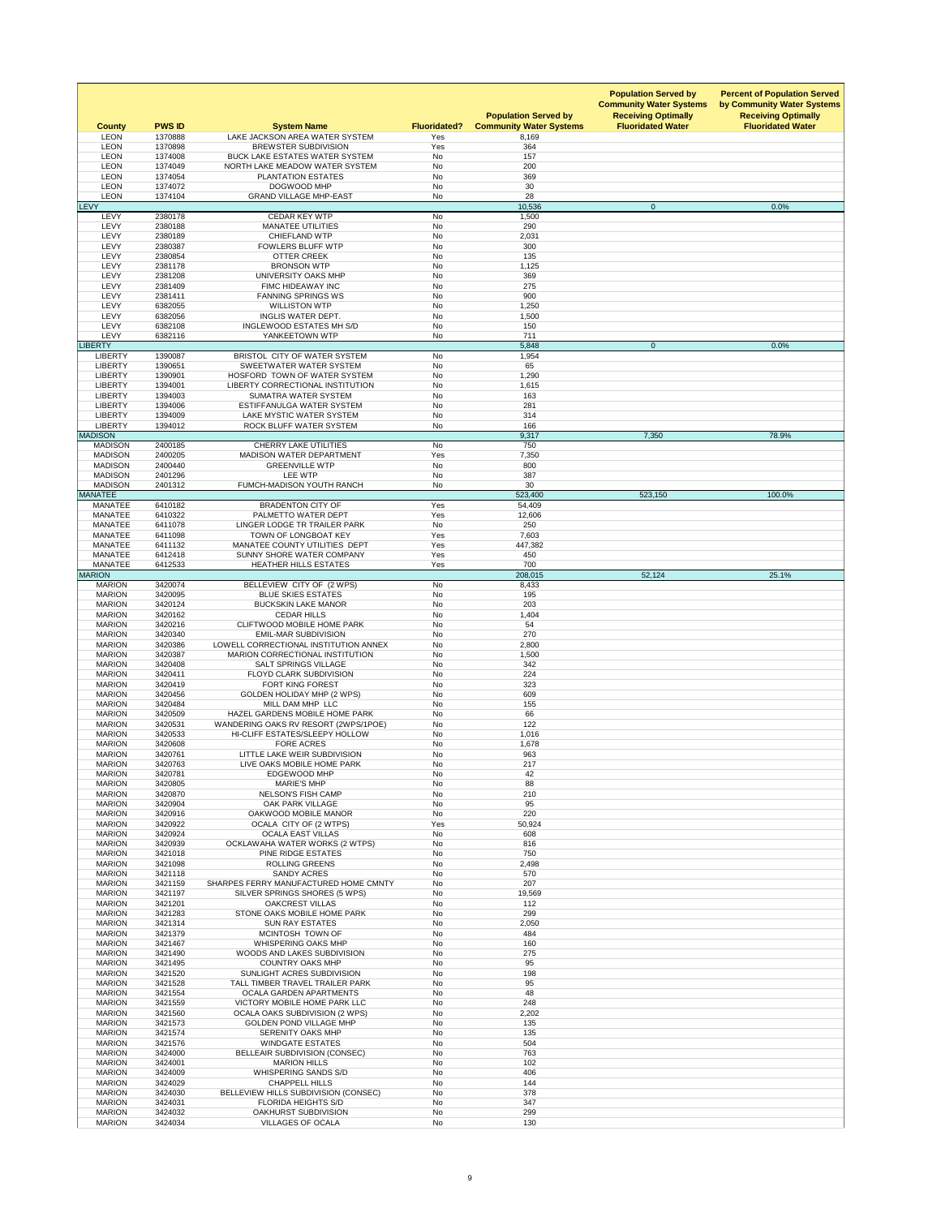| County | PWS ID | System Name | Fluoridated? | Population Served by Community Water Systems | Population Served by Community Water Systems Receiving Optimally Fluoridated Water | Percent of Population Served by Community Water Systems Receiving Optimally Fluoridated Water |
|---|---|---|---|---|---|---|
| LEON | 1370888 | LAKE JACKSON AREA WATER SYSTEM | Yes | 8,169 | | |
| LEON | 1370898 | BREWSTER SUBDIVISION | Yes | 364 | | |
| LEON | 1374008 | BUCK LAKE ESTATES WATER SYSTEM | No | 157 | | |
| LEON | 1374049 | NORTH LAKE MEADOW WATER SYSTEM | No | 200 | | |
| LEON | 1374054 | PLANTATION ESTATES | No | 369 | | |
| LEON | 1374072 | DOGWOOD MHP | No | 30 | | |
| LEON | 1374104 | GRAND VILLAGE MHP-EAST | No | 28 | | |
| LEVY | | | | 10,536 | 0 | 0.0% |
| LEVY | 2380178 | CEDAR KEY WTP | No | 1,500 | | |
| LEVY | 2380188 | MANATEE UTILITIES | No | 290 | | |
| LEVY | 2380189 | CHIEFLAND WTP | No | 2,031 | | |
| LEVY | 2380387 | FOWLERS BLUFF WTP | No | 300 | | |
| LEVY | 2380854 | OTTER CREEK | No | 135 | | |
| LEVY | 2381178 | BRONSON WTP | No | 1,125 | | |
| LEVY | 2381208 | UNIVERSITY OAKS MHP | No | 369 | | |
| LEVY | 2381409 | FIMC HIDEAWAY INC | No | 275 | | |
| LEVY | 2381411 | FANNING SPRINGS WS | No | 900 | | |
| LEVY | 6382055 | WILLISTON WTP | No | 1,250 | | |
| LEVY | 6382056 | INGLIS WATER DEPT. | No | 1,500 | | |
| LEVY | 6382108 | INGLEWOOD ESTATES MH S/D | No | 150 | | |
| LEVY | 6382116 | YANKEETOWN WTP | No | 711 | | |
| LIBERTY | | | | 5,848 | 0 | 0.0% |
| LIBERTY | 1390087 | BRISTOL CITY OF WATER SYSTEM | No | 1,954 | | |
| LIBERTY | 1390651 | SWEETWATER WATER SYSTEM | No | 65 | | |
| LIBERTY | 1390901 | HOSFORD TOWN OF WATER SYSTEM | No | 1,290 | | |
| LIBERTY | 1394001 | LIBERTY CORRECTIONAL INSTITUTION | No | 1,615 | | |
| LIBERTY | 1394003 | SUMATRA WATER SYSTEM | No | 163 | | |
| LIBERTY | 1394006 | ESTIFFANULGA WATER SYSTEM | No | 281 | | |
| LIBERTY | 1394009 | LAKE MYSTIC WATER SYSTEM | No | 314 | | |
| LIBERTY | 1394012 | ROCK BLUFF WATER SYSTEM | No | 166 | | |
| MADISON | | | | 9,317 | 7,350 | 78.9% |
| MADISON | 2400185 | CHERRY LAKE UTILITIES | No | 750 | | |
| MADISON | 2400205 | MADISON WATER DEPARTMENT | Yes | 7,350 | | |
| MADISON | 2400440 | GREENVILLE WTP | No | 800 | | |
| MADISON | 2401296 | LEE WTP | No | 387 | | |
| MADISON | 2401312 | FUMCH-MADISON YOUTH RANCH | No | 30 | | |
| MANATEE | | | | 523,400 | 523,150 | 100.0% |
| MANATEE | 6410182 | BRADENTON CITY OF | Yes | 54,409 | | |
| MANATEE | 6410322 | PALMETTO WATER DEPT | Yes | 12,606 | | |
| MANATEE | 6411078 | LINGER LODGE TR TRAILER PARK | No | 250 | | |
| MANATEE | 6411098 | TOWN OF LONGBOAT KEY | Yes | 7,603 | | |
| MANATEE | 6411132 | MANATEE COUNTY UTILITIES DEPT | Yes | 447,382 | | |
| MANATEE | 6412418 | SUNNY SHORE WATER COMPANY | Yes | 450 | | |
| MANATEE | 6412533 | HEATHER HILLS ESTATES | Yes | 700 | | |
| MARION | | | | 208,015 | 52,124 | 25.1% |
| MARION | 3420074 | BELLEVIEW CITY OF (2 WPS) | No | 8,433 | | |
| MARION | 3420095 | BLUE SKIES ESTATES | No | 195 | | |
| MARION | 3420124 | BUCKSKIN LAKE MANOR | No | 203 | | |
| MARION | 3420162 | CEDAR HILLS | No | 1,404 | | |
| MARION | 3420216 | CLIFTWOOD MOBILE HOME PARK | No | 54 | | |
| MARION | 3420340 | EMIL-MAR SUBDIVISION | No | 270 | | |
| MARION | 3420386 | LOWELL CORRECTIONAL INSTITUTION ANNEX | No | 2,800 | | |
| MARION | 3420387 | MARION CORRECTIONAL INSTITUTION | No | 1,500 | | |
| MARION | 3420408 | SALT SPRINGS VILLAGE | No | 342 | | |
| MARION | 3420411 | FLOYD CLARK SUBDIVISION | No | 224 | | |
| MARION | 3420419 | FORT KING FOREST | No | 323 | | |
| MARION | 3420456 | GOLDEN HOLIDAY MHP (2 WPS) | No | 609 | | |
| MARION | 3420484 | MILL DAM MHP LLC | No | 155 | | |
| MARION | 3420509 | HAZEL GARDENS MOBILE HOME PARK | No | 66 | | |
| MARION | 3420531 | WANDERING OAKS RV RESORT (2WPS/1POE) | No | 122 | | |
| MARION | 3420533 | HI-CLIFF ESTATES/SLEEPY HOLLOW | No | 1,016 | | |
| MARION | 3420608 | FORE ACRES | No | 1,678 | | |
| MARION | 3420761 | LITTLE LAKE WEIR SUBDIVISION | No | 963 | | |
| MARION | 3420763 | LIVE OAKS MOBILE HOME PARK | No | 217 | | |
| MARION | 3420781 | EDGEWOOD MHP | No | 42 | | |
| MARION | 3420805 | MARIE'S MHP | No | 88 | | |
| MARION | 3420870 | NELSON'S FISH CAMP | No | 210 | | |
| MARION | 3420904 | OAK PARK VILLAGE | No | 95 | | |
| MARION | 3420916 | OAKWOOD MOBILE MANOR | No | 220 | | |
| MARION | 3420922 | OCALA CITY OF (2 WTPS) | Yes | 50,924 | | |
| MARION | 3420924 | OCALA EAST VILLAS | No | 608 | | |
| MARION | 3420939 | OCKLAWAHA WATER WORKS (2 WTPS) | No | 816 | | |
| MARION | 3421018 | PINE RIDGE ESTATES | No | 750 | | |
| MARION | 3421098 | ROLLING GREENS | No | 2,498 | | |
| MARION | 3421118 | SANDY ACRES | No | 570 | | |
| MARION | 3421159 | SHARPES FERRY MANUFACTURED HOME CMNTY | No | 207 | | |
| MARION | 3421197 | SILVER SPRINGS SHORES (5 WPS) | No | 19,569 | | |
| MARION | 3421201 | OAKCREST VILLAS | No | 112 | | |
| MARION | 3421283 | STONE OAKS MOBILE HOME PARK | No | 299 | | |
| MARION | 3421314 | SUN RAY ESTATES | No | 2,050 | | |
| MARION | 3421379 | MCINTOSH TOWN OF | No | 484 | | |
| MARION | 3421467 | WHISPERING OAKS MHP | No | 160 | | |
| MARION | 3421490 | WOODS AND LAKES SUBDIVISION | No | 275 | | |
| MARION | 3421495 | COUNTRY OAKS MHP | No | 95 | | |
| MARION | 3421520 | SUNLIGHT ACRES SUBDIVISION | No | 198 | | |
| MARION | 3421528 | TALL TIMBER TRAVEL TRAILER PARK | No | 95 | | |
| MARION | 3421554 | OCALA GARDEN APARTMENTS | No | 48 | | |
| MARION | 3421559 | VICTORY MOBILE HOME PARK LLC | No | 248 | | |
| MARION | 3421560 | OCALA OAKS SUBDIVISION (2 WPS) | No | 2,202 | | |
| MARION | 3421573 | GOLDEN POND VILLAGE MHP | No | 135 | | |
| MARION | 3421574 | SERENITY OAKS MHP | No | 135 | | |
| MARION | 3421576 | WINDGATE ESTATES | No | 504 | | |
| MARION | 3424000 | BELLEAIR SUBDIVISION (CONSEC) | No | 763 | | |
| MARION | 3424001 | MARION HILLS | No | 102 | | |
| MARION | 3424009 | WHISPERING SANDS S/D | No | 406 | | |
| MARION | 3424029 | CHAPPELL HILLS | No | 144 | | |
| MARION | 3424030 | BELLEVIEW HILLS SUBDIVISION (CONSEC) | No | 378 | | |
| MARION | 3424031 | FLORIDA HEIGHTS S/D | No | 347 | | |
| MARION | 3424032 | OAKHURST SUBDIVISION | No | 299 | | |
| MARION | 3424034 | VILLAGES OF OCALA | No | 130 | | |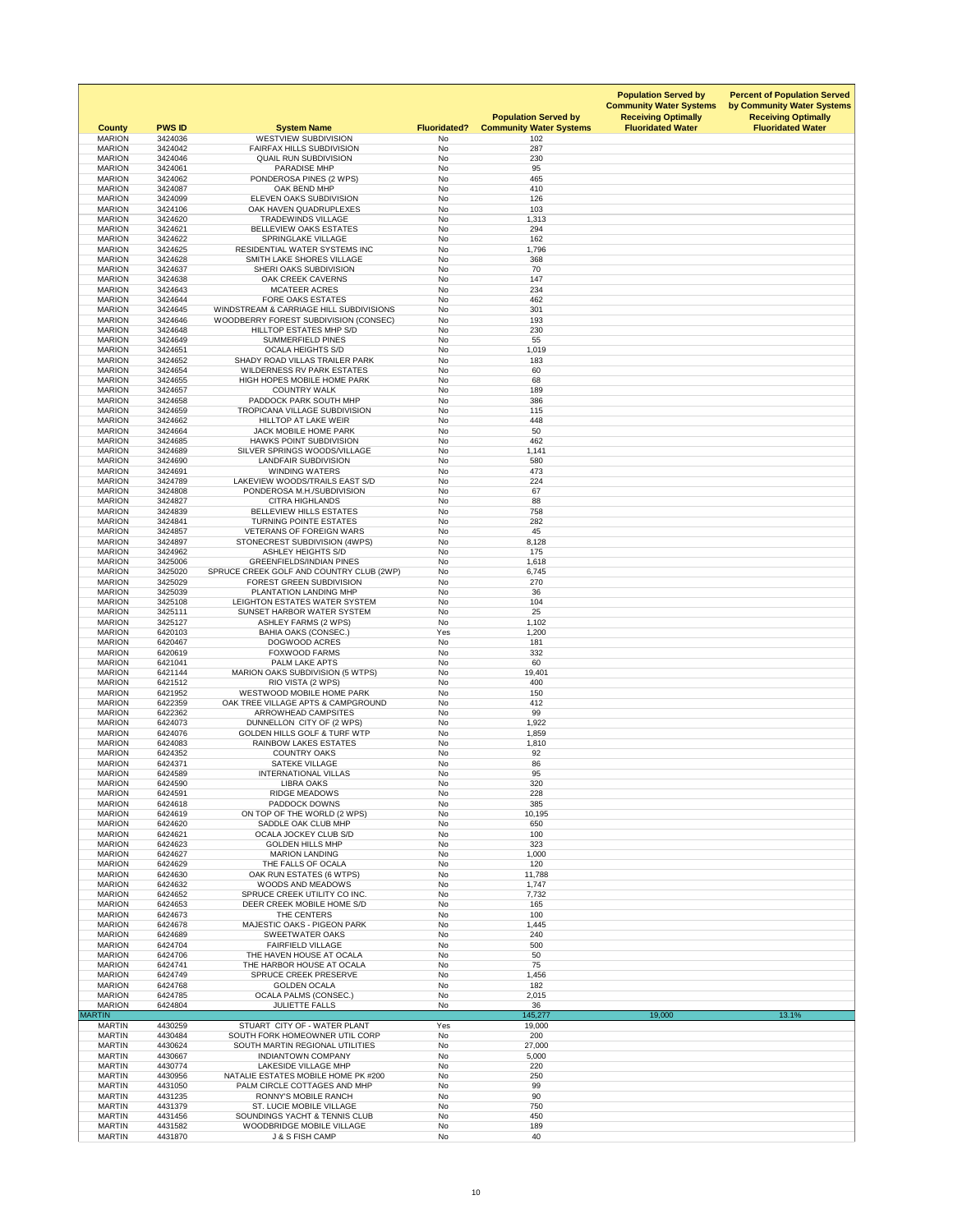| County | PWS ID | System Name | Fluoridated? | Population Served by Community Water Systems | Population Served by Community Water Systems Receiving Optimally Fluoridated Water | Percent of Population Served by Community Water Systems Receiving Optimally Fluoridated Water |
|---|---|---|---|---|---|---|
| MARION | 3424036 | WESTVIEW SUBDIVISION | No | 102 | | |
| MARION | 3424042 | FAIRFAX HILLS SUBDIVISION | No | 287 | | |
| MARION | 3424046 | QUAIL RUN SUBDIVISION | No | 230 | | |
| MARION | 3424061 | PARADISE MHP | No | 95 | | |
| MARION | 3424062 | PONDEROSA PINES (2 WPS) | No | 465 | | |
| MARION | 3424087 | OAK BEND MHP | No | 410 | | |
| MARION | 3424099 | ELEVEN OAKS SUBDIVISION | No | 126 | | |
| MARION | 3424106 | OAK HAVEN QUADRUPLEXES | No | 103 | | |
| MARION | 3424620 | TRADEWINDS VILLAGE | No | 1,313 | | |
| MARION | 3424621 | BELLEVIEW OAKS ESTATES | No | 294 | | |
| MARION | 3424622 | SPRINGLAKE VILLAGE | No | 162 | | |
| MARION | 3424625 | RESIDENTIAL WATER SYSTEMS INC | No | 1,796 | | |
| MARION | 3424628 | SMITH LAKE SHORES VILLAGE | No | 368 | | |
| MARION | 3424637 | SHERI OAKS SUBDIVISION | No | 70 | | |
| MARION | 3424638 | OAK CREEK CAVERNS | No | 147 | | |
| MARION | 3424643 | MCATEER ACRES | No | 234 | | |
| MARION | 3424644 | FORE OAKS ESTATES | No | 462 | | |
| MARION | 3424645 | WINDSTREAM & CARRIAGE HILL SUBDIVISIONS | No | 301 | | |
| MARION | 3424646 | WOODBERRY FOREST SUBDIVISION (CONSEC) | No | 193 | | |
| MARION | 3424648 | HILLTOP ESTATES MHP S/D | No | 230 | | |
| MARION | 3424649 | SUMMERFIELD PINES | No | 55 | | |
| MARION | 3424651 | OCALA HEIGHTS S/D | No | 1,019 | | |
| MARION | 3424652 | SHADY ROAD VILLAS TRAILER PARK | No | 183 | | |
| MARION | 3424654 | WILDERNESS RV PARK ESTATES | No | 60 | | |
| MARION | 3424655 | HIGH HOPES MOBILE HOME PARK | No | 68 | | |
| MARION | 3424657 | COUNTRY WALK | No | 189 | | |
| MARION | 3424658 | PADDOCK PARK SOUTH MHP | No | 386 | | |
| MARION | 3424659 | TROPICANA VILLAGE SUBDIVISION | No | 115 | | |
| MARION | 3424662 | HILLTOP AT LAKE WEIR | No | 448 | | |
| MARION | 3424664 | JACK MOBILE HOME PARK | No | 50 | | |
| MARION | 3424685 | HAWKS POINT SUBDIVISION | No | 462 | | |
| MARION | 3424689 | SILVER SPRINGS WOODS/VILLAGE | No | 1,141 | | |
| MARION | 3424690 | LANDFAIR SUBDIVISION | No | 580 | | |
| MARION | 3424691 | WINDING WATERS | No | 473 | | |
| MARION | 3424789 | LAKEVIEW WOODS/TRAILS EAST S/D | No | 224 | | |
| MARION | 3424808 | PONDEROSA M.H./SUBDIVISION | No | 67 | | |
| MARION | 3424827 | CITRA HIGHLANDS | No | 88 | | |
| MARION | 3424839 | BELLEVIEW HILLS ESTATES | No | 758 | | |
| MARION | 3424841 | TURNING POINTE ESTATES | No | 282 | | |
| MARION | 3424857 | VETERANS OF FOREIGN WARS | No | 45 | | |
| MARION | 3424897 | STONECREST SUBDIVISION (4WPS) | No | 8,128 | | |
| MARION | 3424962 | ASHLEY HEIGHTS S/D | No | 175 | | |
| MARION | 3425006 | GREENFIELDS/INDIAN PINES | No | 1,618 | | |
| MARION | 3425020 | SPRUCE CREEK GOLF AND COUNTRY CLUB (2WP) | No | 6,745 | | |
| MARION | 3425029 | FOREST GREEN SUBDIVISION | No | 270 | | |
| MARION | 3425039 | PLANTATION LANDING MHP | No | 36 | | |
| MARION | 3425108 | LEIGHTON ESTATES WATER SYSTEM | No | 104 | | |
| MARION | 3425111 | SUNSET HARBOR WATER SYSTEM | No | 25 | | |
| MARION | 3425127 | ASHLEY FARMS (2 WPS) | No | 1,102 | | |
| MARION | 6420103 | BAHIA OAKS (CONSEC.) | Yes | 1,200 | | |
| MARION | 6420467 | DOGWOOD ACRES | No | 181 | | |
| MARION | 6420619 | FOXWOOD FARMS | No | 332 | | |
| MARION | 6421041 | PALM LAKE APTS | No | 60 | | |
| MARION | 6421144 | MARION OAKS SUBDIVISION (5 WTPS) | No | 19,401 | | |
| MARION | 6421512 | RIO VISTA (2 WPS) | No | 400 | | |
| MARION | 6421952 | WESTWOOD MOBILE HOME PARK | No | 150 | | |
| MARION | 6422359 | OAK TREE VILLAGE APTS & CAMPGROUND | No | 412 | | |
| MARION | 6422362 | ARROWHEAD CAMPSITES | No | 99 | | |
| MARION | 6424073 | DUNNELLON CITY OF (2 WPS) | No | 1,922 | | |
| MARION | 6424076 | GOLDEN HILLS GOLF & TURF WTP | No | 1,859 | | |
| MARION | 6424083 | RAINBOW LAKES ESTATES | No | 1,810 | | |
| MARION | 6424352 | COUNTRY OAKS | No | 92 | | |
| MARION | 6424371 | SATEKE VILLAGE | No | 86 | | |
| MARION | 6424589 | INTERNATIONAL VILLAS | No | 95 | | |
| MARION | 6424590 | LIBRA OAKS | No | 320 | | |
| MARION | 6424591 | RIDGE MEADOWS | No | 228 | | |
| MARION | 6424618 | PADDOCK DOWNS | No | 385 | | |
| MARION | 6424619 | ON TOP OF THE WORLD (2 WPS) | No | 10,195 | | |
| MARION | 6424620 | SADDLE OAK CLUB MHP | No | 650 | | |
| MARION | 6424621 | OCALA JOCKEY CLUB S/D | No | 100 | | |
| MARION | 6424623 | GOLDEN HILLS MHP | No | 323 | | |
| MARION | 6424627 | MARION LANDING | No | 1,000 | | |
| MARION | 6424629 | THE FALLS OF OCALA | No | 120 | | |
| MARION | 6424630 | OAK RUN ESTATES (6 WTPS) | No | 11,788 | | |
| MARION | 6424632 | WOODS AND MEADOWS | No | 1,747 | | |
| MARION | 6424652 | SPRUCE CREEK UTILITY CO INC. | No | 7,732 | | |
| MARION | 6424653 | DEER CREEK MOBILE HOME S/D | No | 165 | | |
| MARION | 6424673 | THE CENTERS | No | 100 | | |
| MARION | 6424678 | MAJESTIC OAKS - PIGEON PARK | No | 1,445 | | |
| MARION | 6424689 | SWEETWATER OAKS | No | 240 | | |
| MARION | 6424704 | FAIRFIELD VILLAGE | No | 500 | | |
| MARION | 6424706 | THE HAVEN HOUSE AT OCALA | No | 50 | | |
| MARION | 6424741 | THE HARBOR HOUSE AT OCALA | No | 75 | | |
| MARION | 6424749 | SPRUCE CREEK PRESERVE | No | 1,456 | | |
| MARION | 6424768 | GOLDEN OCALA | No | 182 | | |
| MARION | 6424785 | OCALA PALMS (CONSEC.) | No | 2,015 | | |
| MARION | 6424804 | JULIETTE FALLS | No | 36 | | |
| MARTIN | | | | 145,277 | 19,000 | 13.1% |
| MARTIN | 4430259 | STUART CITY OF - WATER PLANT | Yes | 19,000 | | |
| MARTIN | 4430484 | SOUTH FORK HOMEOWNER UTIL CORP | No | 200 | | |
| MARTIN | 4430624 | SOUTH MARTIN REGIONAL UTILITIES | No | 27,000 | | |
| MARTIN | 4430667 | INDIANTOWN COMPANY | No | 5,000 | | |
| MARTIN | 4430774 | LAKESIDE VILLAGE MHP | No | 220 | | |
| MARTIN | 4430956 | NATALIE ESTATES MOBILE HOME PK #200 | No | 250 | | |
| MARTIN | 4431050 | PALM CIRCLE COTTAGES AND MHP | No | 99 | | |
| MARTIN | 4431235 | RONNY'S MOBILE RANCH | No | 90 | | |
| MARTIN | 4431379 | ST. LUCIE MOBILE VILLAGE | No | 750 | | |
| MARTIN | 4431456 | SOUNDINGS YACHT & TENNIS CLUB | No | 450 | | |
| MARTIN | 4431582 | WOODBRIDGE MOBILE VILLAGE | No | 189 | | |
| MARTIN | 4431870 | J & S FISH CAMP | No | 40 | | |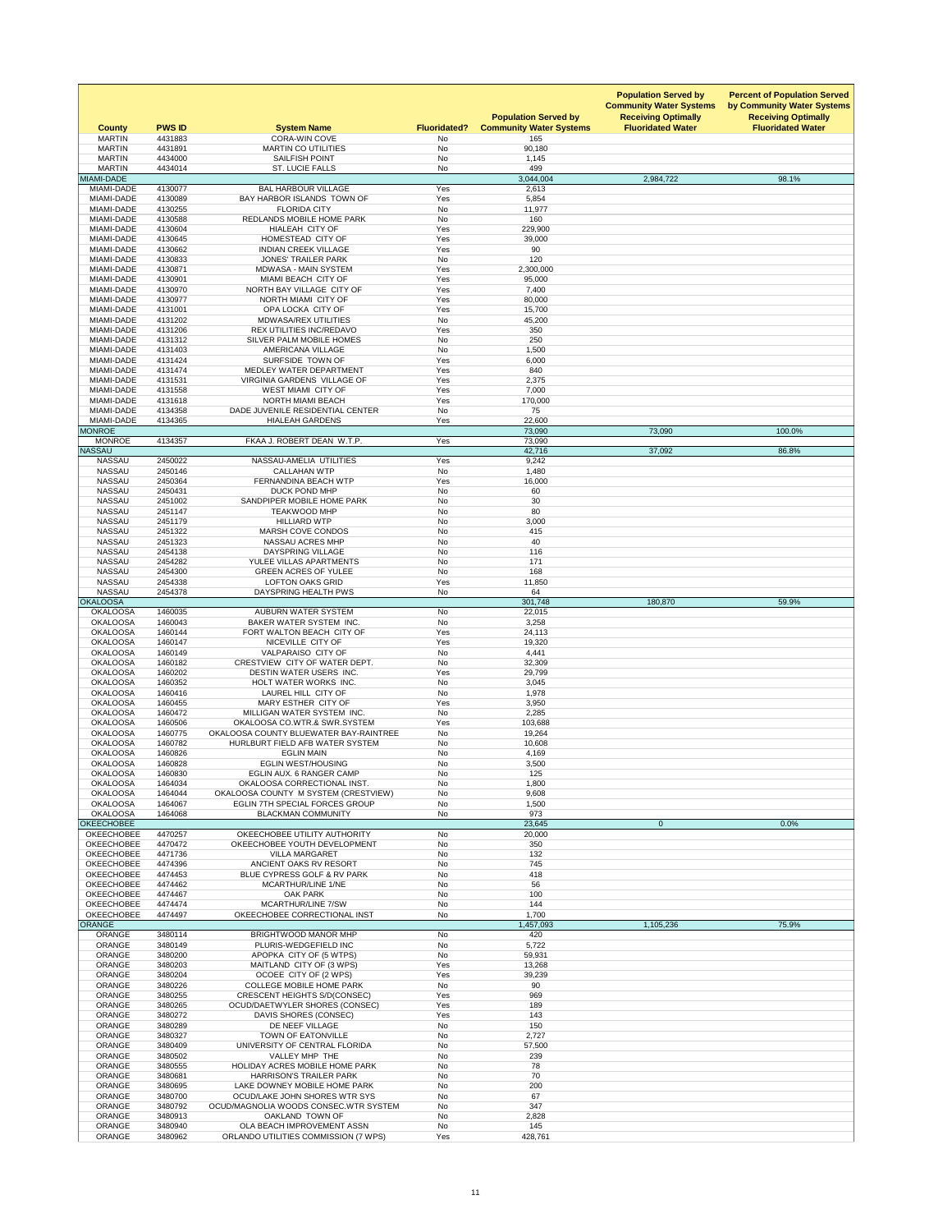| County | PWS ID | System Name | Fluoridated? | Population Served by Community Water Systems | Population Served by Community Water Systems Receiving Optimally Fluoridated Water | Percent of Population Served by Community Water Systems Receiving Optimally Fluoridated Water |
|---|---|---|---|---|---|---|
| MARTIN | 4431883 | CORA-WIN COVE | No | 165 | | |
| MARTIN | 4431891 | MARTIN CO UTILITIES | No | 90,180 | | |
| MARTIN | 4434000 | SAILFISH POINT | No | 1,145 | | |
| MARTIN | 4434014 | ST. LUCIE FALLS | No | 499 | | |
| MIAMI-DADE | | | | 3,044,004 | 2,984,722 | 98.1% |
| MIAMI-DADE | 4130077 | BAL HARBOUR VILLAGE | Yes | 2,613 | | |
| MIAMI-DADE | 4130089 | BAY HARBOR ISLANDS TOWN OF | Yes | 5,854 | | |
| MIAMI-DADE | 4130255 | FLORIDA CITY | No | 11,977 | | |
| MIAMI-DADE | 4130588 | REDLANDS MOBILE HOME PARK | No | 160 | | |
| MIAMI-DADE | 4130604 | HIALEAH CITY OF | Yes | 229,900 | | |
| MIAMI-DADE | 4130645 | HOMESTEAD CITY OF | Yes | 39,000 | | |
| MIAMI-DADE | 4130662 | INDIAN CREEK VILLAGE | Yes | 90 | | |
| MIAMI-DADE | 4130833 | JONES' TRAILER PARK | No | 120 | | |
| MIAMI-DADE | 4130871 | MDWASA - MAIN SYSTEM | Yes | 2,300,000 | | |
| MIAMI-DADE | 4130901 | MIAMI BEACH CITY OF | Yes | 95,000 | | |
| MIAMI-DADE | 4130970 | NORTH BAY VILLAGE CITY OF | Yes | 7,400 | | |
| MIAMI-DADE | 4130977 | NORTH MIAMI CITY OF | Yes | 80,000 | | |
| MIAMI-DADE | 4131001 | OPA LOCKA CITY OF | Yes | 15,700 | | |
| MIAMI-DADE | 4131202 | MDWASA/REX UTILITIES | No | 45,200 | | |
| MIAMI-DADE | 4131206 | REX UTILITIES INC/REDAVO | Yes | 350 | | |
| MIAMI-DADE | 4131312 | SILVER PALM MOBILE HOMES | No | 250 | | |
| MIAMI-DADE | 4131403 | AMERICANA VILLAGE | No | 1,500 | | |
| MIAMI-DADE | 4131424 | SURFSIDE TOWN OF | Yes | 6,000 | | |
| MIAMI-DADE | 4131474 | MEDLEY WATER DEPARTMENT | Yes | 840 | | |
| MIAMI-DADE | 4131531 | VIRGINIA GARDENS VILLAGE OF | Yes | 2,375 | | |
| MIAMI-DADE | 4131558 | WEST MIAMI CITY OF | Yes | 7,000 | | |
| MIAMI-DADE | 4131618 | NORTH MIAMI BEACH | Yes | 170,000 | | |
| MIAMI-DADE | 4134358 | DADE JUVENILE RESIDENTIAL CENTER | No | 75 | | |
| MIAMI-DADE | 4134365 | HIALEAH GARDENS | Yes | 22,600 | | |
| MONROE | | | | 73,090 | 73,090 | 100.0% |
| MONROE | 4134357 | FKAA J. ROBERT DEAN W.T.P. | Yes | 73,090 | | |
| NASSAU | | | | 42,716 | 37,092 | 86.8% |
| NASSAU | 2450022 | NASSAU-AMELIA UTILITIES | Yes | 9,242 | | |
| NASSAU | 2450146 | CALLAHAN WTP | No | 1,480 | | |
| NASSAU | 2450364 | FERNANDINA BEACH WTP | Yes | 16,000 | | |
| NASSAU | 2450431 | DUCK POND MHP | No | 60 | | |
| NASSAU | 2451002 | SANDPIPER MOBILE HOME PARK | No | 30 | | |
| NASSAU | 2451147 | TEAKWOOD MHP | No | 80 | | |
| NASSAU | 2451179 | HILLIARD WTP | No | 3,000 | | |
| NASSAU | 2451322 | MARSH COVE CONDOS | No | 415 | | |
| NASSAU | 2451323 | NASSAU ACRES MHP | No | 40 | | |
| NASSAU | 2454138 | DAYSPRING VILLAGE | No | 116 | | |
| NASSAU | 2454282 | YULEE VILLAS APARTMENTS | No | 171 | | |
| NASSAU | 2454300 | GREEN ACRES OF YULEE | No | 168 | | |
| NASSAU | 2454338 | LOFTON OAKS GRID | Yes | 11,850 | | |
| NASSAU | 2454378 | DAYSPRING HEALTH PWS | No | 64 | | |
| OKALOOSA | | | | 301,748 | 180,870 | 59.9% |
| OKALOOSA | 1460035 | AUBURN WATER SYSTEM | No | 22,015 | | |
| OKALOOSA | 1460043 | BAKER WATER SYSTEM INC. | No | 3,258 | | |
| OKALOOSA | 1460144 | FORT WALTON BEACH CITY OF | Yes | 24,113 | | |
| OKALOOSA | 1460147 | NICEVILLE CITY OF | Yes | 19,320 | | |
| OKALOOSA | 1460149 | VALPARAISO CITY OF | No | 4,441 | | |
| OKALOOSA | 1460182 | CRESTVIEW CITY OF WATER DEPT. | No | 32,309 | | |
| OKALOOSA | 1460202 | DESTIN WATER USERS INC. | Yes | 29,799 | | |
| OKALOOSA | 1460352 | HOLT WATER WORKS INC. | No | 3,045 | | |
| OKALOOSA | 1460416 | LAUREL HILL CITY OF | No | 1,978 | | |
| OKALOOSA | 1460455 | MARY ESTHER CITY OF | Yes | 3,950 | | |
| OKALOOSA | 1460472 | MILLIGAN WATER SYSTEM INC. | No | 2,285 | | |
| OKALOOSA | 1460506 | OKALOOSA CO.WTR.& SWR.SYSTEM | Yes | 103,688 | | |
| OKALOOSA | 1460775 | OKALOOSA COUNTY BLUEWATER BAY-RAINTREE | No | 19,264 | | |
| OKALOOSA | 1460782 | HURLBURT FIELD AFB WATER SYSTEM | No | 10,608 | | |
| OKALOOSA | 1460826 | EGLIN MAIN | No | 4,169 | | |
| OKALOOSA | 1460828 | EGLIN WEST/HOUSING | No | 3,500 | | |
| OKALOOSA | 1460830 | EGLIN AUX. 6 RANGER CAMP | No | 125 | | |
| OKALOOSA | 1464034 | OKALOOSA CORRECTIONAL INST. | No | 1,800 | | |
| OKALOOSA | 1464044 | OKALOOSA COUNTY M SYSTEM (CRESTVIEW) | No | 9,608 | | |
| OKALOOSA | 1464067 | EGLIN 7TH SPECIAL FORCES GROUP | No | 1,500 | | |
| OKALOOSA | 1464068 | BLACKMAN COMMUNITY | No | 973 | | |
| OKEECHOBEE | | | | 23,645 | 0 | 0.0% |
| OKEECHOBEE | 4470257 | OKEECHOBEE UTILITY AUTHORITY | No | 20,000 | | |
| OKEECHOBEE | 4470472 | OKEECHOBEE YOUTH DEVELOPMENT | No | 350 | | |
| OKEECHOBEE | 4471736 | VILLA MARGARET | No | 132 | | |
| OKEECHOBEE | 4474396 | ANCIENT OAKS RV RESORT | No | 745 | | |
| OKEECHOBEE | 4474453 | BLUE CYPRESS GOLF & RV PARK | No | 418 | | |
| OKEECHOBEE | 4474462 | MCARTHUR/LINE 1/NE | No | 56 | | |
| OKEECHOBEE | 4474467 | OAK PARK | No | 100 | | |
| OKEECHOBEE | 4474474 | MCARTHUR/LINE 7/SW | No | 144 | | |
| OKEECHOBEE | 4474497 | OKEECHOBEE CORRECTIONAL INST | No | 1,700 | | |
| ORANGE | | | | 1,457,093 | 1,105,236 | 75.9% |
| ORANGE | 3480114 | BRIGHTWOOD MANOR MHP | No | 420 | | |
| ORANGE | 3480149 | PLURIS-WEDGEFIELD INC | No | 5,722 | | |
| ORANGE | 3480200 | APOPKA CITY OF (5 WTPS) | No | 59,931 | | |
| ORANGE | 3480203 | MAITLAND CITY OF (3 WPS) | Yes | 13,268 | | |
| ORANGE | 3480204 | OCOEE CITY OF (2 WPS) | Yes | 39,239 | | |
| ORANGE | 3480226 | COLLEGE MOBILE HOME PARK | No | 90 | | |
| ORANGE | 3480255 | CRESCENT HEIGHTS S/D(CONSEC) | Yes | 969 | | |
| ORANGE | 3480265 | OCUD/DAETWYLER SHORES (CONSEC) | Yes | 189 | | |
| ORANGE | 3480272 | DAVIS SHORES (CONSEC) | Yes | 143 | | |
| ORANGE | 3480289 | DE NEEF VILLAGE | No | 150 | | |
| ORANGE | 3480327 | TOWN OF EATONVILLE | No | 2,727 | | |
| ORANGE | 3480409 | UNIVERSITY OF CENTRAL FLORIDA | No | 57,500 | | |
| ORANGE | 3480502 | VALLEY MHP THE | No | 239 | | |
| ORANGE | 3480555 | HOLIDAY ACRES MOBILE HOME PARK | No | 78 | | |
| ORANGE | 3480681 | HARRISON'S TRAILER PARK | No | 70 | | |
| ORANGE | 3480695 | LAKE DOWNEY MOBILE HOME PARK | No | 200 | | |
| ORANGE | 3480700 | OCUD/LAKE JOHN SHORES WTR SYS | No | 67 | | |
| ORANGE | 3480792 | OCUD/MAGNOLIA WOODS CONSEC.WTR SYSTEM | No | 347 | | |
| ORANGE | 3480913 | OAKLAND TOWN OF | No | 2,828 | | |
| ORANGE | 3480940 | OLA BEACH IMPROVEMENT ASSN | No | 145 | | |
| ORANGE | 3480962 | ORLANDO UTILITIES COMMISSION (7 WPS) | Yes | 428,761 | | |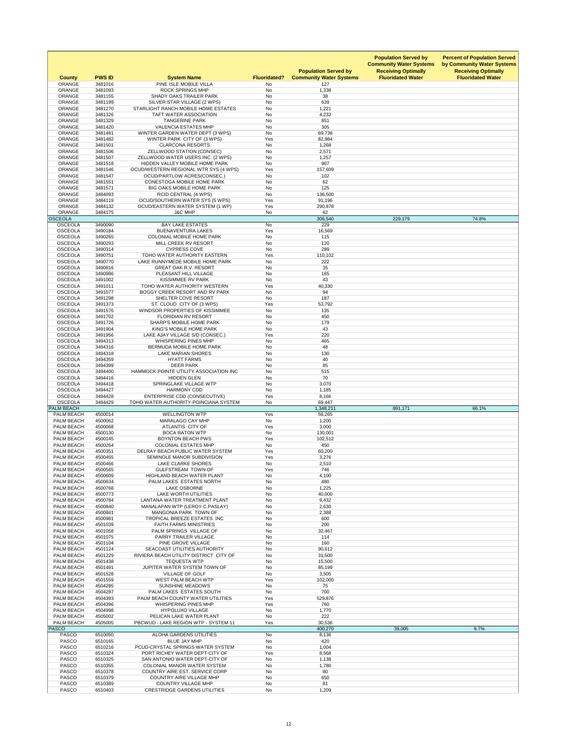| County | PWS ID | System Name | Fluoridated? | Population Served by Community Water Systems | Population Served by Community Water Systems Receiving Optimally Fluoridated Water | Percent of Population Served by Community Water Systems Receiving Optimally Fluoridated Water |
|---|---|---|---|---|---|---|
| ORANGE | 3481016 | PINE ISLE MOBILE VILLA | No | 127 | | |
| ORANGE | 3481093 | ROCK SPRINGS MHP | No | 1,338 | | |
| ORANGE | 3481155 | SHADY OAKS TRAILER PARK | No | 38 | | |
| ORANGE | 3481199 | SILVER STAR VILLAGE (2 WPS) | No | 639 | | |
| ORANGE | 3481270 | STARLIGHT RANCH MOBILE HOME ESTATES | No | 1,221 | | |
| ORANGE | 3481326 | TAFT WATER ASSOCIATION | No | 4,232 | | |
| ORANGE | 3481329 | TANGERINE PARK | No | 851 | | |
| ORANGE | 3481420 | VALENCIA ESTATES MHP | No | 305 | | |
| ORANGE | 3481481 | WINTER GARDEN WATER DEPT (3 WPS) | No | 69,738 | | |
| ORANGE | 3481482 | WINTER PARK CITY OF (3 WPS) | Yes | 82,984 | | |
| ORANGE | 3481501 | CLARCONA RESORTS | No | 1,268 | | |
| ORANGE | 3481506 | ZELLWOOD STATION (CONSEC) | No | 2,571 | | |
| ORANGE | 3481507 | ZELLWOOD WATER USERS INC. (2 WPS) | No | 1,257 | | |
| ORANGE | 3481518 | HIDDEN VALLEY MOBILE HOME PARK | No | 907 | | |
| ORANGE | 3481546 | OCUD/WESTERN REGIONAL WTR SYS (4 WPS) | Yes | 157,609 | | |
| ORANGE | 3481547 | OCUD/PARTLOW ACRES(CONSEC.) | No | 102 | | |
| ORANGE | 3481551 | CONESTOGA MOBILE HOME PARK | No | 62 | | |
| ORANGE | 3481571 | BIG OAKS MOBILE HOME PARK | No | 125 | | |
| ORANGE | 3484093 | RCID CENTRAL (4 WPS) | No | 136,500 | | |
| ORANGE | 3484119 | OCUD/SOUTHERN WATER SYS (5 WPS) | Yes | 91,196 | | |
| ORANGE | 3484132 | OCUD/EASTERN WATER SYSTEM (1 WP) | Yes | 290,878 | | |
| ORANGE | 3484175 | J&C MHP | No | 62 | | |
| OSCEOLA | | | | 306,540 | 229,179 | 74.8% |
| OSCEOLA | 3490090 | BAY LAKE ESTATES | No | 229 | | |
| OSCEOLA | 3490184 | BUENAVENTURA LAKES | Yes | 16,569 | | |
| OSCEOLA | 3490265 | COLONIAL MOBILE HOME PARK | No | 115 | | |
| OSCEOLA | 3490293 | MILL CREEK RV RESORT | No | 120 | | |
| OSCEOLA | 3490314 | CYPRESS COVE | No | 289 | | |
| OSCEOLA | 3490751 | TOHO WATER AUTHORITY EASTERN | Yes | 110,102 | | |
| OSCEOLA | 3490770 | LAKE RUNNYMEDE MOBILE HOME PARK | No | 222 | | |
| OSCEOLA | 3490816 | GREAT OAK R.V. RESORT | No | 35 | | |
| OSCEOLA | 3490986 | PLEASANT HILL VILLAGE | No | 165 | | |
| OSCEOLA | 3491002 | KISSIMMEE RV PARK | No | 43 | | |
| OSCEOLA | 3491011 | TOHO WATER AUTHORITY WESTERN | Yes | 40,330 | | |
| OSCEOLA | 3491077 | BOGGY CREEK RESORT AND RV PARK | No | 94 | | |
| OSCEOLA | 3491298 | SHELTER COVE RESORT | No | 187 | | |
| OSCEOLA | 3491373 | ST. CLOUD CITY OF (3 WPS) | Yes | 53,792 | | |
| OSCEOLA | 3491576 | WINDSOR PROPERTIES OF KISSIMMEE | No | 135 | | |
| OSCEOLA | 3491702 | FLORIDIAN RV RESORT | No | 450 | | |
| OSCEOLA | 3491726 | SHARP'S MOBILE HOME PARK | No | 179 | | |
| OSCEOLA | 3491904 | KING'S MOBILE HOME PARK | No | 43 | | |
| OSCEOLA | 3491956 | LAKE AJAY VILLAGE S/D (CONSEC.) | Yes | 220 | | |
| OSCEOLA | 3494313 | WHISPERING PINES MHP | No | 465 | | |
| OSCEOLA | 3494316 | BERMUDA MOBILE HOME PARK | No | 48 | | |
| OSCEOLA | 3494318 | LAKE MARIAN SHORES | No | 130 | | |
| OSCEOLA | 3494359 | HYATT FARMS | No | 40 | | |
| OSCEOLA | 3494399 | DEER PARK | No | 85 | | |
| OSCEOLA | 3494400 | HAMMOCK POINTE UTILITY ASSOCIATION INC | No | 515 | | |
| OSCEOLA | 3494416 | HIDDEN GLEN | No | 70 | | |
| OSCEOLA | 3494418 | SPRINGLAKE VILLAGE WTP | No | 3,070 | | |
| OSCEOLA | 3494427 | HARMONY CDD | No | 1,185 | | |
| OSCEOLA | 3494428 | ENTERPRISE CDD (CONSECUTIVE) | Yes | 8,166 | | |
| OSCEOLA | 3494429 | TOHO WATER AUTHORITY-POINCIANA SYSTEM | No | 69,447 | | |
| PALM BEACH | | | | 1,348,211 | 891,171 | 66.1% |
| PALM BEACH | 4500014 | WELLINGTON WTP | Yes | 58,265 | | |
| PALM BEACH | 4500062 | MARALAGO CAY MHP | No | 1,200 | | |
| PALM BEACH | 4500068 | ATLANTIS CITY OF | Yes | 3,000 | | |
| PALM BEACH | 4500130 | BOCA RATON WTP | No | 130,001 | | |
| PALM BEACH | 4500145 | BOYNTON BEACH PWS | Yes | 102,512 | | |
| PALM BEACH | 4500264 | COLONIAL ESTATES MHP | No | 450 | | |
| PALM BEACH | 4500351 | DELRAY BEACH PUBLIC WATER SYSTEM | Yes | 60,200 | | |
| PALM BEACH | 4500455 | SEMINOLE MANOR SUBDIVISION | Yes | 3,276 | | |
| PALM BEACH | 4500466 | LAKE CLARKE SHORES | No | 2,510 | | |
| PALM BEACH | 4500565 | GULFSTREAM TOWN OF | Yes | 746 | | |
| PALM BEACH | 4500609 | HIGHLAND BEACH WATER PLANT | No | 4,100 | | |
| PALM BEACH | 4500634 | PALM LAKES ESTATES NORTH | No | 480 | | |
| PALM BEACH | 4500768 | LAKE OSBORNE | No | 1,225 | | |
| PALM BEACH | 4500773 | LAKE WORTH UTILITIES | No | 40,000 | | |
| PALM BEACH | 4500784 | LANTANA WATER TREATMENT PLANT | No | 9,432 | | |
| PALM BEACH | 4500840 | MANALAPAN WTP (LEROY C.PASLAY) | No | 2,630 | | |
| PALM BEACH | 4500841 | MANGONIA PARK TOWN OF | No | 2,388 | | |
| PALM BEACH | 4500981 | TROPICAL BREEZE ESTATES INC | No | 600 | | |
| PALM BEACH | 4501039 | FAITH FARMS MINISTRIES | No | 200 | | |
| PALM BEACH | 4501058 | PALM SPRINGS VILLAGE OF | No | 32,467 | | |
| PALM BEACH | 4501075 | PARRY TRAILER VILLAGE | No | 114 | | |
| PALM BEACH | 4501104 | PINE GROVE VILLAGE | No | 160 | | |
| PALM BEACH | 4501124 | SEACOAST UTILITIES AUTHORITY | No | 90,612 | | |
| PALM BEACH | 4501229 | RIVIERA BEACH UTILITY DISTRICT CITY OF | No | 31,500 | | |
| PALM BEACH | 4501438 | TEQUESTA WTP | No | 15,500 | | |
| PALM BEACH | 4501491 | JUPITER WATER SYSTEM TOWN OF | No | 85,199 | | |
| PALM BEACH | 4501528 | VILLAGE OF GOLF | No | 3,505 | | |
| PALM BEACH | 4501559 | WEST PALM BEACH WTP | Yes | 102,000 | | |
| PALM BEACH | 4504285 | SUNSHINE MEADOWS | No | 75 | | |
| PALM BEACH | 4504287 | PALM LAKES ESTATES SOUTH | No | 700 | | |
| PALM BEACH | 4504393 | PALM BEACH COUNTY WATER UTILITIES | Yes | 529,876 | | |
| PALM BEACH | 4504396 | WHISPERING PINES MHP | Yes | 760 | | |
| PALM BEACH | 4504998 | HYPOLUXO VILLAGE | No | 1,770 | | |
| PALM BEACH | 4505002 | PELICAN LAKE WATER PLANT | No | 222 | | |
| PALM BEACH | 4505005 | PBCWUD - LAKE REGION WTP - SYSTEM 11 | Yes | 30,536 | | |
| PASCO | | | | 400,270 | 39,005 | 9.7% |
| PASCO | 6510050 | ALOHA GARDENS UTILITIES | No | 8,136 | | |
| PASCO | 6510165 | BLUE JAY MHP | No | 420 | | |
| PASCO | 6510216 | PCUD-CRYSTAL SPRINGS WATER SYSTEM | No | 1,004 | | |
| PASCO | 6510324 | PORT RICHEY WATER DEPT-CITY OF | Yes | 8,568 | | |
| PASCO | 6510325 | SAN ANTONIO WATER DEPT-CITY OF | No | 1,138 | | |
| PASCO | 6510355 | COLONIAL MANOR WATER SYSTEM | No | 1,780 | | |
| PASCO | 6510378 | COUNTRY AIRE EST. SERVICE CORP | No | 80 | | |
| PASCO | 6510379 | COUNTRY AIRE VILLAGE MHP | No | 650 | | |
| PASCO | 6510389 | COUNTRY VILLAGE MHP | No | 81 | | |
| PASCO | 6510403 | CRESTRIDGE GARDENS UTILITIES | No | 1,209 | | |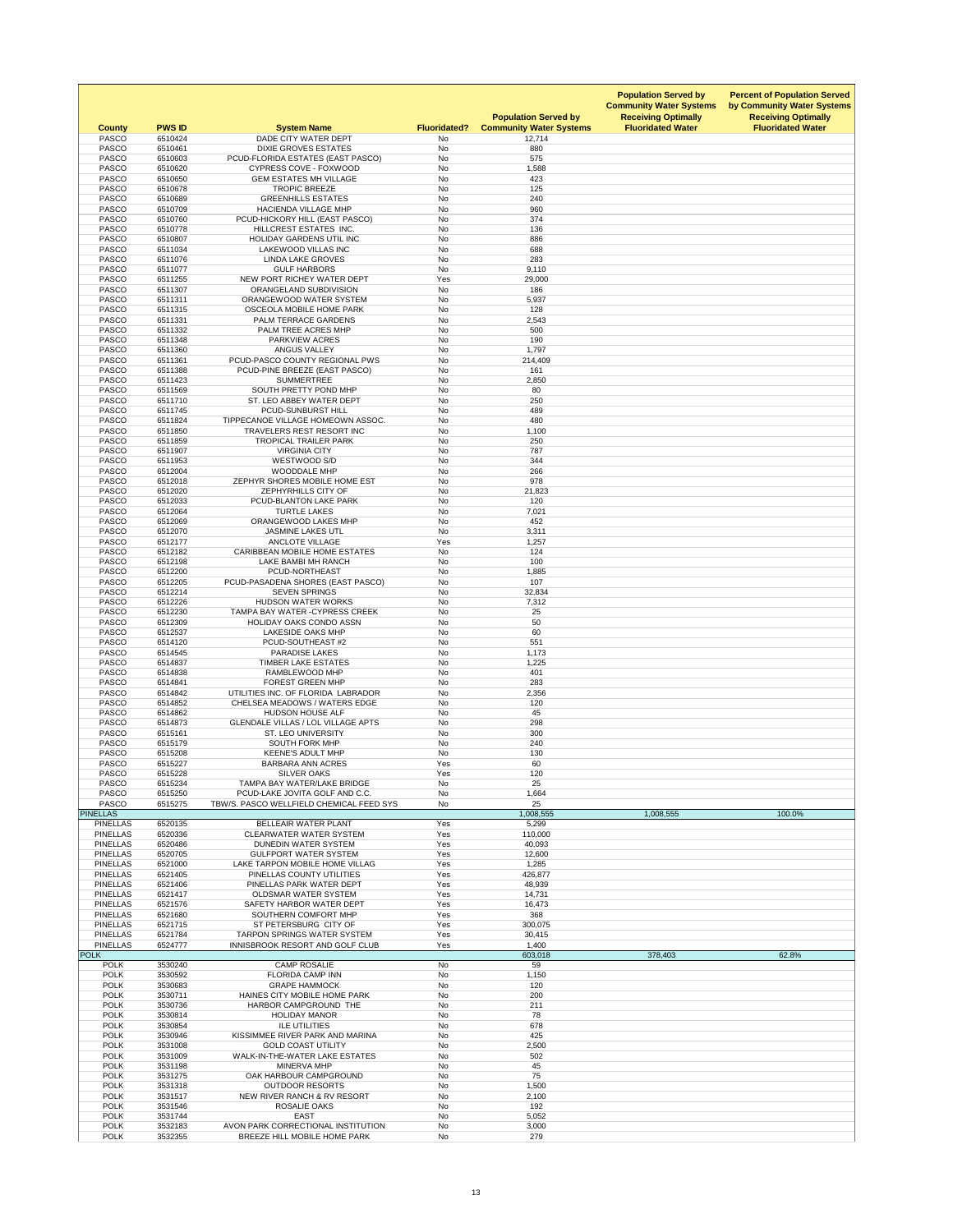| County | PWS ID | System Name | Fluoridated? | Population Served by Community Water Systems | Population Served by Community Water Systems Receiving Optimally Fluoridated Water | Percent of Population Served by Community Water Systems Receiving Optimally Fluoridated Water |
|---|---|---|---|---|---|---|
| PASCO | 6510424 | DADE CITY WATER DEPT | No | 12,714 | | |
| PASCO | 6510461 | DIXIE GROVES ESTATES | No | 880 | | |
| PASCO | 6510603 | PCUD-FLORIDA ESTATES (EAST PASCO) | No | 575 | | |
| PASCO | 6510620 | CYPRESS COVE - FOXWOOD | No | 1,588 | | |
| PASCO | 6510650 | GEM ESTATES MH VILLAGE | No | 423 | | |
| PASCO | 6510678 | TROPIC BREEZE | No | 125 | | |
| PASCO | 6510689 | GREENHILLS ESTATES | No | 240 | | |
| PASCO | 6510709 | HACIENDA VILLAGE MHP | No | 960 | | |
| PASCO | 6510760 | PCUD-HICKORY HILL (EAST PASCO) | No | 374 | | |
| PASCO | 6510778 | HILLCREST ESTATES INC. | No | 136 | | |
| PASCO | 6510807 | HOLIDAY GARDENS UTIL INC | No | 886 | | |
| PASCO | 6511034 | LAKEWOOD VILLAS INC | No | 688 | | |
| PASCO | 6511076 | LINDA LAKE GROVES | No | 283 | | |
| PASCO | 6511077 | GULF HARBORS | No | 9,110 | | |
| PASCO | 6511255 | NEW PORT RICHEY WATER DEPT | Yes | 29,000 | | |
| PASCO | 6511307 | ORANGELAND SUBDIVISION | No | 186 | | |
| PASCO | 6511311 | ORANGEWOOD WATER SYSTEM | No | 5,937 | | |
| PASCO | 6511315 | OSCEOLA MOBILE HOME PARK | No | 128 | | |
| PASCO | 6511331 | PALM TERRACE GARDENS | No | 2,543 | | |
| PASCO | 6511332 | PALM TREE ACRES MHP | No | 500 | | |
| PASCO | 6511348 | PARKVIEW ACRES | No | 190 | | |
| PASCO | 6511360 | ANGUS VALLEY | No | 1,797 | | |
| PASCO | 6511361 | PCUD-PASCO COUNTY REGIONAL PWS | No | 214,409 | | |
| PASCO | 6511388 | PCUD-PINE BREEZE (EAST PASCO) | No | 161 | | |
| PASCO | 6511423 | SUMMERTREE | No | 2,850 | | |
| PASCO | 6511569 | SOUTH PRETTY POND MHP | No | 80 | | |
| PASCO | 6511710 | ST. LEO ABBEY WATER DEPT | No | 250 | | |
| PASCO | 6511745 | PCUD-SUNBURST HILL | No | 489 | | |
| PASCO | 6511824 | TIPPECANOE VILLAGE HOMEOWN ASSOC. | No | 480 | | |
| PASCO | 6511850 | TRAVELERS REST RESORT INC | No | 1,100 | | |
| PASCO | 6511859 | TROPICAL TRAILER PARK | No | 250 | | |
| PASCO | 6511907 | VIRGINIA CITY | No | 787 | | |
| PASCO | 6511953 | WESTWOOD S/D | No | 344 | | |
| PASCO | 6512004 | WOODDALE MHP | No | 266 | | |
| PASCO | 6512018 | ZEPHYR SHORES MOBILE HOME EST | No | 978 | | |
| PASCO | 6512020 | ZEPHYRHILLS CITY OF | No | 21,823 | | |
| PASCO | 6512033 | PCUD-BLANTON LAKE PARK | No | 120 | | |
| PASCO | 6512064 | TURTLE LAKES | No | 7,021 | | |
| PASCO | 6512069 | ORANGEWOOD LAKES MHP | No | 452 | | |
| PASCO | 6512070 | JASMINE LAKES UTL | No | 3,311 | | |
| PASCO | 6512177 | ANCLOTE VILLAGE | Yes | 1,257 | | |
| PASCO | 6512182 | CARIBBEAN MOBILE HOME ESTATES | No | 124 | | |
| PASCO | 6512198 | LAKE BAMBI MH RANCH | No | 100 | | |
| PASCO | 6512200 | PCUD-NORTHEAST | No | 1,885 | | |
| PASCO | 6512205 | PCUD-PASADENA SHORES (EAST PASCO) | No | 107 | | |
| PASCO | 6512214 | SEVEN SPRINGS | No | 32,834 | | |
| PASCO | 6512226 | HUDSON WATER WORKS | No | 7,312 | | |
| PASCO | 6512230 | TAMPA BAY WATER -CYPRESS CREEK | No | 25 | | |
| PASCO | 6512309 | HOLIDAY OAKS CONDO ASSN | No | 50 | | |
| PASCO | 6512537 | LAKESIDE OAKS MHP | No | 60 | | |
| PASCO | 6514120 | PCUD-SOUTHEAST #2 | No | 551 | | |
| PASCO | 6514545 | PARADISE LAKES | No | 1,173 | | |
| PASCO | 6514837 | TIMBER LAKE ESTATES | No | 1,225 | | |
| PASCO | 6514838 | RAMBLEWOOD MHP | No | 401 | | |
| PASCO | 6514841 | FOREST GREEN MHP | No | 283 | | |
| PASCO | 6514842 | UTILITIES INC. OF FLORIDA LABRADOR | No | 2,356 | | |
| PASCO | 6514852 | CHELSEA MEADOWS / WATERS EDGE | No | 120 | | |
| PASCO | 6514862 | HUDSON HOUSE ALF | No | 45 | | |
| PASCO | 6514873 | GLENDALE VILLAS / LOL VILLAGE APTS | No | 298 | | |
| PASCO | 6515161 | ST. LEO UNIVERSITY | No | 300 | | |
| PASCO | 6515179 | SOUTH FORK MHP | No | 240 | | |
| PASCO | 6515208 | KEENE'S ADULT MHP | No | 130 | | |
| PASCO | 6515227 | BARBARA ANN ACRES | Yes | 60 | | |
| PASCO | 6515228 | SILVER OAKS | Yes | 120 | | |
| PASCO | 6515234 | TAMPA BAY WATER/LAKE BRIDGE | No | 25 | | |
| PASCO | 6515250 | PCUD-LAKE JOVITA GOLF AND C.C. | No | 1,664 | | |
| PASCO | 6515275 | TBW/S. PASCO WELLFIELD CHEMICAL FEED SYS | No | 25 | | |
| PINELLAS | | | | 1,008,555 | 1,008,555 | 100.0% |
| PINELLAS | 6520135 | BELLEAIR WATER PLANT | Yes | 5,299 | | |
| PINELLAS | 6520336 | CLEARWATER WATER SYSTEM | Yes | 110,000 | | |
| PINELLAS | 6520486 | DUNEDIN WATER SYSTEM | Yes | 40,093 | | |
| PINELLAS | 6520705 | GULFPORT WATER SYSTEM | Yes | 12,600 | | |
| PINELLAS | 6521000 | LAKE TARPON MOBILE HOME VILLAG | Yes | 1,285 | | |
| PINELLAS | 6521405 | PINELLAS COUNTY UTILITIES | Yes | 426,877 | | |
| PINELLAS | 6521406 | PINELLAS PARK WATER DEPT | Yes | 48,939 | | |
| PINELLAS | 6521417 | OLDSMAR WATER SYSTEM | Yes | 14,731 | | |
| PINELLAS | 6521576 | SAFETY HARBOR WATER DEPT | Yes | 16,473 | | |
| PINELLAS | 6521680 | SOUTHERN COMFORT MHP | Yes | 368 | | |
| PINELLAS | 6521715 | ST PETERSBURG CITY OF | Yes | 300,075 | | |
| PINELLAS | 6521784 | TARPON SPRINGS WATER SYSTEM | Yes | 30,415 | | |
| PINELLAS | 6524777 | INNISBROOK RESORT AND GOLF CLUB | Yes | 1,400 | | |
| POLK | | | | 603,018 | 378,403 | 62.8% |
| POLK | 3530240 | CAMP ROSALIE | No | 59 | | |
| POLK | 3530592 | FLORIDA CAMP INN | No | 1,150 | | |
| POLK | 3530683 | GRAPE HAMMOCK | No | 120 | | |
| POLK | 3530711 | HAINES CITY MOBILE HOME PARK | No | 200 | | |
| POLK | 3530736 | HARBOR CAMPGROUND THE | No | 211 | | |
| POLK | 3530814 | HOLIDAY MANOR | No | 78 | | |
| POLK | 3530854 | ILE UTILITIES | No | 678 | | |
| POLK | 3530946 | KISSIMMEE RIVER PARK AND MARINA | No | 425 | | |
| POLK | 3531008 | GOLD COAST UTILITY | No | 2,500 | | |
| POLK | 3531009 | WALK-IN-THE-WATER LAKE ESTATES | No | 502 | | |
| POLK | 3531198 | MINERVA MHP | No | 45 | | |
| POLK | 3531275 | OAK HARBOUR CAMPGROUND | No | 75 | | |
| POLK | 3531318 | OUTDOOR RESORTS | No | 1,500 | | |
| POLK | 3531517 | NEW RIVER RANCH & RV RESORT | No | 2,100 | | |
| POLK | 3531546 | ROSALIE OAKS | No | 192 | | |
| POLK | 3531744 | EAST | No | 5,052 | | |
| POLK | 3532183 | AVON PARK CORRECTIONAL INSTITUTION | No | 3,000 | | |
| POLK | 3532355 | BREEZE HILL MOBILE HOME PARK | No | 279 | | |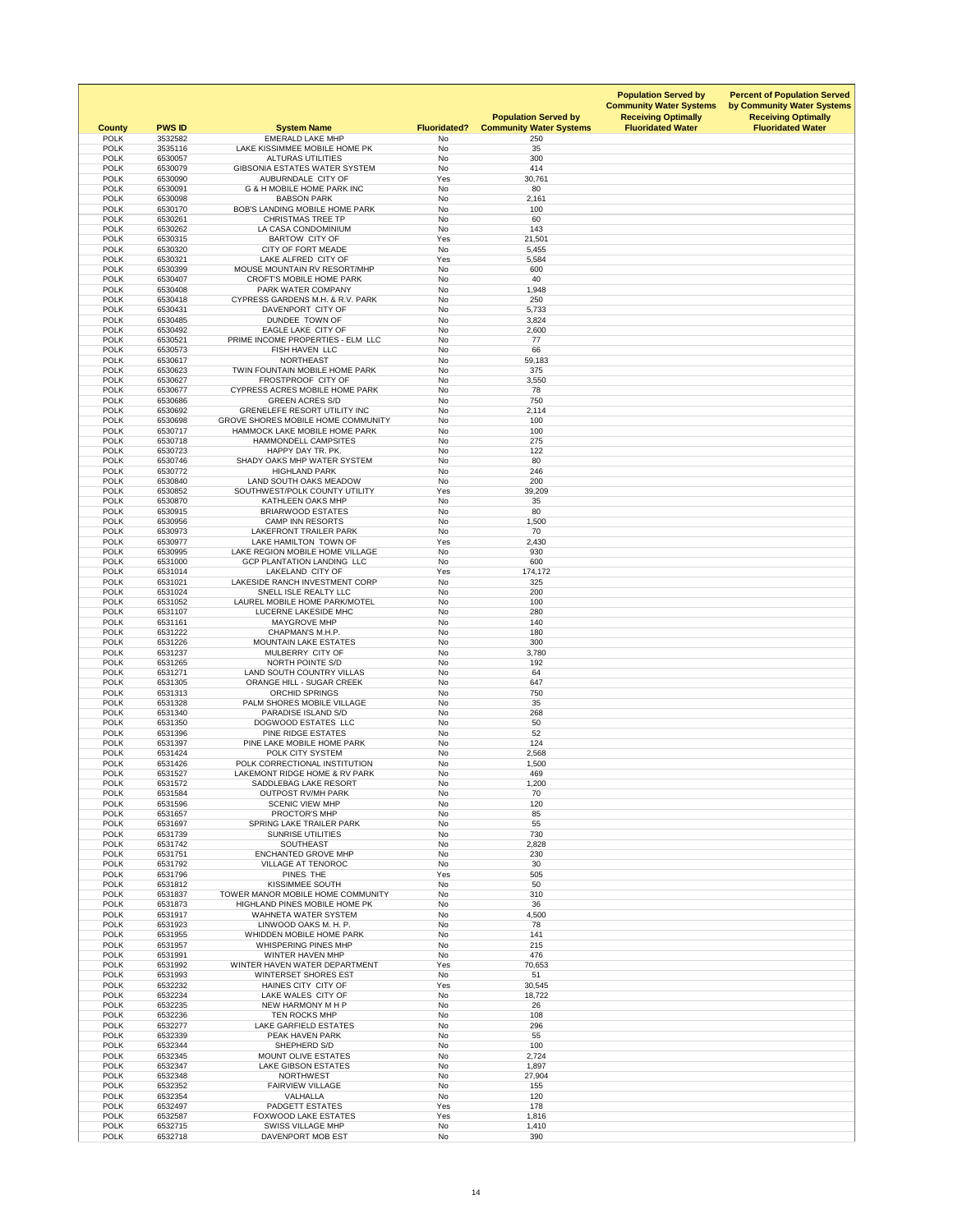| County | PWS ID | System Name | Fluoridated? | Population Served by Community Water Systems | Population Served by Community Water Systems Receiving Optimally Fluoridated Water | Percent of Population Served by Community Water Systems Receiving Optimally Fluoridated Water |
|---|---|---|---|---|---|---|
| POLK | 3532582 | EMERALD LAKE MHP | No | 250 | | |
| POLK | 3535116 | LAKE KISSIMMEE MOBILE HOME PK | No | 35 | | |
| POLK | 6530057 | ALTURAS UTILITIES | No | 300 | | |
| POLK | 6530079 | GIBSONIA ESTATES WATER SYSTEM | No | 414 | | |
| POLK | 6530090 | AUBURNDALE CITY OF | Yes | 30,761 | | |
| POLK | 6530091 | G & H MOBILE HOME PARK INC | No | 80 | | |
| POLK | 6530098 | BABSON PARK | No | 2,161 | | |
| POLK | 6530170 | BOB'S LANDING MOBILE HOME PARK | No | 100 | | |
| POLK | 6530261 | CHRISTMAS TREE TP | No | 60 | | |
| POLK | 6530262 | LA CASA CONDOMINIUM | No | 143 | | |
| POLK | 6530315 | BARTOW CITY OF | Yes | 21,501 | | |
| POLK | 6530320 | CITY OF FORT MEADE | No | 5,455 | | |
| POLK | 6530321 | LAKE ALFRED CITY OF | Yes | 5,584 | | |
| POLK | 6530399 | MOUSE MOUNTAIN RV RESORT/MHP | No | 600 | | |
| POLK | 6530407 | CROFT'S MOBILE HOME PARK | No | 40 | | |
| POLK | 6530408 | PARK WATER COMPANY | No | 1,948 | | |
| POLK | 6530418 | CYPRESS GARDENS M.H. & R.V. PARK | No | 250 | | |
| POLK | 6530431 | DAVENPORT CITY OF | No | 5,733 | | |
| POLK | 6530485 | DUNDEE TOWN OF | No | 3,824 | | |
| POLK | 6530492 | EAGLE LAKE CITY OF | No | 2,600 | | |
| POLK | 6530521 | PRIME INCOME PROPERTIES - ELM LLC | No | 77 | | |
| POLK | 6530573 | FISH HAVEN LLC | No | 66 | | |
| POLK | 6530617 | NORTHEAST | No | 59,183 | | |
| POLK | 6530623 | TWIN FOUNTAIN MOBILE HOME PARK | No | 375 | | |
| POLK | 6530627 | FROSTPROOF CITY OF | No | 3,550 | | |
| POLK | 6530677 | CYPRESS ACRES MOBILE HOME PARK | No | 78 | | |
| POLK | 6530686 | GREEN ACRES S/D | No | 750 | | |
| POLK | 6530692 | GRENELEFE RESORT UTILITY INC | No | 2,114 | | |
| POLK | 6530698 | GROVE SHORES MOBILE HOME COMMUNITY | No | 100 | | |
| POLK | 6530717 | HAMMOCK LAKE MOBILE HOME PARK | No | 100 | | |
| POLK | 6530718 | HAMMONDELL CAMPSITES | No | 275 | | |
| POLK | 6530723 | HAPPY DAY TR. PK. | No | 122 | | |
| POLK | 6530746 | SHADY OAKS MHP WATER SYSTEM | No | 80 | | |
| POLK | 6530772 | HIGHLAND PARK | No | 246 | | |
| POLK | 6530840 | LAND SOUTH OAKS MEADOW | No | 200 | | |
| POLK | 6530852 | SOUTHWEST/POLK COUNTY UTILITY | Yes | 39,209 | | |
| POLK | 6530870 | KATHLEEN OAKS MHP | No | 35 | | |
| POLK | 6530915 | BRIARWOOD ESTATES | No | 80 | | |
| POLK | 6530956 | CAMP INN RESORTS | No | 1,500 | | |
| POLK | 6530973 | LAKEFRONT TRAILER PARK | No | 70 | | |
| POLK | 6530977 | LAKE HAMILTON TOWN OF | Yes | 2,430 | | |
| POLK | 6530995 | LAKE REGION MOBILE HOME VILLAGE | No | 930 | | |
| POLK | 6531000 | GCP PLANTATION LANDING LLC | No | 600 | | |
| POLK | 6531014 | LAKELAND CITY OF | Yes | 174,172 | | |
| POLK | 6531021 | LAKESIDE RANCH INVESTMENT CORP | No | 325 | | |
| POLK | 6531024 | SNELL ISLE REALTY LLC | No | 200 | | |
| POLK | 6531052 | LAUREL MOBILE HOME PARK/MOTEL | No | 100 | | |
| POLK | 6531107 | LUCERNE LAKESIDE MHC | No | 280 | | |
| POLK | 6531161 | MAYGROVE MHP | No | 140 | | |
| POLK | 6531222 | CHAPMAN'S M.H.P. | No | 180 | | |
| POLK | 6531226 | MOUNTAIN LAKE ESTATES | No | 300 | | |
| POLK | 6531237 | MULBERRY CITY OF | No | 3,780 | | |
| POLK | 6531265 | NORTH POINTE S/D | No | 192 | | |
| POLK | 6531271 | LAND SOUTH COUNTRY VILLAS | No | 64 | | |
| POLK | 6531305 | ORANGE HILL - SUGAR CREEK | No | 647 | | |
| POLK | 6531313 | ORCHID SPRINGS | No | 750 | | |
| POLK | 6531328 | PALM SHORES MOBILE VILLAGE | No | 35 | | |
| POLK | 6531340 | PARADISE ISLAND S/D | No | 268 | | |
| POLK | 6531350 | DOGWOOD ESTATES LLC | No | 50 | | |
| POLK | 6531396 | PINE RIDGE ESTATES | No | 52 | | |
| POLK | 6531397 | PINE LAKE MOBILE HOME PARK | No | 124 | | |
| POLK | 6531424 | POLK CITY SYSTEM | No | 2,568 | | |
| POLK | 6531426 | POLK CORRECTIONAL INSTITUTION | No | 1,500 | | |
| POLK | 6531527 | LAKEMONT RIDGE HOME & RV PARK | No | 469 | | |
| POLK | 6531572 | SADDLEBAG LAKE RESORT | No | 1,200 | | |
| POLK | 6531584 | OUTPOST RV/MH PARK | No | 70 | | |
| POLK | 6531596 | SCENIC VIEW MHP | No | 120 | | |
| POLK | 6531657 | PROCTOR'S MHP | No | 85 | | |
| POLK | 6531697 | SPRING LAKE TRAILER PARK | No | 55 | | |
| POLK | 6531739 | SUNRISE UTILITIES | No | 730 | | |
| POLK | 6531742 | SOUTHEAST | No | 2,828 | | |
| POLK | 6531751 | ENCHANTED GROVE MHP | No | 230 | | |
| POLK | 6531792 | VILLAGE AT TENOROC | No | 30 | | |
| POLK | 6531796 | PINES THE | Yes | 505 | | |
| POLK | 6531812 | KISSIMMEE SOUTH | No | 50 | | |
| POLK | 6531837 | TOWER MANOR MOBILE HOME COMMUNITY | No | 310 | | |
| POLK | 6531873 | HIGHLAND PINES MOBILE HOME PK | No | 36 | | |
| POLK | 6531917 | WAHNETA WATER SYSTEM | No | 4,500 | | |
| POLK | 6531923 | LINWOOD OAKS M. H. P. | No | 78 | | |
| POLK | 6531955 | WHIDDEN MOBILE HOME PARK | No | 141 | | |
| POLK | 6531957 | WHISPERING PINES MHP | No | 215 | | |
| POLK | 6531991 | WINTER HAVEN MHP | No | 476 | | |
| POLK | 6531992 | WINTER HAVEN WATER DEPARTMENT | Yes | 70,653 | | |
| POLK | 6531993 | WINTERSET SHORES EST | No | 51 | | |
| POLK | 6532232 | HAINES CITY CITY OF | Yes | 30,545 | | |
| POLK | 6532234 | LAKE WALES CITY OF | No | 18,722 | | |
| POLK | 6532235 | NEW HARMONY M H P | No | 26 | | |
| POLK | 6532236 | TEN ROCKS MHP | No | 108 | | |
| POLK | 6532277 | LAKE GARFIELD ESTATES | No | 296 | | |
| POLK | 6532339 | PEAK HAVEN PARK | No | 55 | | |
| POLK | 6532344 | SHEPHERD S/D | No | 100 | | |
| POLK | 6532345 | MOUNT OLIVE ESTATES | No | 2,724 | | |
| POLK | 6532347 | LAKE GIBSON ESTATES | No | 1,897 | | |
| POLK | 6532348 | NORTHWEST | No | 27,904 | | |
| POLK | 6532352 | FAIRVIEW VILLAGE | No | 155 | | |
| POLK | 6532354 | VALHALLA | No | 120 | | |
| POLK | 6532497 | PADGETT ESTATES | Yes | 178 | | |
| POLK | 6532587 | FOXWOOD LAKE ESTATES | Yes | 1,816 | | |
| POLK | 6532715 | SWISS VILLAGE MHP | No | 1,410 | | |
| POLK | 6532718 | DAVENPORT MOB EST | No | 390 | | |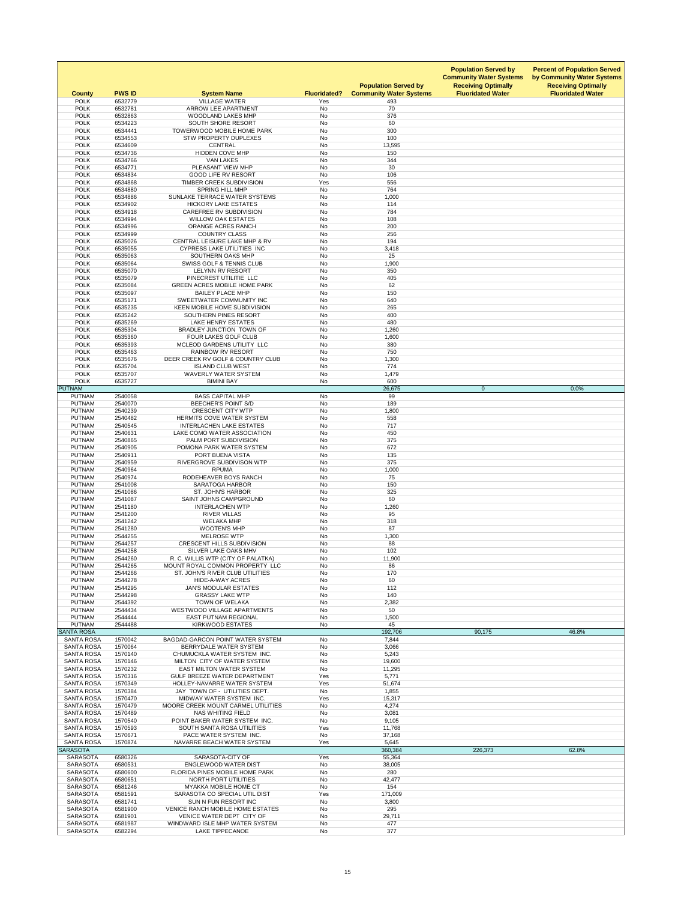| County | PWS ID | System Name | Fluoridated? | Population Served by Community Water Systems | Population Served by Community Water Systems Receiving Optimally Fluoridated Water | Percent of Population Served by Community Water Systems Receiving Optimally Fluoridated Water |
|---|---|---|---|---|---|---|
| POLK | 6532779 | VILLAGE WATER | Yes | 493 | | |
| POLK | 6532781 | ARROW LEE APARTMENT | No | 70 | | |
| POLK | 6532863 | WOODLAND LAKES MHP | No | 376 | | |
| POLK | 6534223 | SOUTH SHORE RESORT | No | 60 | | |
| POLK | 6534441 | TOWERWOOD MOBILE HOME PARK | No | 300 | | |
| POLK | 6534553 | STW PROPERTY DUPLEXES | No | 100 | | |
| POLK | 6534609 | CENTRAL | No | 13,595 | | |
| POLK | 6534736 | HIDDEN COVE MHP | No | 150 | | |
| POLK | 6534766 | VAN LAKES | No | 344 | | |
| POLK | 6534771 | PLEASANT VIEW MHP | No | 30 | | |
| POLK | 6534834 | GOOD LIFE RV RESORT | No | 106 | | |
| POLK | 6534868 | TIMBER CREEK SUBDIVISION | Yes | 556 | | |
| POLK | 6534880 | SPRING HILL MHP | No | 764 | | |
| POLK | 6534886 | SUNLAKE TERRACE WATER SYSTEMS | No | 1,000 | | |
| POLK | 6534902 | HICKORY LAKE ESTATES | No | 114 | | |
| POLK | 6534918 | CAREFREE RV SUBDIVISION | No | 784 | | |
| POLK | 6534994 | WILLOW OAK ESTATES | No | 108 | | |
| POLK | 6534996 | ORANGE ACRES RANCH | No | 200 | | |
| POLK | 6534999 | COUNTRY CLASS | No | 256 | | |
| POLK | 6535026 | CENTRAL LEISURE LAKE MHP & RV | No | 194 | | |
| POLK | 6535055 | CYPRESS LAKE UTILITIES INC | No | 3,418 | | |
| POLK | 6535063 | SOUTHERN OAKS MHP | No | 25 | | |
| POLK | 6535064 | SWISS GOLF & TENNIS CLUB | No | 1,900 | | |
| POLK | 6535070 | LELYNN RV RESORT | No | 350 | | |
| POLK | 6535079 | PINECREST UTILITIE LLC | No | 405 | | |
| POLK | 6535084 | GREEN ACRES MOBILE HOME PARK | No | 62 | | |
| POLK | 6535097 | BAILEY PLACE MHP | No | 150 | | |
| POLK | 6535171 | SWEETWATER COMMUNITY INC | No | 640 | | |
| POLK | 6535235 | KEEN MOBILE HOME SUBDIVISION | No | 265 | | |
| POLK | 6535242 | SOUTHERN PINES RESORT | No | 400 | | |
| POLK | 6535269 | LAKE HENRY ESTATES | No | 480 | | |
| POLK | 6535304 | BRADLEY JUNCTION TOWN OF | No | 1,260 | | |
| POLK | 6535360 | FOUR LAKES GOLF CLUB | No | 1,600 | | |
| POLK | 6535393 | MCLEOD GARDENS UTILITY LLC | No | 380 | | |
| POLK | 6535463 | RAINBOW RV RESORT | No | 750 | | |
| POLK | 6535676 | DEER CREEK RV GOLF & COUNTRY CLUB | No | 1,300 | | |
| POLK | 6535704 | ISLAND CLUB WEST | No | 774 | | |
| POLK | 6535707 | WAVERLY WATER SYSTEM | No | 1,479 | | |
| POLK | 6535727 | BIMINI BAY | No | 600 | | |
| PUTNAM | | | | 26,675 | 0 | 0.0% |
| PUTNAM | 2540058 | BASS CAPITAL MHP | No | 99 | | |
| PUTNAM | 2540070 | BEECHER'S POINT S/D | No | 189 | | |
| PUTNAM | 2540239 | CRESCENT CITY WTP | No | 1,800 | | |
| PUTNAM | 2540482 | HERMITS COVE WATER SYSTEM | No | 558 | | |
| PUTNAM | 2540545 | INTERLACHEN LAKE ESTATES | No | 717 | | |
| PUTNAM | 2540631 | LAKE COMO WATER ASSOCIATION | No | 450 | | |
| PUTNAM | 2540865 | PALM PORT SUBDIVISION | No | 375 | | |
| PUTNAM | 2540905 | POMONA PARK WATER SYSTEM | No | 672 | | |
| PUTNAM | 2540911 | PORT BUENA VISTA | No | 135 | | |
| PUTNAM | 2540959 | RIVERGROVE SUBDIVISON WTP | No | 375 | | |
| PUTNAM | 2540964 | RPUMA | No | 1,000 | | |
| PUTNAM | 2540974 | RODEHEAVER BOYS RANCH | No | 75 | | |
| PUTNAM | 2541008 | SARATOGA HARBOR | No | 150 | | |
| PUTNAM | 2541086 | ST. JOHN'S HARBOR | No | 325 | | |
| PUTNAM | 2541087 | SAINT JOHNS CAMPGROUND | No | 60 | | |
| PUTNAM | 2541180 | INTERLACHEN WTP | No | 1,260 | | |
| PUTNAM | 2541200 | RIVER VILLAS | No | 95 | | |
| PUTNAM | 2541242 | WELAKA MHP | No | 318 | | |
| PUTNAM | 2541280 | WOOTEN'S MHP | No | 87 | | |
| PUTNAM | 2544255 | MELROSE WTP | No | 1,300 | | |
| PUTNAM | 2544257 | CRESCENT HILLS SUBDIVISION | No | 88 | | |
| PUTNAM | 2544258 | SILVER LAKE OAKS MHV | No | 102 | | |
| PUTNAM | 2544260 | R. C. WILLIS WTP (CITY OF PALATKA) | No | 11,900 | | |
| PUTNAM | 2544265 | MOUNT ROYAL COMMON PROPERTY LLC | No | 86 | | |
| PUTNAM | 2544266 | ST. JOHN'S RIVER CLUB UTILITIES | No | 170 | | |
| PUTNAM | 2544278 | HIDE-A-WAY ACRES | No | 60 | | |
| PUTNAM | 2544295 | JAN'S MODULAR ESTATES | No | 112 | | |
| PUTNAM | 2544298 | GRASSY LAKE WTP | No | 140 | | |
| PUTNAM | 2544392 | TOWN OF WELAKA | No | 2,382 | | |
| PUTNAM | 2544434 | WESTWOOD VILLAGE APARTMENTS | No | 50 | | |
| PUTNAM | 2544444 | EAST PUTNAM REGIONAL | No | 1,500 | | |
| PUTNAM | 2544488 | KIRKWOOD ESTATES | No | 45 | | |
| SANTA ROSA | | | | 192,706 | 90,175 | 46.8% |
| SANTA ROSA | 1570042 | BAGDAD-GARCON POINT WATER SYSTEM | No | 7,844 | | |
| SANTA ROSA | 1570064 | BERRYDALE WATER SYSTEM | No | 3,066 | | |
| SANTA ROSA | 1570140 | CHUMUCKLA WATER SYSTEM INC. | No | 5,243 | | |
| SANTA ROSA | 1570146 | MILTON CITY OF WATER SYSTEM | No | 19,600 | | |
| SANTA ROSA | 1570232 | EAST MILTON WATER SYSTEM | No | 11,295 | | |
| SANTA ROSA | 1570316 | GULF BREEZE WATER DEPARTMENT | Yes | 5,771 | | |
| SANTA ROSA | 1570349 | HOLLEY-NAVARRE WATER SYSTEM | Yes | 51,674 | | |
| SANTA ROSA | 1570384 | JAY TOWN OF - UTILITIES DEPT. | No | 1,855 | | |
| SANTA ROSA | 1570470 | MIDWAY WATER SYSTEM INC. | Yes | 15,317 | | |
| SANTA ROSA | 1570479 | MOORE CREEK MOUNT CARMEL UTILITIES | No | 4,274 | | |
| SANTA ROSA | 1570489 | NAS WHITING FIELD | No | 3,081 | | |
| SANTA ROSA | 1570540 | POINT BAKER WATER SYSTEM INC. | No | 9,105 | | |
| SANTA ROSA | 1570593 | SOUTH SANTA ROSA UTILITIES | Yes | 11,768 | | |
| SANTA ROSA | 1570671 | PACE WATER SYSTEM INC. | No | 37,168 | | |
| SANTA ROSA | 1570874 | NAVARRE BEACH WATER SYSTEM | Yes | 5,645 | | |
| SARASOTA | | | | 360,384 | 226,373 | 62.8% |
| SARASOTA | 6580326 | SARASOTA-CITY OF | Yes | 55,364 | | |
| SARASOTA | 6580531 | ENGLEWOOD WATER DIST | No | 38,005 | | |
| SARASOTA | 6580600 | FLORIDA PINES MOBILE HOME PARK | No | 280 | | |
| SARASOTA | 6580651 | NORTH PORT UTILITIES | No | 42,477 | | |
| SARASOTA | 6581246 | MYAKKA MOBILE HOME CT | No | 154 | | |
| SARASOTA | 6581591 | SARASOTA CO SPECIAL UTIL DIST | Yes | 171,009 | | |
| SARASOTA | 6581741 | SUN N FUN RESORT INC | No | 3,800 | | |
| SARASOTA | 6581900 | VENICE RANCH MOBILE HOME ESTATES | No | 295 | | |
| SARASOTA | 6581901 | VENICE WATER DEPT CITY OF | No | 29,711 | | |
| SARASOTA | 6581987 | WINDWARD ISLE MHP WATER SYSTEM | No | 477 | | |
| SARASOTA | 6582294 | LAKE TIPPECANOE | No | 377 | | |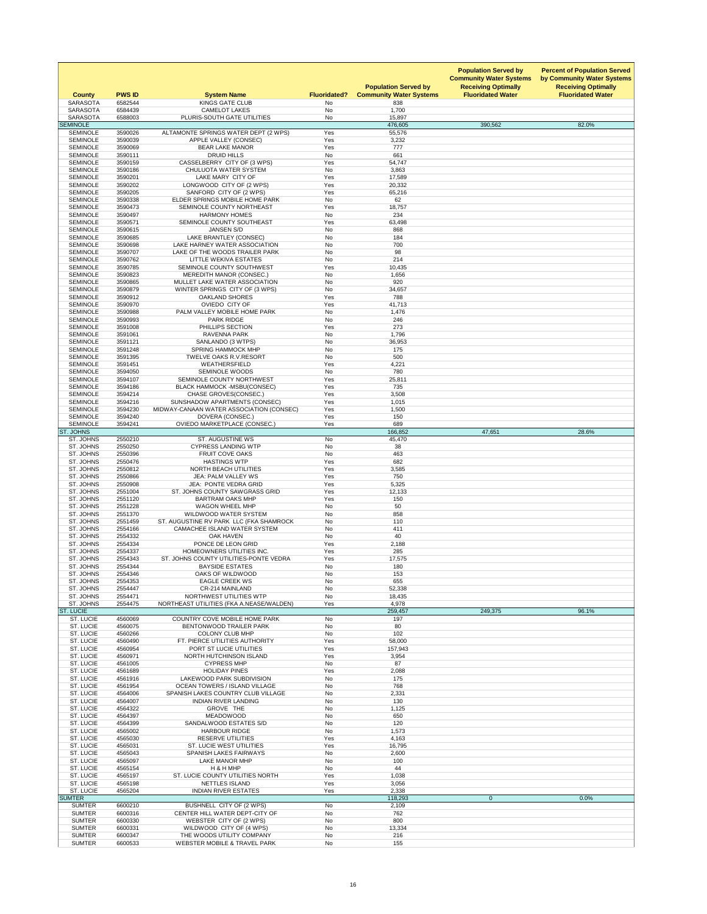| County | PWS ID | System Name | Fluoridated? | Population Served by Community Water Systems | Population Served by Community Water Systems Receiving Optimally Fluoridated Water | Percent of Population Served by Community Water Systems Receiving Optimally Fluoridated Water |
|---|---|---|---|---|---|---|
| SARASOTA | 6582544 | KINGS GATE CLUB | No | 838 | | |
| SARASOTA | 6584439 | CAMELOT LAKES | No | 1,700 | | |
| SARASOTA | 6588003 | PLURIS-SOUTH GATE UTILITIES | No | 15,897 | | |
| SEMINOLE | | | | 476,605 | 390,562 | 82.0% |
| SEMINOLE | 3590026 | ALTAMONTE SPRINGS WATER DEPT (2 WPS) | Yes | 55,576 | | |
| SEMINOLE | 3590039 | APPLE VALLEY (CONSEC) | Yes | 3,232 | | |
| SEMINOLE | 3590069 | BEAR LAKE MANOR | Yes | 777 | | |
| SEMINOLE | 3590111 | DRUID HILLS | No | 661 | | |
| SEMINOLE | 3590159 | CASSELBERRY CITY OF (3 WPS) | Yes | 54,747 | | |
| SEMINOLE | 3590186 | CHULUOTA WATER SYSTEM | No | 3,863 | | |
| SEMINOLE | 3590201 | LAKE MARY CITY OF | Yes | 17,589 | | |
| SEMINOLE | 3590202 | LONGWOOD CITY OF (2 WPS) | Yes | 20,332 | | |
| SEMINOLE | 3590205 | SANFORD CITY OF (2 WPS) | Yes | 65,216 | | |
| SEMINOLE | 3590338 | ELDER SPRINGS MOBILE HOME PARK | No | 62 | | |
| SEMINOLE | 3590473 | SEMINOLE COUNTY NORTHEAST | Yes | 18,757 | | |
| SEMINOLE | 3590497 | HARMONY HOMES | No | 234 | | |
| SEMINOLE | 3590571 | SEMINOLE COUNTY SOUTHEAST | Yes | 63,498 | | |
| SEMINOLE | 3590615 | JANSEN S/D | No | 868 | | |
| SEMINOLE | 3590685 | LAKE BRANTLEY (CONSEC) | No | 184 | | |
| SEMINOLE | 3590698 | LAKE HARNEY WATER ASSOCIATION | No | 700 | | |
| SEMINOLE | 3590707 | LAKE OF THE WOODS TRAILER PARK | No | 98 | | |
| SEMINOLE | 3590762 | LITTLE WEKIVA ESTATES | No | 214 | | |
| SEMINOLE | 3590785 | SEMINOLE COUNTY SOUTHWEST | Yes | 10,435 | | |
| SEMINOLE | 3590823 | MEREDITH MANOR (CONSEC.) | No | 1,656 | | |
| SEMINOLE | 3590865 | MULLET LAKE WATER ASSOCIATION | No | 920 | | |
| SEMINOLE | 3590879 | WINTER SPRINGS CITY OF (3 WPS) | No | 34,657 | | |
| SEMINOLE | 3590912 | OAKLAND SHORES | Yes | 788 | | |
| SEMINOLE | 3590970 | OVIEDO CITY OF | Yes | 41,713 | | |
| SEMINOLE | 3590988 | PALM VALLEY MOBILE HOME PARK | No | 1,476 | | |
| SEMINOLE | 3590993 | PARK RIDGE | No | 246 | | |
| SEMINOLE | 3591008 | PHILLIPS SECTION | Yes | 273 | | |
| SEMINOLE | 3591061 | RAVENNA PARK | No | 1,796 | | |
| SEMINOLE | 3591121 | SANLANDO (3 WTPS) | No | 36,953 | | |
| SEMINOLE | 3591248 | SPRING HAMMOCK MHP | No | 175 | | |
| SEMINOLE | 3591395 | TWELVE OAKS R.V.RESORT | No | 500 | | |
| SEMINOLE | 3591451 | WEATHERSFIELD | Yes | 4,221 | | |
| SEMINOLE | 3594050 | SEMINOLE WOODS | No | 780 | | |
| SEMINOLE | 3594107 | SEMINOLE COUNTY NORTHWEST | Yes | 25,811 | | |
| SEMINOLE | 3594186 | BLACK HAMMOCK -MSBU(CONSEC) | Yes | 735 | | |
| SEMINOLE | 3594214 | CHASE GROVES(CONSEC.) | Yes | 3,508 | | |
| SEMINOLE | 3594216 | SUNSHADOW APARTMENTS (CONSEC) | Yes | 1,015 | | |
| SEMINOLE | 3594230 | MIDWAY-CANAAN WATER ASSOCIATION (CONSEC) | Yes | 1,500 | | |
| SEMINOLE | 3594240 | DOVERA (CONSEC.) | Yes | 150 | | |
| SEMINOLE | 3594241 | OVIEDO MARKETPLACE (CONSEC.) | Yes | 689 | | |
| ST. JOHNS | | | | 166,852 | 47,651 | 28.6% |
| ST. JOHNS | 2550210 | ST. AUGUSTINE WS | No | 45,470 | | |
| ST. JOHNS | 2550250 | CYPRESS LANDING WTP | No | 38 | | |
| ST. JOHNS | 2550396 | FRUIT COVE OAKS | No | 463 | | |
| ST. JOHNS | 2550476 | HASTINGS WTP | Yes | 682 | | |
| ST. JOHNS | 2550812 | NORTH BEACH UTILITIES | Yes | 3,585 | | |
| ST. JOHNS | 2550866 | JEA: PALM VALLEY WS | Yes | 750 | | |
| ST. JOHNS | 2550908 | JEA: PONTE VEDRA GRID | Yes | 5,325 | | |
| ST. JOHNS | 2551004 | ST. JOHNS COUNTY SAWGRASS GRID | Yes | 12,133 | | |
| ST. JOHNS | 2551120 | BARTRAM OAKS MHP | Yes | 150 | | |
| ST. JOHNS | 2551228 | WAGON WHEEL MHP | No | 50 | | |
| ST. JOHNS | 2551370 | WILDWOOD WATER SYSTEM | No | 858 | | |
| ST. JOHNS | 2551459 | ST. AUGUSTINE RV PARK LLC (FKA SHAMROCK | No | 110 | | |
| ST. JOHNS | 2554166 | CAMACHEE ISLAND WATER SYSTEM | No | 411 | | |
| ST. JOHNS | 2554332 | OAK HAVEN | No | 40 | | |
| ST. JOHNS | 2554334 | PONCE DE LEON GRID | Yes | 2,188 | | |
| ST. JOHNS | 2554337 | HOMEOWNERS UTILITIES INC. | Yes | 285 | | |
| ST. JOHNS | 2554343 | ST. JOHNS COUNTY UTILITIES-PONTE VEDRA | Yes | 17,575 | | |
| ST. JOHNS | 2554344 | BAYSIDE ESTATES | No | 180 | | |
| ST. JOHNS | 2554346 | OAKS OF WILDWOOD | No | 153 | | |
| ST. JOHNS | 2554353 | EAGLE CREEK WS | No | 655 | | |
| ST. JOHNS | 2554447 | CR-214 MAINLAND | No | 52,338 | | |
| ST. JOHNS | 2554471 | NORTHWEST UTILITIES WTP | No | 18,435 | | |
| ST. JOHNS | 2554475 | NORTHEAST UTILITIES (FKA A.NEASE/WALDEN) | Yes | 4,978 | | |
| ST. LUCIE | | | | 259,457 | 249,375 | 96.1% |
| ST. LUCIE | 4560069 | COUNTRY COVE MOBILE HOME PARK | No | 197 | | |
| ST. LUCIE | 4560075 | BENTONWOOD TRAILER PARK | No | 80 | | |
| ST. LUCIE | 4560266 | COLONY CLUB MHP | No | 102 | | |
| ST. LUCIE | 4560490 | FT. PIERCE UTILITIES AUTHORITY | Yes | 58,000 | | |
| ST. LUCIE | 4560954 | PORT ST LUCIE UTILITIES | Yes | 157,943 | | |
| ST. LUCIE | 4560971 | NORTH HUTCHINSON ISLAND | Yes | 3,954 | | |
| ST. LUCIE | 4561005 | CYPRESS MHP | No | 87 | | |
| ST. LUCIE | 4561689 | HOLIDAY PINES | Yes | 2,088 | | |
| ST. LUCIE | 4561916 | LAKEWOOD PARK SUBDIVISION | No | 175 | | |
| ST. LUCIE | 4561954 | OCEAN TOWERS / ISLAND VILLAGE | No | 768 | | |
| ST. LUCIE | 4564006 | SPANISH LAKES COUNTRY CLUB VILLAGE | No | 2,331 | | |
| ST. LUCIE | 4564007 | INDIAN RIVER LANDING | No | 130 | | |
| ST. LUCIE | 4564322 | GROVE THE | No | 1,125 | | |
| ST. LUCIE | 4564397 | MEADOWOOD | No | 650 | | |
| ST. LUCIE | 4564399 | SANDALWOOD ESTATES S/D | No | 120 | | |
| ST. LUCIE | 4565002 | HARBOUR RIDGE | No | 1,573 | | |
| ST. LUCIE | 4565030 | RESERVE UTILITIES | Yes | 4,163 | | |
| ST. LUCIE | 4565031 | ST. LUCIE WEST UTILITIES | Yes | 16,795 | | |
| ST. LUCIE | 4565043 | SPANISH LAKES FAIRWAYS | No | 2,600 | | |
| ST. LUCIE | 4565097 | LAKE MANOR MHP | No | 100 | | |
| ST. LUCIE | 4565154 | H & H MHP | No | 44 | | |
| ST. LUCIE | 4565197 | ST. LUCIE COUNTY UTILITIES NORTH | Yes | 1,038 | | |
| ST. LUCIE | 4565198 | NETTLES ISLAND | Yes | 3,056 | | |
| ST. LUCIE | 4565204 | INDIAN RIVER ESTATES | Yes | 2,338 | | |
| SUMTER | | | | 118,293 | 0 | 0.0% |
| SUMTER | 6600210 | BUSHNELL CITY OF (2 WPS) | No | 2,109 | | |
| SUMTER | 6600316 | CENTER HILL WATER DEPT-CITY OF | No | 762 | | |
| SUMTER | 6600330 | WEBSTER CITY OF (2 WPS) | No | 800 | | |
| SUMTER | 6600331 | WILDWOOD CITY OF (4 WPS) | No | 13,334 | | |
| SUMTER | 6600347 | THE WOODS UTILITY COMPANY | No | 216 | | |
| SUMTER | 6600533 | WEBSTER MOBILE & TRAVEL PARK | No | 155 | | |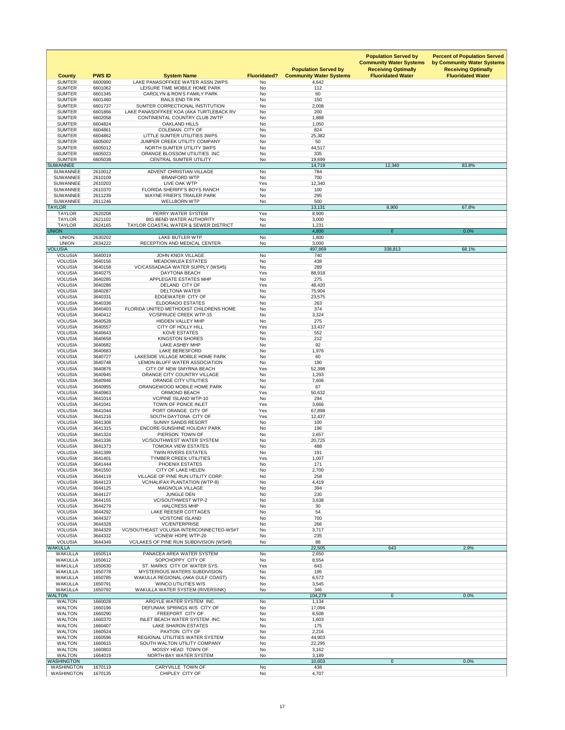| County | PWS ID | System Name | Fluoridated? | Population Served by Community Water Systems | Population Served by Community Water Systems Receiving Optimally Fluoridated Water | Percent of Population Served by Community Water Systems Receiving Optimally Fluoridated Water |
|---|---|---|---|---|---|---|
| SUMTER | 6600990 | LAKE PANASOFFKEE WATER ASSN 2WPS | No | 4,642 | | |
| SUMTER | 6601062 | LEISURE TIME MOBILE HOME PARK | No | 112 | | |
| SUMTER | 6601345 | CAROLYN & RON'S FAMILY PARK | No | 60 | | |
| SUMTER | 6601460 | RAILS END TR PK | No | 150 | | |
| SUMTER | 6601737 | SUMTER CORRECTIONAL INSTITUTION | No | 2,008 | | |
| SUMTER | 6601866 | LAKE PANASOFFKEE KOA (AKA TURTLEBACK RV | No | 200 | | |
| SUMTER | 6602058 | CONTINENTAL COUNTRY CLUB 2WTP | No | 1,888 | | |
| SUMTER | 6604824 | OAKLAND HILLS | No | 1,050 | | |
| SUMTER | 6604861 | COLEMAN CITY OF | No | 824 | | |
| SUMTER | 6604862 | LITTLE SUMTER UTILITIES 3WPS | No | 25,382 | | |
| SUMTER | 6605002 | JUMPER CREEK UTILITY COMPANY | No | 50 | | |
| SUMTER | 6605012 | NORTH SUMTER UTILITY 3WPS | No | 44,517 | | |
| SUMTER | 6605023 | ORANGE BLOSSOM UTILITIES INC | No | 335 | | |
| SUMTER | 6605038 | CENTRAL SUMTER UTILITY | No | 19,699 | | |
| SUWANNEE | | | | 14,719 | 12,340 | 83.8% |
| SUWANNEE | 2610012 | ADVENT CHRISTIAN VILLAGE | No | 784 | | |
| SUWANNEE | 2610109 | BRANFORD WTP | No | 700 | | |
| SUWANNEE | 2610203 | LIVE OAK WTP | Yes | 12,340 | | |
| SUWANNEE | 2610370 | FLORIDA SHERIFF'S BOYS RANCH | No | 100 | | |
| SUWANNEE | 2611239 | WAYNE FRIER'S TRAILER PARK | No | 295 | | |
| SUWANNEE | 2611246 | WELLBORN WTP | No | 500 | | |
| TAYLOR | | | | 13,131 | 8,900 | 67.8% |
| TAYLOR | 2620208 | PERRY WATER SYSTEM | Yes | 8,900 | | |
| TAYLOR | 2621102 | BIG BEND WATER AUTHORITY | No | 3,000 | | |
| TAYLOR | 2624165 | TAYLOR COASTAL WATER & SEWER DISTRICT | No | 1,231 | | |
| UNION | | | | 4,800 | 0 | 0.0% |
| UNION | 2630202 | LAKE BUTLER WTP | No | 1,800 | | |
| UNION | 2634222 | RECEPTION AND MEDICAL CENTER | No | 3,000 | | |
| VOLUSIA | | | | 497,869 | 338,813 | 68.1% |
| VOLUSIA | 3640019 | JOHN KNOX VILLAGE | No | 740 | | |
| VOLUSIA | 3640156 | MEADOWLEA ESTATES | No | 438 | | |
| VOLUSIA | 3640158 | VC/CASSADAGA WATER SUPPLY (WS#5) | No | 289 | | |
| VOLUSIA | 3640275 | DAYTONA BEACH | Yes | 88,918 | | |
| VOLUSIA | 3640285 | APPLEGATE ESTATES MHP | No | 275 | | |
| VOLUSIA | 3640286 | DELAND CITY OF | Yes | 48,420 | | |
| VOLUSIA | 3640287 | DELTONA WATER | No | 75,904 | | |
| VOLUSIA | 3640331 | EDGEWATER CITY OF | No | 23,575 | | |
| VOLUSIA | 3640336 | ELDORADO ESTATES | No | 263 | | |
| VOLUSIA | 3640403 | FLORIDA UNITED METHODIST CHILDRENS HOME | No | 374 | | |
| VOLUSIA | 3640412 | VC/SPRUCE CREEK WTP-15 | No | 3,324 | | |
| VOLUSIA | 3640528 | HIDDEN VALLEY MHP | No | 275 | | |
| VOLUSIA | 3640557 | CITY OF HOLLY HILL | Yes | 13,437 | | |
| VOLUSIA | 3640643 | KOVE ESTATES | No | 552 | | |
| VOLUSIA | 3640658 | KINGSTON SHORES | No | 212 | | |
| VOLUSIA | 3640682 | LAKE ASHBY MHP | No | 92 | | |
| VOLUSIA | 3640683 | LAKE BERESFORD | No | 1,976 | | |
| VOLUSIA | 3640727 | LAKESIDE VILLAGE MOBILE HOME PARK | No | 60 | | |
| VOLUSIA | 3640748 | LEMON BLUFF WATER ASSOCIATION | No | 190 | | |
| VOLUSIA | 3640876 | CITY OF NEW SMYRNA BEACH | Yes | 52,398 | | |
| VOLUSIA | 3640945 | ORANGE CITY COUNTRY VILLAGE | No | 1,293 | | |
| VOLUSIA | 3640946 | ORANGE CITY UTILITIES | No | 7,606 | | |
| VOLUSIA | 3640955 | ORANGEWOOD MOBILE HOME PARK | No | 67 | | |
| VOLUSIA | 3640963 | ORMOND BEACH | Yes | 50,632 | | |
| VOLUSIA | 3641014 | VC/PINE ISLAND WTP-10 | No | 294 | | |
| VOLUSIA | 3641041 | TOWN OF PONCE INLET | Yes | 3,666 | | |
| VOLUSIA | 3641044 | PORT ORANGE CITY OF | Yes | 67,898 | | |
| VOLUSIA | 3641216 | SOUTH DAYTONA CITY OF | Yes | 12,437 | | |
| VOLUSIA | 3641308 | SUNNY SANDS RESORT | No | 100 | | |
| VOLUSIA | 3641315 | ENCORE-SUNSHINE HOLIDAY PARK | No | 196 | | |
| VOLUSIA | 3641324 | PIERSON TOWN OF | No | 2,657 | | |
| VOLUSIA | 3641336 | VC/SOUTHWEST WATER SYSTEM | No | 20,725 | | |
| VOLUSIA | 3641373 | TOMOKA VIEW ESTATES | No | 488 | | |
| VOLUSIA | 3641399 | TWIN RIVERS ESTATES | No | 191 | | |
| VOLUSIA | 3641401 | TYMBER CREEK UTILITIES | Yes | 1,007 | | |
| VOLUSIA | 3641444 | PHOENIX ESTATES | No | 171 | | |
| VOLUSIA | 3641550 | CITY OF LAKE HELEN | No | 2,700 | | |
| VOLUSIA | 3644119 | VILLAGE OF PINE RUN UTILITY CORP. | No | 258 | | |
| VOLUSIA | 3644123 | VC/HALIFAX PLANTATION (WTP-8) | No | 4,419 | | |
| VOLUSIA | 3644125 | MAGNOLIA VILLAGE | No | 394 | | |
| VOLUSIA | 3644127 | JUNGLE DEN | No | 230 | | |
| VOLUSIA | 3644155 | VC/SOUTHWEST WTP-2 | No | 3,638 | | |
| VOLUSIA | 3644279 | HALCRESS MHP | No | 30 | | |
| VOLUSIA | 3644292 | LAKE REESER COTTAGES | No | 54 | | |
| VOLUSIA | 3644327 | VC/STONE ISLAND | No | 700 | | |
| VOLUSIA | 3644328 | VC/ENTERPRISE | No | 266 | | |
| VOLUSIA | 3644329 | VC/SOUTHEAST VOLUSIA INTERCONNECTED-WS#7 | No | 3,717 | | |
| VOLUSIA | 3644332 | VC/NEW HOPE WTP-20 | No | 235 | | |
| VOLUSIA | 3644349 | VC/LAKES OF PINE RUN SUBDIVISION (WS#9) | No | 88 | | |
| WAKULLA | | | | 22,505 | 643 | 2.9% |
| WAKULLA | 1650514 | PANACEA AREA WATER SYSTEM | No | 2,650 | | |
| WAKULLA | 1650612 | SOPCHOPPY CITY OF | No | 8,554 | | |
| WAKULLA | 1650630 | ST. MARKS CITY OF WATER SYS. | Yes | 643 | | |
| WAKULLA | 1650778 | MYSTERIOUS WATERS SUBDIVISION | No | 195 | | |
| WAKULLA | 1650785 | WAKULLA REGIONAL-(AKA GULF COAST) | No | 6,572 | | |
| WAKULLA | 1650791 | WINCO UTILITIES W/S | No | 3,545 | | |
| WAKULLA | 1650792 | WAKULLA WATER SYSTEM (RIVERSINK) | No | 346 | | |
| WALTON | | | | 104,279 | 0 | 0.0% |
| WALTON | 1660028 | ARGYLE WATER SYSTEM INC. | No | 1,134 | | |
| WALTON | 1660196 | DEFUNIAK SPRINGS W/S CITY OF | No | 17,094 | | |
| WALTON | 1660290 | FREEPORT CITY OF | No | 8,508 | | |
| WALTON | 1660370 | INLET BEACH WATER SYSTEM INC. | No | 1,603 | | |
| WALTON | 1660407 | LAKE SHARON ESTATES | No | 175 | | |
| WALTON | 1660524 | PAXTON CITY OF | No | 2,216 | | |
| WALTON | 1660596 | REGIONAL UTILITIES WATER SYSTEM | No | 44,903 | | |
| WALTON | 1660615 | SOUTH WALTON UTILITY COMPANY | No | 22,295 | | |
| WALTON | 1660803 | MOSSY HEAD TOWN OF | No | 3,162 | | |
| WALTON | 1664019 | NORTH BAY WATER SYSTEM | No | 3,189 | | |
| WASHINGTON | | | | 10,603 | 0 | 0.0% |
| WASHINGTON | 1670119 | CARYVILLE TOWN OF | No | 438 | | |
| WASHINGTON | 1670135 | CHIPLEY CITY OF | No | 4,707 | | |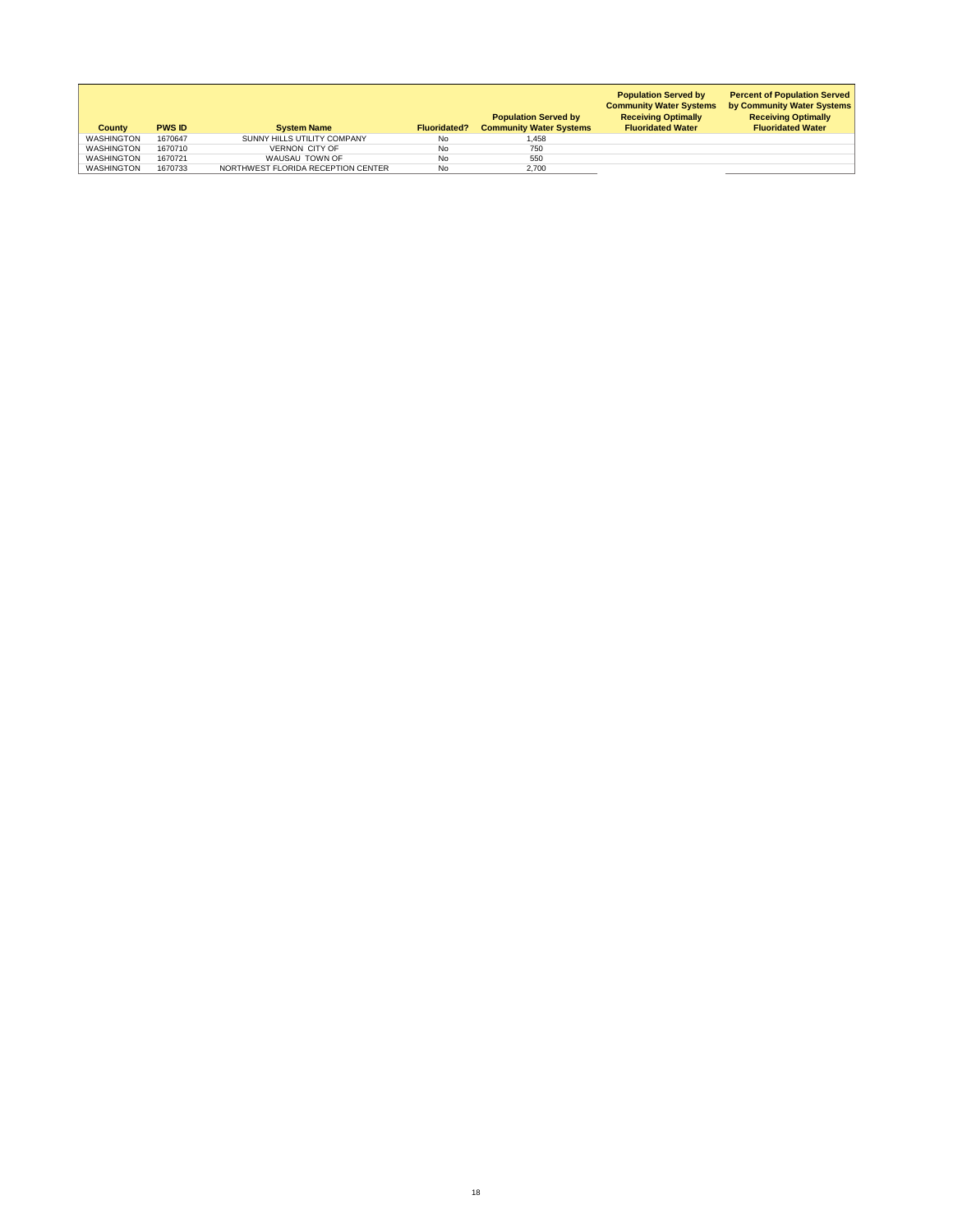| County | PWS ID | System Name | Fluoridated? | Population Served by Community Water Systems | Population Served by Community Water Systems Receiving Optimally Fluoridated Water | Percent of Population Served by Community Water Systems Receiving Optimally Fluoridated Water |
|---|---|---|---|---|---|---|
| WASHINGTON | 1670647 | SUNNY HILLS UTILITY COMPANY | No | 1,458 | | |
| WASHINGTON | 1670710 | VERNON CITY OF | No | 750 | | |
| WASHINGTON | 1670721 | WAUSAU TOWN OF | No | 550 | | |
| WASHINGTON | 1670733 | NORTHWEST FLORIDA RECEPTION CENTER | No | 2,700 | | |